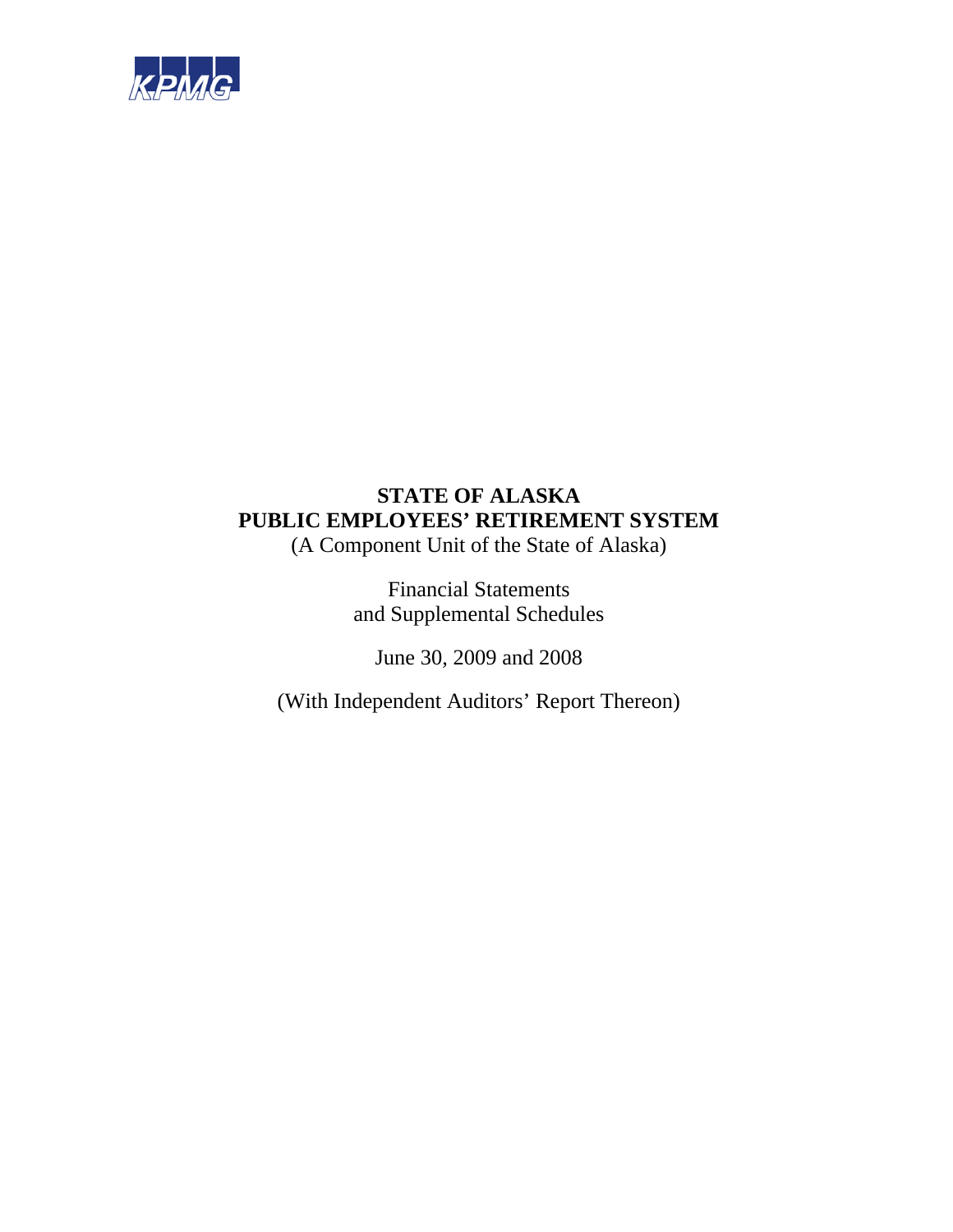KPMG

# STATE OF ALASKA
# PUBLIC EMPLOYEES' RETIREMENT SYSTEM

(A Component Unit of the State of Alaska)

Financial Statements
and Supplemental Schedules

June 30, 2009 and 2008

(With Independent Auditors' Report Thereon)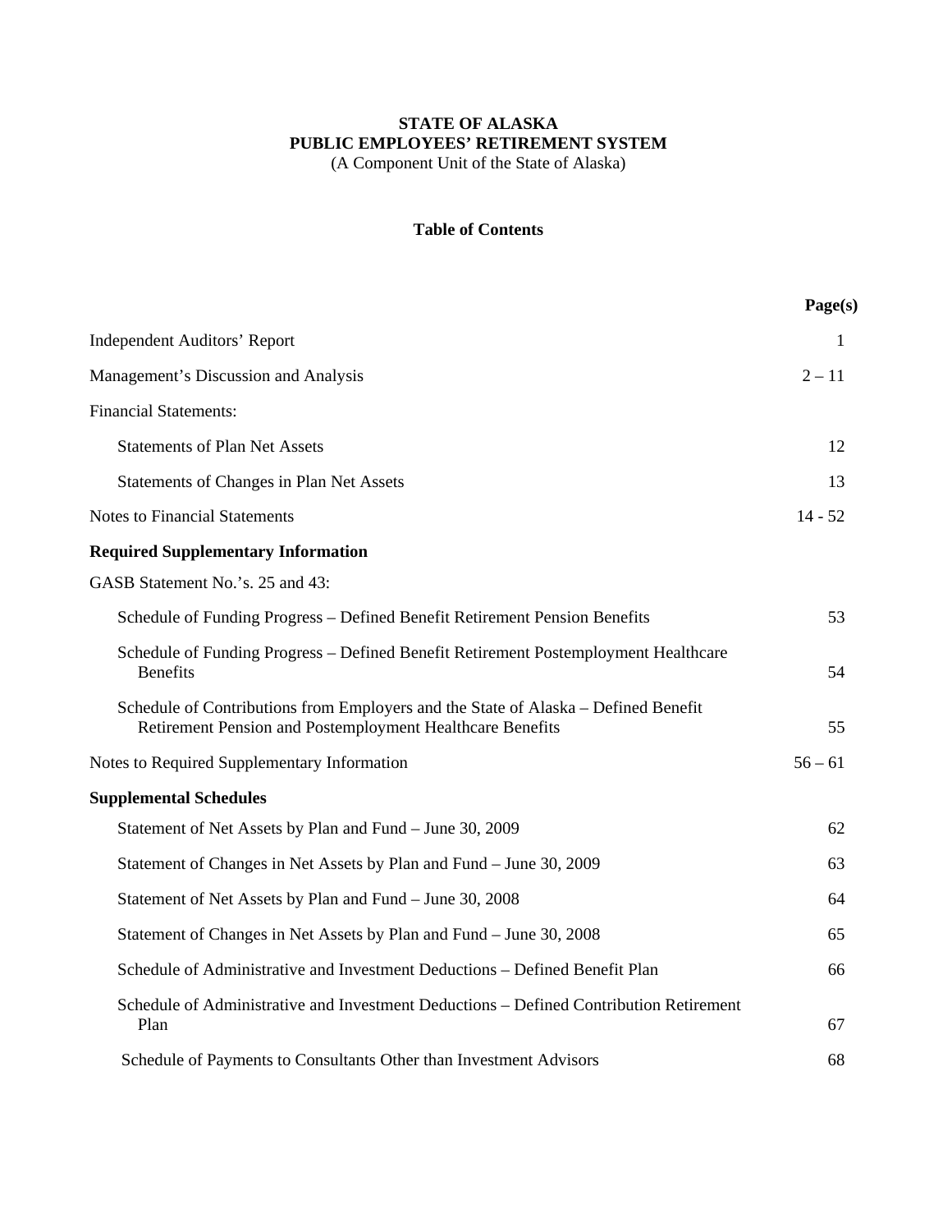**STATE OF ALASKA**
**PUBLIC EMPLOYEES' RETIREMENT SYSTEM**
(A Component Unit of the State of Alaska)

**Table of Contents**

| | Page(s) |
|---|---|
| Independent Auditors' Report | 1 |
| Management's Discussion and Analysis | 2 – 11 |
| Financial Statements: | |
| Statements of Plan Net Assets | 12 |
| Statements of Changes in Plan Net Assets | 13 |
| Notes to Financial Statements | 14 - 52 |
| **Required Supplementary Information** | |
| GASB Statement No.'s. 25 and 43: | |
| Schedule of Funding Progress – Defined Benefit Retirement Pension Benefits | 53 |
| Schedule of Funding Progress – Defined Benefit Retirement Postemployment Healthcare Benefits | 54 |
| Schedule of Contributions from Employers and the State of Alaska – Defined Benefit Retirement Pension and Postemployment Healthcare Benefits | 55 |
| Notes to Required Supplementary Information | 56 – 61 |
| **Supplemental Schedules** | |
| Statement of Net Assets by Plan and Fund – June 30, 2009 | 62 |
| Statement of Changes in Net Assets by Plan and Fund – June 30, 2009 | 63 |
| Statement of Net Assets by Plan and Fund – June 30, 2008 | 64 |
| Statement of Changes in Net Assets by Plan and Fund – June 30, 2008 | 65 |
| Schedule of Administrative and Investment Deductions – Defined Benefit Plan | 66 |
| Schedule of Administrative and Investment Deductions – Defined Contribution Retirement Plan | 67 |
| Schedule of Payments to Consultants Other than Investment Advisors | 68 |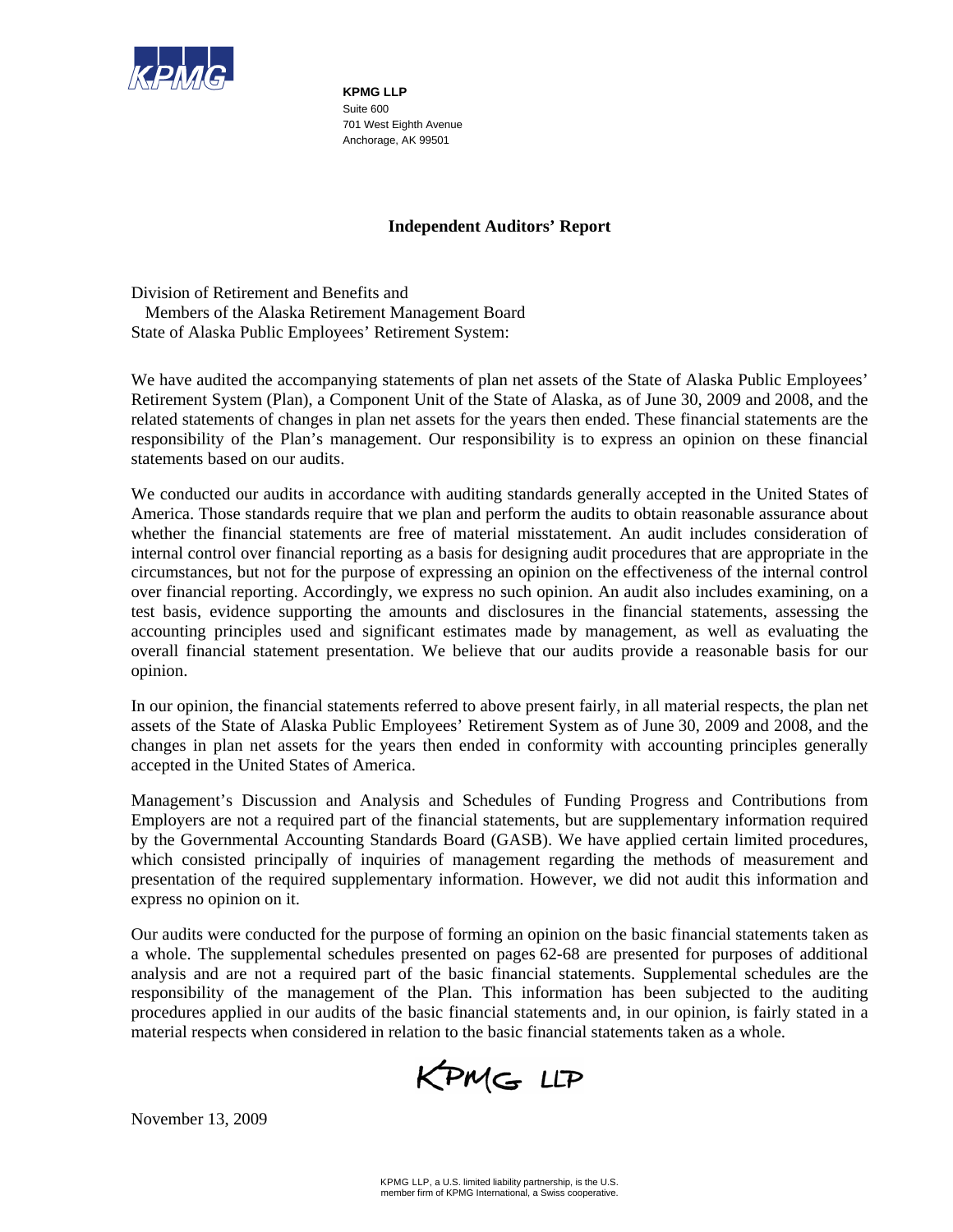**KPMG LLP**
Suite 600
701 West Eighth Avenue
Anchorage, AK 99501

## Independent Auditors' Report

Division of Retirement and Benefits and
Members of the Alaska Retirement Management Board
State of Alaska Public Employees' Retirement System:

We have audited the accompanying statements of plan net assets of the State of Alaska Public Employees' Retirement System (Plan), a Component Unit of the State of Alaska, as of June 30, 2009 and 2008, and the related statements of changes in plan net assets for the years then ended. These financial statements are the responsibility of the Plan's management. Our responsibility is to express an opinion on these financial statements based on our audits.

We conducted our audits in accordance with auditing standards generally accepted in the United States of America. Those standards require that we plan and perform the audits to obtain reasonable assurance about whether the financial statements are free of material misstatement. An audit includes consideration of internal control over financial reporting as a basis for designing audit procedures that are appropriate in the circumstances, but not for the purpose of expressing an opinion on the effectiveness of the internal control over financial reporting. Accordingly, we express no such opinion. An audit also includes examining, on a test basis, evidence supporting the amounts and disclosures in the financial statements, assessing the accounting principles used and significant estimates made by management, as well as evaluating the overall financial statement presentation. We believe that our audits provide a reasonable basis for our opinion.

In our opinion, the financial statements referred to above present fairly, in all material respects, the plan net assets of the State of Alaska Public Employees' Retirement System as of June 30, 2009 and 2008, and the changes in plan net assets for the years then ended in conformity with accounting principles generally accepted in the United States of America.

Management's Discussion and Analysis and Schedules of Funding Progress and Contributions from Employers are not a required part of the financial statements, but are supplementary information required by the Governmental Accounting Standards Board (GASB). We have applied certain limited procedures, which consisted principally of inquiries of management regarding the methods of measurement and presentation of the required supplementary information. However, we did not audit this information and express no opinion on it.

Our audits were conducted for the purpose of forming an opinion on the basic financial statements taken as a whole. The supplemental schedules presented on pages 62-68 are presented for purposes of additional analysis and are not a required part of the basic financial statements. Supplemental schedules are the responsibility of the management of the Plan. This information has been subjected to the auditing procedures applied in our audits of the basic financial statements and, in our opinion, is fairly stated in a material respects when considered in relation to the basic financial statements taken as a whole.

KPMG LLP

November 13, 2009

KPMG LLP, a U.S. limited liability partnership, is the U.S. member firm of KPMG International, a Swiss cooperative.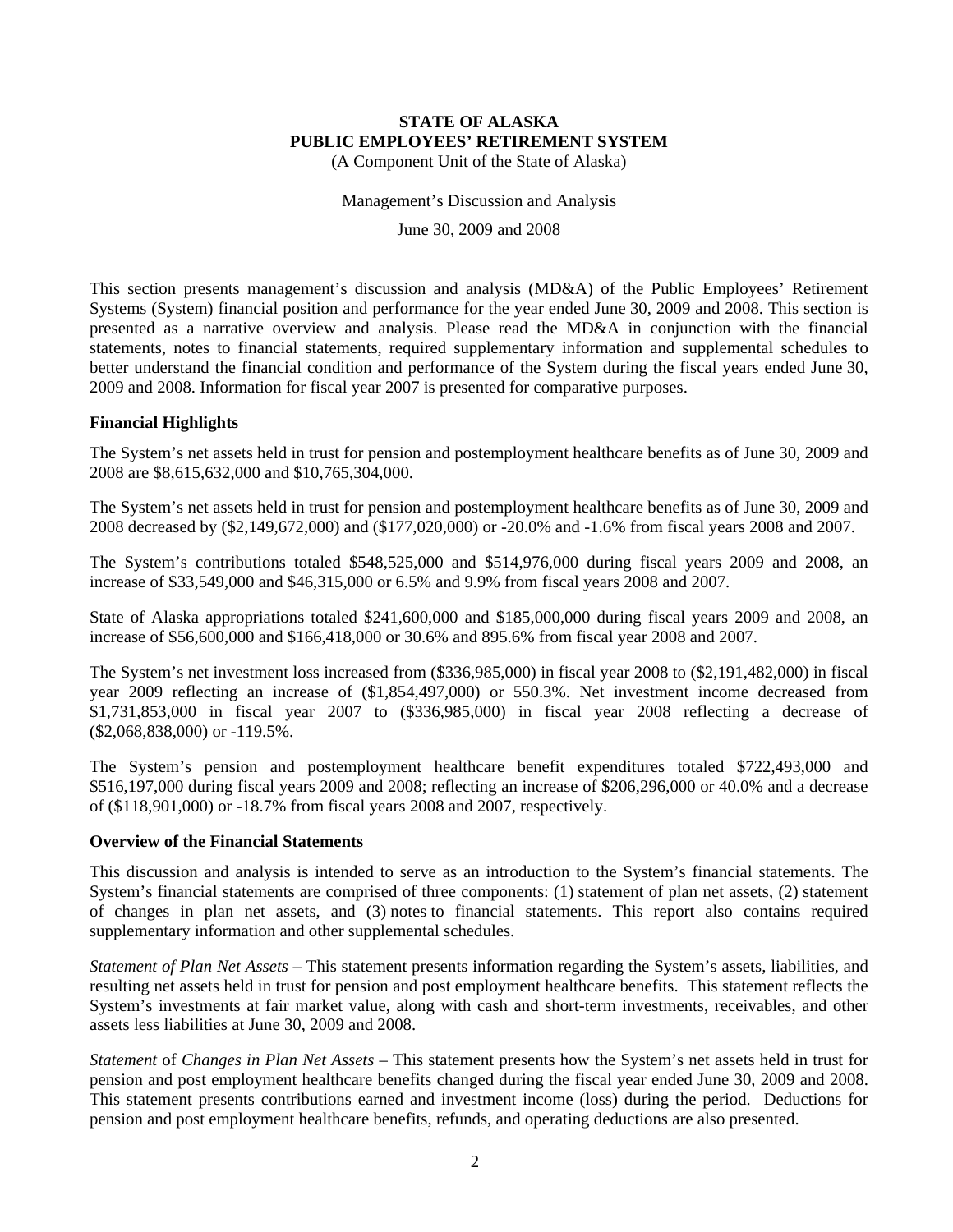**STATE OF ALASKA**
**PUBLIC EMPLOYEES' RETIREMENT SYSTEM**
(A Component Unit of the State of Alaska)

Management's Discussion and Analysis

June 30, 2009 and 2008

This section presents management's discussion and analysis (MD&A) of the Public Employees' Retirement Systems (System) financial position and performance for the year ended June 30, 2009 and 2008. This section is presented as a narrative overview and analysis. Please read the MD&A in conjunction with the financial statements, notes to financial statements, required supplementary information and supplemental schedules to better understand the financial condition and performance of the System during the fiscal years ended June 30, 2009 and 2008. Information for fiscal year 2007 is presented for comparative purposes.

## Financial Highlights

The System's net assets held in trust for pension and postemployment healthcare benefits as of June 30, 2009 and 2008 are $8,615,632,000 and $10,765,304,000.

The System's net assets held in trust for pension and postemployment healthcare benefits as of June 30, 2009 and 2008 decreased by ($2,149,672,000) and ($177,020,000) or -20.0% and -1.6% from fiscal years 2008 and 2007.

The System's contributions totaled $548,525,000 and $514,976,000 during fiscal years 2009 and 2008, an increase of $33,549,000 and $46,315,000 or 6.5% and 9.9% from fiscal years 2008 and 2007.

State of Alaska appropriations totaled $241,600,000 and $185,000,000 during fiscal years 2009 and 2008, an increase of $56,600,000 and $166,418,000 or 30.6% and 895.6% from fiscal year 2008 and 2007.

The System's net investment loss increased from ($336,985,000) in fiscal year 2008 to ($2,191,482,000) in fiscal year 2009 reflecting an increase of ($1,854,497,000) or 550.3%. Net investment income decreased from $1,731,853,000 in fiscal year 2007 to ($336,985,000) in fiscal year 2008 reflecting a decrease of ($2,068,838,000) or -119.5%.

The System's pension and postemployment healthcare benefit expenditures totaled $722,493,000 and $516,197,000 during fiscal years 2009 and 2008; reflecting an increase of $206,296,000 or 40.0% and a decrease of ($118,901,000) or -18.7% from fiscal years 2008 and 2007, respectively.

## Overview of the Financial Statements

This discussion and analysis is intended to serve as an introduction to the System's financial statements. The System's financial statements are comprised of three components: (1) statement of plan net assets, (2) statement of changes in plan net assets, and (3) notes to financial statements. This report also contains required supplementary information and other supplemental schedules.

*Statement of Plan Net Assets* – This statement presents information regarding the System's assets, liabilities, and resulting net assets held in trust for pension and post employment healthcare benefits. This statement reflects the System's investments at fair market value, along with cash and short-term investments, receivables, and other assets less liabilities at June 30, 2009 and 2008.

*Statement* of *Changes in Plan Net Assets* – This statement presents how the System's net assets held in trust for pension and post employment healthcare benefits changed during the fiscal year ended June 30, 2009 and 2008. This statement presents contributions earned and investment income (loss) during the period. Deductions for pension and post employment healthcare benefits, refunds, and operating deductions are also presented.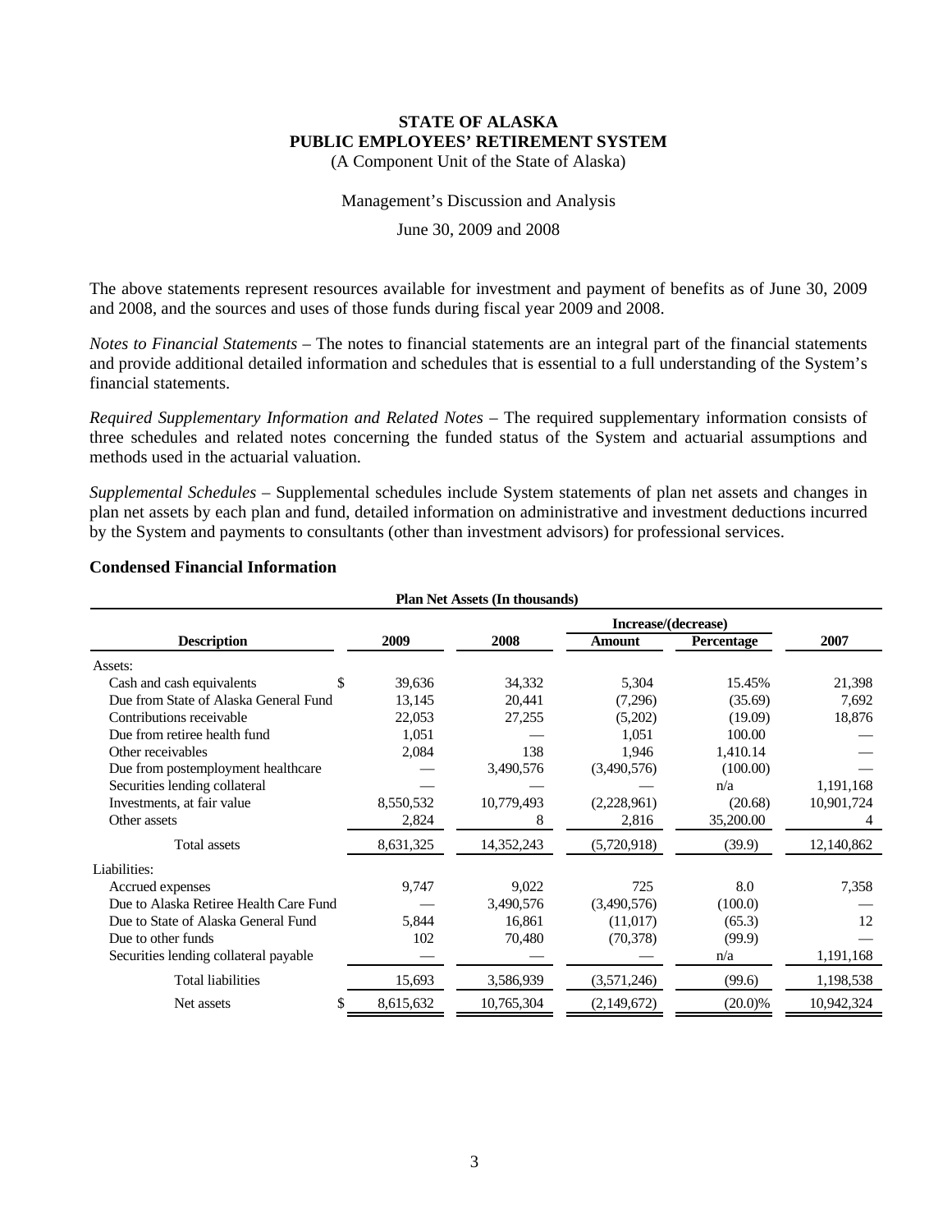# STATE OF ALASKA
# PUBLIC EMPLOYEES' RETIREMENT SYSTEM

(A Component Unit of the State of Alaska)

Management's Discussion and Analysis

June 30, 2009 and 2008

The above statements represent resources available for investment and payment of benefits as of June 30, 2009 and 2008, and the sources and uses of those funds during fiscal year 2009 and 2008.

*Notes to Financial Statements* – The notes to financial statements are an integral part of the financial statements and provide additional detailed information and schedules that is essential to a full understanding of the System's financial statements.

*Required Supplementary Information and Related Notes* – The required supplementary information consists of three schedules and related notes concerning the funded status of the System and actuarial assumptions and methods used in the actuarial valuation.

*Supplemental Schedules* – Supplemental schedules include System statements of plan net assets and changes in plan net assets by each plan and fund, detailed information on administrative and investment deductions incurred by the System and payments to consultants (other than investment advisors) for professional services.

## Condensed Financial Information

**Plan Net Assets (In thousands)**

| Description | 2009 | 2008 | Increase/(decrease) Amount | Increase/(decrease) Percentage | 2007 |
|---|---|---|---|---|---|
| Assets: | | | | | |
| Cash and cash equivalents | $ 39,636 | 34,332 | 5,304 | 15.45% | 21,398 |
| Due from State of Alaska General Fund | 13,145 | 20,441 | (7,296) | (35.69) | 7,692 |
| Contributions receivable | 22,053 | 27,255 | (5,202) | (19.09) | 18,876 |
| Due from retiree health fund | 1,051 | — | 1,051 | 100.00 | — |
| Other receivables | 2,084 | 138 | 1,946 | 1,410.14 | — |
| Due from postemployment healthcare | — | 3,490,576 | (3,490,576) | (100.00) | — |
| Securities lending collateral | — | — | — | n/a | 1,191,168 |
| Investments, at fair value | 8,550,532 | 10,779,493 | (2,228,961) | (20.68) | 10,901,724 |
| Other assets | 2,824 | 8 | 2,816 | 35,200.00 | 4 |
| Total assets | 8,631,325 | 14,352,243 | (5,720,918) | (39.9) | 12,140,862 |
| Liabilities: | | | | | |
| Accrued expenses | 9,747 | 9,022 | 725 | 8.0 | 7,358 |
| Due to Alaska Retiree Health Care Fund | — | 3,490,576 | (3,490,576) | (100.0) | — |
| Due to State of Alaska General Fund | 5,844 | 16,861 | (11,017) | (65.3) | 12 |
| Due to other funds | 102 | 70,480 | (70,378) | (99.9) | — |
| Securities lending collateral payable | — | — | — | n/a | 1,191,168 |
| Total liabilities | 15,693 | 3,586,939 | (3,571,246) | (99.6) | 1,198,538 |
| Net assets | $ 8,615,632 | 10,765,304 | (2,149,672) | (20.0)% | 10,942,324 |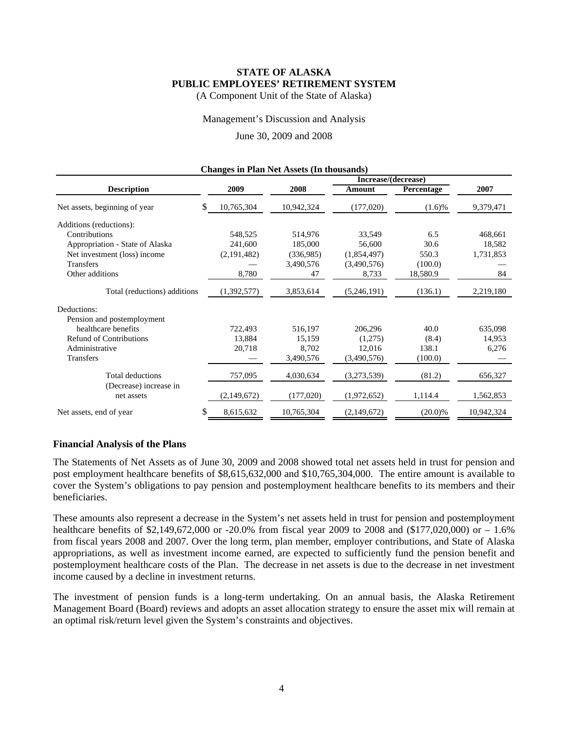# STATE OF ALASKA
# PUBLIC EMPLOYEES' RETIREMENT SYSTEM

(A Component Unit of the State of Alaska)

Management's Discussion and Analysis

June 30, 2009 and 2008

**Changes in Plan Net Assets (In thousands)**

| Description | 2009 | 2008 | Increase/(decrease) Amount | Increase/(decrease) Percentage | 2007 |
|---|---|---|---|---|---|
| Net assets, beginning of year | $ 10,765,304 | 10,942,324 | (177,020) | (1.6)% | 9,379,471 |
| Additions (reductions): | | | | | |
| Contributions | 548,525 | 514,976 | 33,549 | 6.5 | 468,661 |
| Appropriation - State of Alaska | 241,600 | 185,000 | 56,600 | 30.6 | 18,582 |
| Net investment (loss) income | (2,191,482) | (336,985) | (1,854,497) | 550.3 | 1,731,853 |
| Transfers | — | 3,490,576 | (3,490,576) | (100.0) | — |
| Other additions | 8,780 | 47 | 8,733 | 18,580.9 | 84 |
| Total (reductions) additions | (1,392,577) | 3,853,614 | (5,246,191) | (136.1) | 2,219,180 |
| Deductions: | | | | | |
| Pension and postemployment healthcare benefits | 722,493 | 516,197 | 206,296 | 40.0 | 635,098 |
| Refund of Contributions | 13,884 | 15,159 | (1,275) | (8.4) | 14,953 |
| Administrative | 20,718 | 8,702 | 12,016 | 138.1 | 6,276 |
| Transfers | — | 3,490,576 | (3,490,576) | (100.0) | — |
| Total deductions | 757,095 | 4,030,634 | (3,273,539) | (81.2) | 656,327 |
| (Decrease) increase in net assets | (2,149,672) | (177,020) | (1,972,652) | 1,114.4 | 1,562,853 |
| Net assets, end of year | $ 8,615,632 | 10,765,304 | (2,149,672) | (20.0)% | 10,942,324 |

## Financial Analysis of the Plans

The Statements of Net Assets as of June 30, 2009 and 2008 showed total net assets held in trust for pension and post employment healthcare benefits of $8,615,632,000 and $10,765,304,000. The entire amount is available to cover the System's obligations to pay pension and postemployment healthcare benefits to its members and their beneficiaries.

These amounts also represent a decrease in the System's net assets held in trust for pension and postemployment healthcare benefits of $2,149,672,000 or -20.0% from fiscal year 2009 to 2008 and ($177,020,000) or – 1.6% from fiscal years 2008 and 2007. Over the long term, plan member, employer contributions, and State of Alaska appropriations, as well as investment income earned, are expected to sufficiently fund the pension benefit and postemployment healthcare costs of the Plan. The decrease in net assets is due to the decrease in net investment income caused by a decline in investment returns.

The investment of pension funds is a long-term undertaking. On an annual basis, the Alaska Retirement Management Board (Board) reviews and adopts an asset allocation strategy to ensure the asset mix will remain at an optimal risk/return level given the System's constraints and objectives.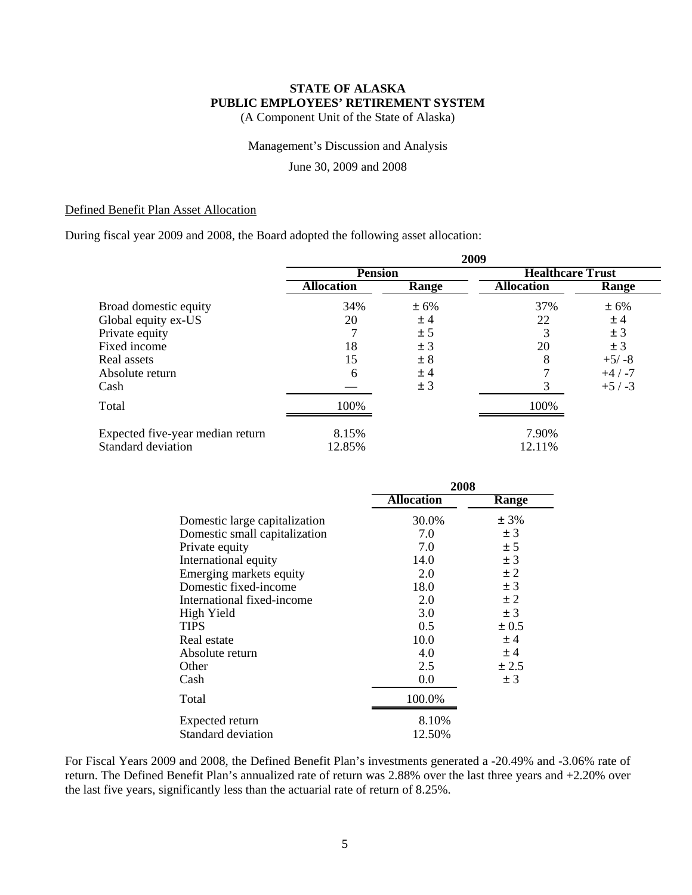**STATE OF ALASKA**
**PUBLIC EMPLOYEES' RETIREMENT SYSTEM**
(A Component Unit of the State of Alaska)

Management's Discussion and Analysis

June 30, 2009 and 2008

Defined Benefit Plan Asset Allocation

During fiscal year 2009 and 2008, the Board adopted the following asset allocation:

| | 2009 | | | |
|---|---|---|---|---|
| | Pension | | Healthcare Trust | |
| | Allocation | Range | Allocation | Range |
| Broad domestic equity | 34% | ± 6% | 37% | ± 6% |
| Global equity ex-US | 20 | ± 4 | 22 | ± 4 |
| Private equity | 7 | ± 5 | 3 | ± 3 |
| Fixed income | 18 | ± 3 | 20 | ± 3 |
| Real assets | 15 | ± 8 | 8 | +5/ -8 |
| Absolute return | 6 | ± 4 | 7 | +4 / -7 |
| Cash | — | ± 3 | 3 | +5 / -3 |
| Total | 100% | | 100% | |
| Expected five-year median return | 8.15% | | 7.90% | |
| Standard deviation | 12.85% | | 12.11% | |

| | 2008 | |
|---|---|---|
| | Allocation | Range |
| Domestic large capitalization | 30.0% | ± 3% |
| Domestic small capitalization | 7.0 | ± 3 |
| Private equity | 7.0 | ± 5 |
| International equity | 14.0 | ± 3 |
| Emerging markets equity | 2.0 | ± 2 |
| Domestic fixed-income | 18.0 | ± 3 |
| International fixed-income | 2.0 | ± 2 |
| High Yield | 3.0 | ± 3 |
| TIPS | 0.5 | ± 0.5 |
| Real estate | 10.0 | ± 4 |
| Absolute return | 4.0 | ± 4 |
| Other | 2.5 | ± 2.5 |
| Cash | 0.0 | ± 3 |
| Total | 100.0% | |
| Expected return | 8.10% | |
| Standard deviation | 12.50% | |

For Fiscal Years 2009 and 2008, the Defined Benefit Plan's investments generated a -20.49% and -3.06% rate of return. The Defined Benefit Plan's annualized rate of return was 2.88% over the last three years and +2.20% over the last five years, significantly less than the actuarial rate of return of 8.25%.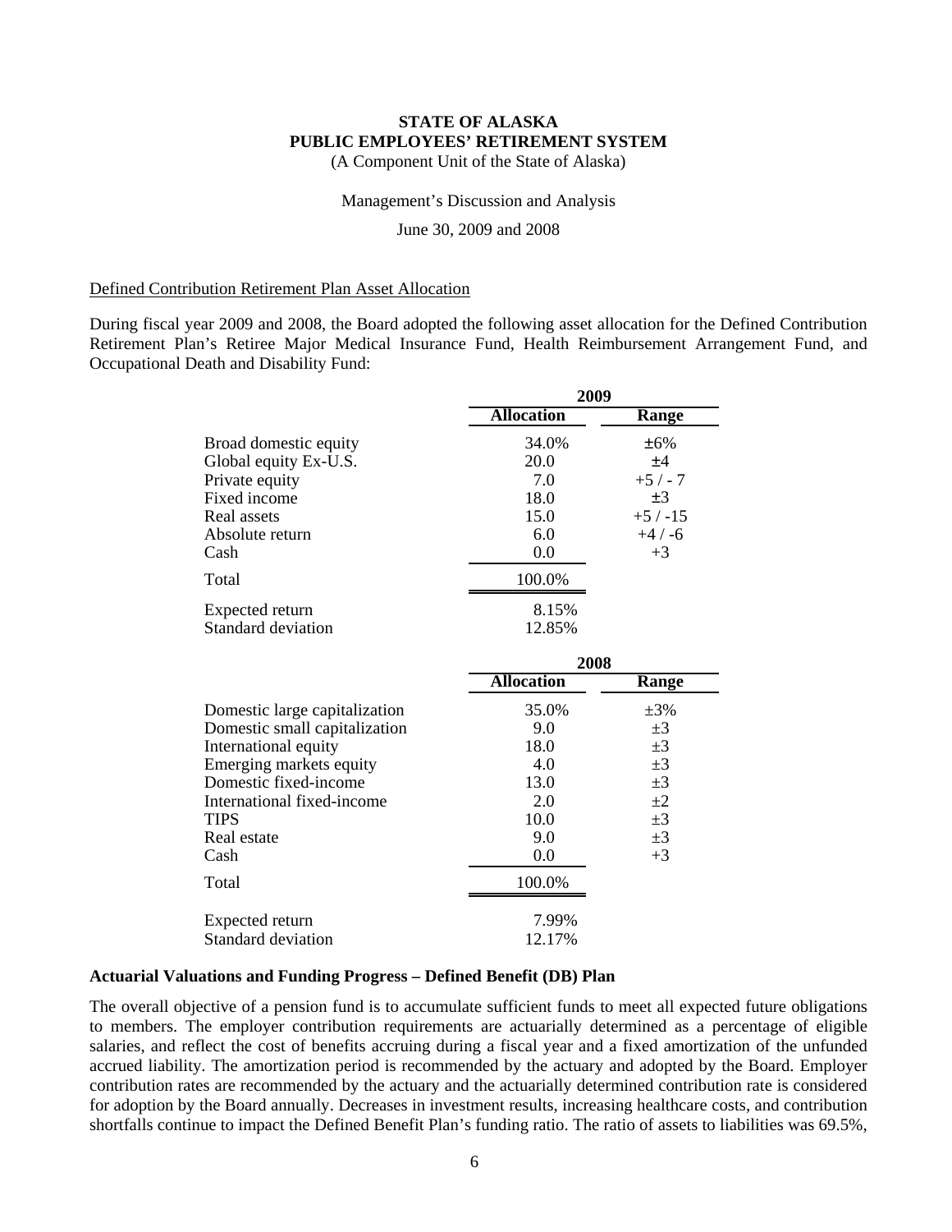**STATE OF ALASKA**
**PUBLIC EMPLOYEES' RETIREMENT SYSTEM**
(A Component Unit of the State of Alaska)

Management's Discussion and Analysis

June 30, 2009 and 2008

Defined Contribution Retirement Plan Asset Allocation

During fiscal year 2009 and 2008, the Board adopted the following asset allocation for the Defined Contribution Retirement Plan's Retiree Major Medical Insurance Fund, Health Reimbursement Arrangement Fund, and Occupational Death and Disability Fund:

| | 2009 | |
|---|---|---|
| | **Allocation** | **Range** |
| Broad domestic equity | 34.0% | ±6% |
| Global equity Ex-U.S. | 20.0 | ±4 |
| Private equity | 7.0 | +5 / - 7 |
| Fixed income | 18.0 | ±3 |
| Real assets | 15.0 | +5 / -15 |
| Absolute return | 6.0 | +4 / -6 |
| Cash | 0.0 | +3 |
| Total | 100.0% | |
| Expected return | 8.15% | |
| Standard deviation | 12.85% | |

| | 2008 | |
|---|---|---|
| | **Allocation** | **Range** |
| Domestic large capitalization | 35.0% | ±3% |
| Domestic small capitalization | 9.0 | ±3 |
| International equity | 18.0 | ±3 |
| Emerging markets equity | 4.0 | ±3 |
| Domestic fixed-income | 13.0 | ±3 |
| International fixed-income | 2.0 | ±2 |
| TIPS | 10.0 | ±3 |
| Real estate | 9.0 | ±3 |
| Cash | 0.0 | +3 |
| Total | 100.0% | |
| Expected return | 7.99% | |
| Standard deviation | 12.17% | |

**Actuarial Valuations and Funding Progress – Defined Benefit (DB) Plan**

The overall objective of a pension fund is to accumulate sufficient funds to meet all expected future obligations to members. The employer contribution requirements are actuarially determined as a percentage of eligible salaries, and reflect the cost of benefits accruing during a fiscal year and a fixed amortization of the unfunded accrued liability. The amortization period is recommended by the actuary and adopted by the Board. Employer contribution rates are recommended by the actuary and the actuarially determined contribution rate is considered for adoption by the Board annually. Decreases in investment results, increasing healthcare costs, and contribution shortfalls continue to impact the Defined Benefit Plan's funding ratio. The ratio of assets to liabilities was 69.5%,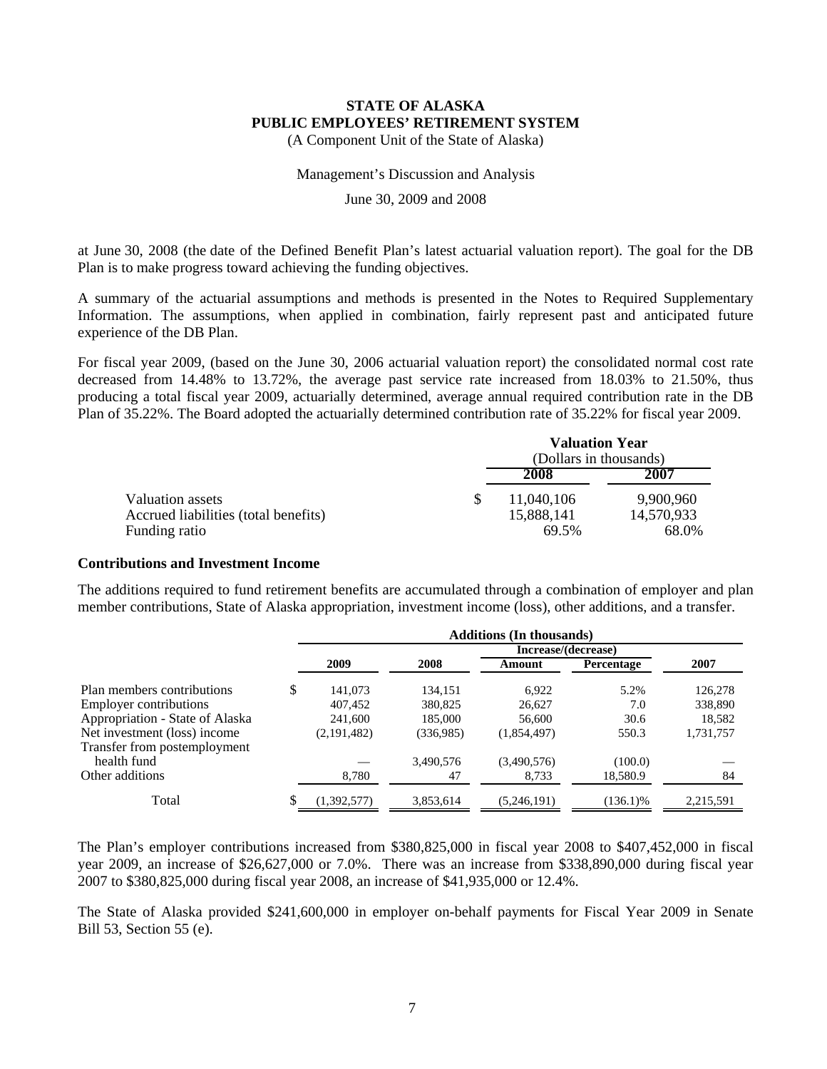at June 30, 2008 (the date of the Defined Benefit Plan's latest actuarial valuation report). The goal for the DB Plan is to make progress toward achieving the funding objectives.

A summary of the actuarial assumptions and methods is presented in the Notes to Required Supplementary Information. The assumptions, when applied in combination, fairly represent past and anticipated future experience of the DB Plan.

For fiscal year 2009, (based on the June 30, 2006 actuarial valuation report) the consolidated normal cost rate decreased from 14.48% to 13.72%, the average past service rate increased from 18.03% to 21.50%, thus producing a total fiscal year 2009, actuarially determined, average annual required contribution rate in the DB Plan of 35.22%. The Board adopted the actuarially determined contribution rate of 35.22% for fiscal year 2009.

| | Valuation Year (Dollars in thousands) | |
|---|---|---|
| | 2008 | 2007 |
| Valuation assets | $ 11,040,106 | 9,900,960 |
| Accrued liabilities (total benefits) | 15,888,141 | 14,570,933 |
| Funding ratio | 69.5% | 68.0% |

**Contributions and Investment Income**

The additions required to fund retirement benefits are accumulated through a combination of employer and plan member contributions, State of Alaska appropriation, investment income (loss), other additions, and a transfer.

| | Additions (In thousands) | | | | |
|---|---|---|---|---|---|
| | | | Increase/(decrease) | | |
| | 2009 | 2008 | Amount | Percentage | 2007 |
| Plan members contributions | $ 141,073 | 134,151 | 6,922 | 5.2% | 126,278 |
| Employer contributions | 407,452 | 380,825 | 26,627 | 7.0 | 338,890 |
| Appropriation - State of Alaska | 241,600 | 185,000 | 56,600 | 30.6 | 18,582 |
| Net investment (loss) income | (2,191,482) | (336,985) | (1,854,497) | 550.3 | 1,731,757 |
| Transfer from postemployment health fund | — | 3,490,576 | (3,490,576) | (100.0) | — |
| Other additions | 8,780 | 47 | 8,733 | 18,580.9 | 84 |
| Total | $ (1,392,577) | 3,853,614 | (5,246,191) | (136.1)% | 2,215,591 |

The Plan's employer contributions increased from $380,825,000 in fiscal year 2008 to $407,452,000 in fiscal year 2009, an increase of $26,627,000 or 7.0%. There was an increase from $338,890,000 during fiscal year 2007 to $380,825,000 during fiscal year 2008, an increase of $41,935,000 or 12.4%.

The State of Alaska provided $241,600,000 in employer on-behalf payments for Fiscal Year 2009 in Senate Bill 53, Section 55 (e).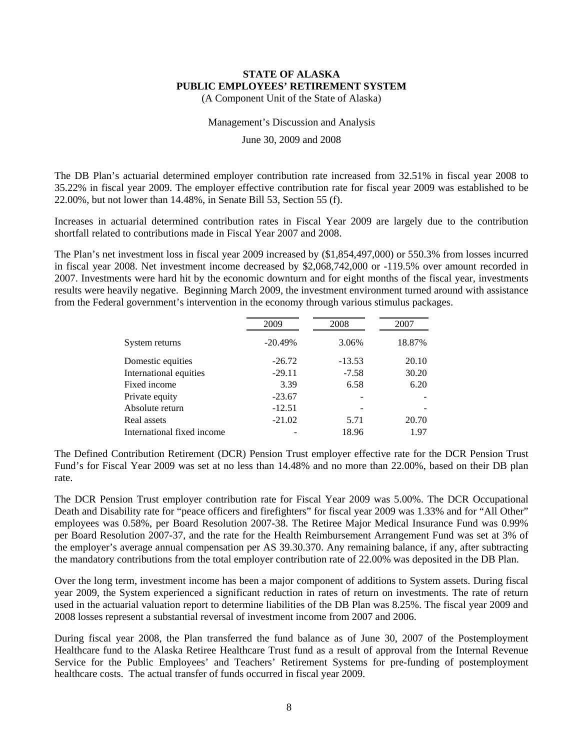**STATE OF ALASKA**
**PUBLIC EMPLOYEES' RETIREMENT SYSTEM**
(A Component Unit of the State of Alaska)

Management's Discussion and Analysis

June 30, 2009 and 2008

The DB Plan's actuarial determined employer contribution rate increased from 32.51% in fiscal year 2008 to 35.22% in fiscal year 2009. The employer effective contribution rate for fiscal year 2009 was established to be 22.00%, but not lower than 14.48%, in Senate Bill 53, Section 55 (f).

Increases in actuarial determined contribution rates in Fiscal Year 2009 are largely due to the contribution shortfall related to contributions made in Fiscal Year 2007 and 2008.

The Plan's net investment loss in fiscal year 2009 increased by ($1,854,497,000) or 550.3% from losses incurred in fiscal year 2008. Net investment income decreased by $2,068,742,000 or -119.5% over amount recorded in 2007. Investments were hard hit by the economic downturn and for eight months of the fiscal year, investments results were heavily negative. Beginning March 2009, the investment environment turned around with assistance from the Federal government's intervention in the economy through various stimulus packages.

| | 2009 | 2008 | 2007 |
|---|---|---|---|
| System returns | -20.49% | 3.06% | 18.87% |
| Domestic equities | -26.72 | -13.53 | 20.10 |
| International equities | -29.11 | -7.58 | 30.20 |
| Fixed income | 3.39 | 6.58 | 6.20 |
| Private equity | -23.67 | - | - |
| Absolute return | -12.51 | - | - |
| Real assets | -21.02 | 5.71 | 20.70 |
| International fixed income | - | 18.96 | 1.97 |

The Defined Contribution Retirement (DCR) Pension Trust employer effective rate for the DCR Pension Trust Fund's for Fiscal Year 2009 was set at no less than 14.48% and no more than 22.00%, based on their DB plan rate.

The DCR Pension Trust employer contribution rate for Fiscal Year 2009 was 5.00%. The DCR Occupational Death and Disability rate for "peace officers and firefighters" for fiscal year 2009 was 1.33% and for "All Other" employees was 0.58%, per Board Resolution 2007-38. The Retiree Major Medical Insurance Fund was 0.99% per Board Resolution 2007-37, and the rate for the Health Reimbursement Arrangement Fund was set at 3% of the employer's average annual compensation per AS 39.30.370. Any remaining balance, if any, after subtracting the mandatory contributions from the total employer contribution rate of 22.00% was deposited in the DB Plan.

Over the long term, investment income has been a major component of additions to System assets. During fiscal year 2009, the System experienced a significant reduction in rates of return on investments. The rate of return used in the actuarial valuation report to determine liabilities of the DB Plan was 8.25%. The fiscal year 2009 and 2008 losses represent a substantial reversal of investment income from 2007 and 2006.

During fiscal year 2008, the Plan transferred the fund balance as of June 30, 2007 of the Postemployment Healthcare fund to the Alaska Retiree Healthcare Trust fund as a result of approval from the Internal Revenue Service for the Public Employees' and Teachers' Retirement Systems for pre-funding of postemployment healthcare costs. The actual transfer of funds occurred in fiscal year 2009.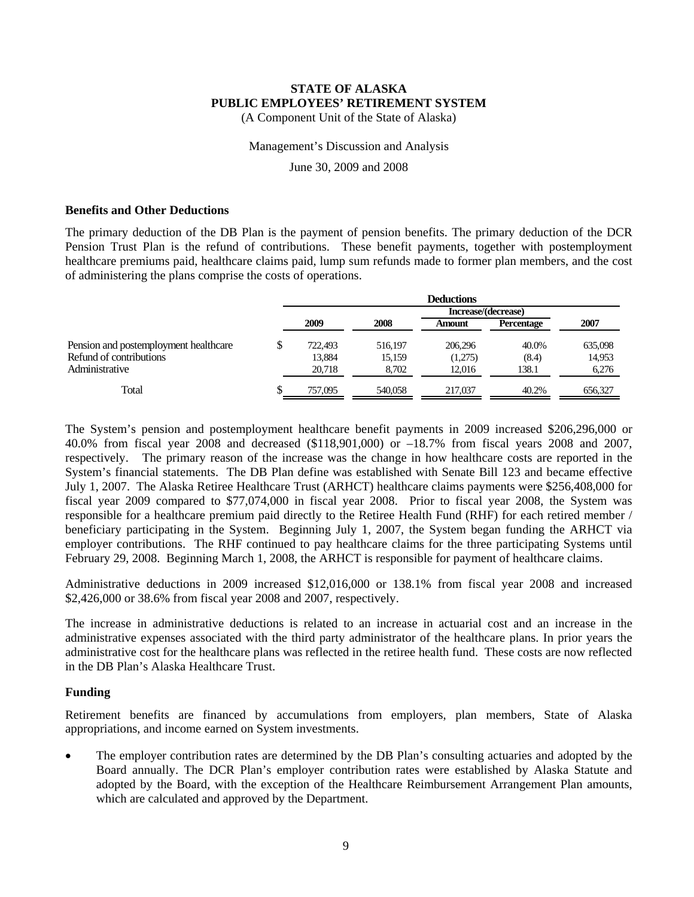**STATE OF ALASKA**
**PUBLIC EMPLOYEES' RETIREMENT SYSTEM**
(A Component Unit of the State of Alaska)

Management's Discussion and Analysis

June 30, 2009 and 2008

### Benefits and Other Deductions

The primary deduction of the DB Plan is the payment of pension benefits. The primary deduction of the DCR Pension Trust Plan is the refund of contributions. These benefit payments, together with postemployment healthcare premiums paid, healthcare claims paid, lump sum refunds made to former plan members, and the cost of administering the plans comprise the costs of operations.

| | Deductions | | | | |
|---|---|---|---|---|---|
| | | | Increase/(decrease) | | |
| | 2009 | 2008 | Amount | Percentage | 2007 |
| Pension and postemployment healthcare | $ 722,493 | 516,197 | 206,296 | 40.0% | 635,098 |
| Refund of contributions | 13,884 | 15,159 | (1,275) | (8.4) | 14,953 |
| Administrative | 20,718 | 8,702 | 12,016 | 138.1 | 6,276 |
| Total | $ 757,095 | 540,058 | 217,037 | 40.2% | 656,327 |

The System's pension and postemployment healthcare benefit payments in 2009 increased $206,296,000 or 40.0% from fiscal year 2008 and decreased ($118,901,000) or –18.7% from fiscal years 2008 and 2007, respectively. The primary reason of the increase was the change in how healthcare costs are reported in the System's financial statements. The DB Plan define was established with Senate Bill 123 and became effective July 1, 2007. The Alaska Retiree Healthcare Trust (ARHCT) healthcare claims payments were $256,408,000 for fiscal year 2009 compared to $77,074,000 in fiscal year 2008. Prior to fiscal year 2008, the System was responsible for a healthcare premium paid directly to the Retiree Health Fund (RHF) for each retired member / beneficiary participating in the System. Beginning July 1, 2007, the System began funding the ARHCT via employer contributions. The RHF continued to pay healthcare claims for the three participating Systems until February 29, 2008. Beginning March 1, 2008, the ARHCT is responsible for payment of healthcare claims.

Administrative deductions in 2009 increased $12,016,000 or 138.1% from fiscal year 2008 and increased $2,426,000 or 38.6% from fiscal year 2008 and 2007, respectively.

The increase in administrative deductions is related to an increase in actuarial cost and an increase in the administrative expenses associated with the third party administrator of the healthcare plans. In prior years the administrative cost for the healthcare plans was reflected in the retiree health fund. These costs are now reflected in the DB Plan's Alaska Healthcare Trust.

### Funding

Retirement benefits are financed by accumulations from employers, plan members, State of Alaska appropriations, and income earned on System investments.

- The employer contribution rates are determined by the DB Plan's consulting actuaries and adopted by the Board annually. The DCR Plan's employer contribution rates were established by Alaska Statute and adopted by the Board, with the exception of the Healthcare Reimbursement Arrangement Plan amounts, which are calculated and approved by the Department.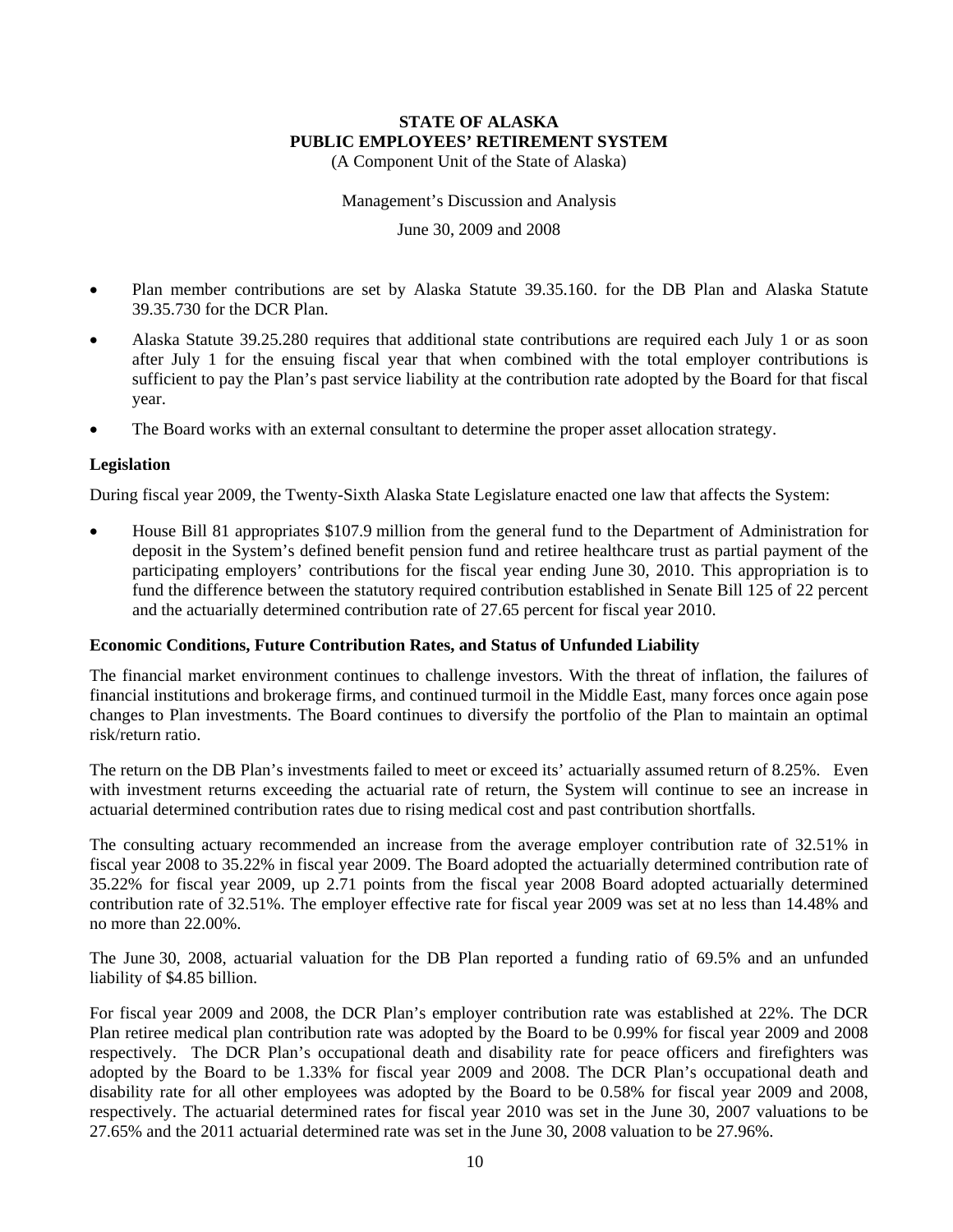- Plan member contributions are set by Alaska Statute 39.35.160. for the DB Plan and Alaska Statute 39.35.730 for the DCR Plan.
- Alaska Statute 39.25.280 requires that additional state contributions are required each July 1 or as soon after July 1 for the ensuing fiscal year that when combined with the total employer contributions is sufficient to pay the Plan's past service liability at the contribution rate adopted by the Board for that fiscal year.
- The Board works with an external consultant to determine the proper asset allocation strategy.

### Legislation

During fiscal year 2009, the Twenty-Sixth Alaska State Legislature enacted one law that affects the System:

- House Bill 81 appropriates $107.9 million from the general fund to the Department of Administration for deposit in the System's defined benefit pension fund and retiree healthcare trust as partial payment of the participating employers' contributions for the fiscal year ending June 30, 2010. This appropriation is to fund the difference between the statutory required contribution established in Senate Bill 125 of 22 percent and the actuarially determined contribution rate of 27.65 percent for fiscal year 2010.

### Economic Conditions, Future Contribution Rates, and Status of Unfunded Liability

The financial market environment continues to challenge investors. With the threat of inflation, the failures of financial institutions and brokerage firms, and continued turmoil in the Middle East, many forces once again pose changes to Plan investments. The Board continues to diversify the portfolio of the Plan to maintain an optimal risk/return ratio.

The return on the DB Plan's investments failed to meet or exceed its' actuarially assumed return of 8.25%. Even with investment returns exceeding the actuarial rate of return, the System will continue to see an increase in actuarial determined contribution rates due to rising medical cost and past contribution shortfalls.

The consulting actuary recommended an increase from the average employer contribution rate of 32.51% in fiscal year 2008 to 35.22% in fiscal year 2009. The Board adopted the actuarially determined contribution rate of 35.22% for fiscal year 2009, up 2.71 points from the fiscal year 2008 Board adopted actuarially determined contribution rate of 32.51%. The employer effective rate for fiscal year 2009 was set at no less than 14.48% and no more than 22.00%.

The June 30, 2008, actuarial valuation for the DB Plan reported a funding ratio of 69.5% and an unfunded liability of $4.85 billion.

For fiscal year 2009 and 2008, the DCR Plan's employer contribution rate was established at 22%. The DCR Plan retiree medical plan contribution rate was adopted by the Board to be 0.99% for fiscal year 2009 and 2008 respectively. The DCR Plan's occupational death and disability rate for peace officers and firefighters was adopted by the Board to be 1.33% for fiscal year 2009 and 2008. The DCR Plan's occupational death and disability rate for all other employees was adopted by the Board to be 0.58% for fiscal year 2009 and 2008, respectively. The actuarial determined rates for fiscal year 2010 was set in the June 30, 2007 valuations to be 27.65% and the 2011 actuarial determined rate was set in the June 30, 2008 valuation to be 27.96%.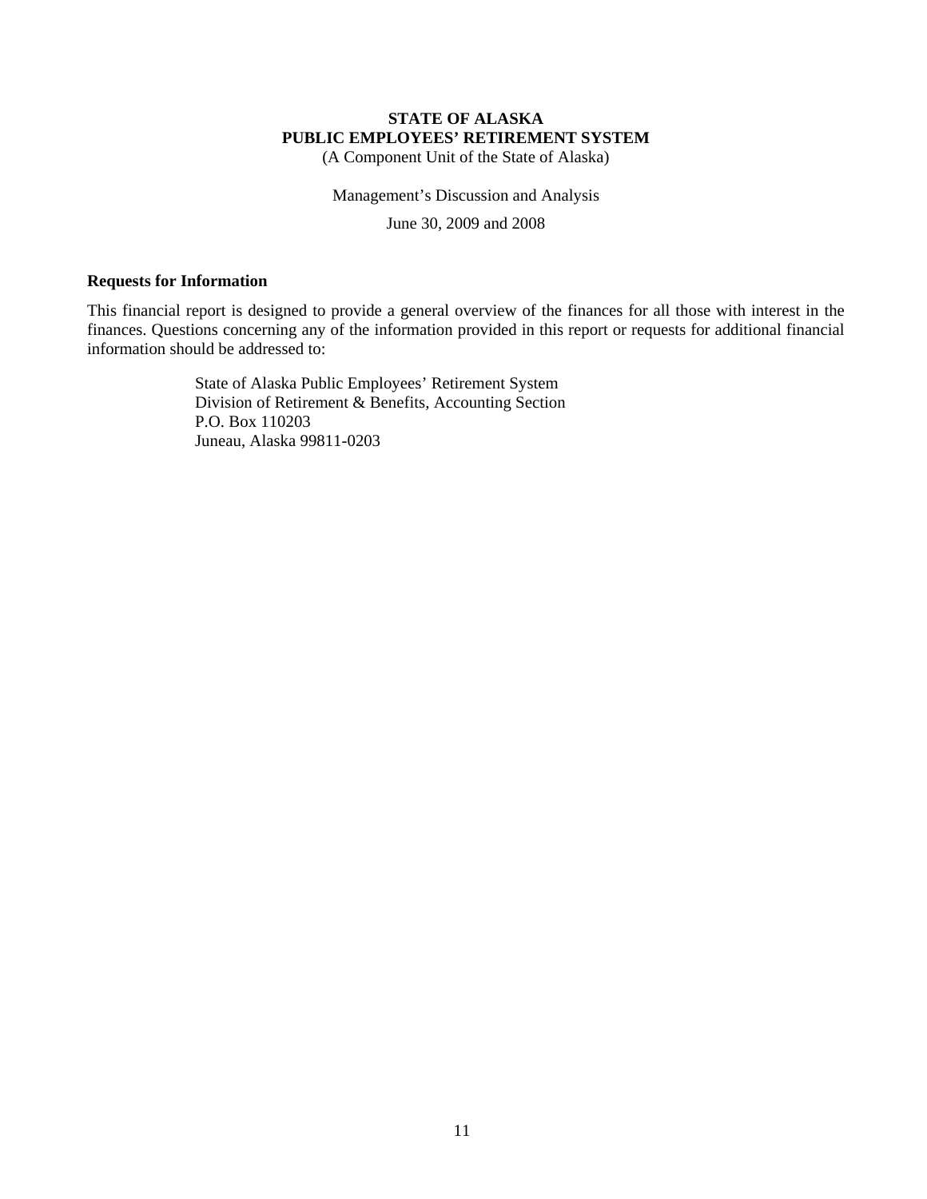**STATE OF ALASKA**
**PUBLIC EMPLOYEES' RETIREMENT SYSTEM**
(A Component Unit of the State of Alaska)

Management's Discussion and Analysis

June 30, 2009 and 2008

**Requests for Information**

This financial report is designed to provide a general overview of the finances for all those with interest in the finances. Questions concerning any of the information provided in this report or requests for additional financial information should be addressed to:

State of Alaska Public Employees' Retirement System
Division of Retirement & Benefits, Accounting Section
P.O. Box 110203
Juneau, Alaska 99811-0203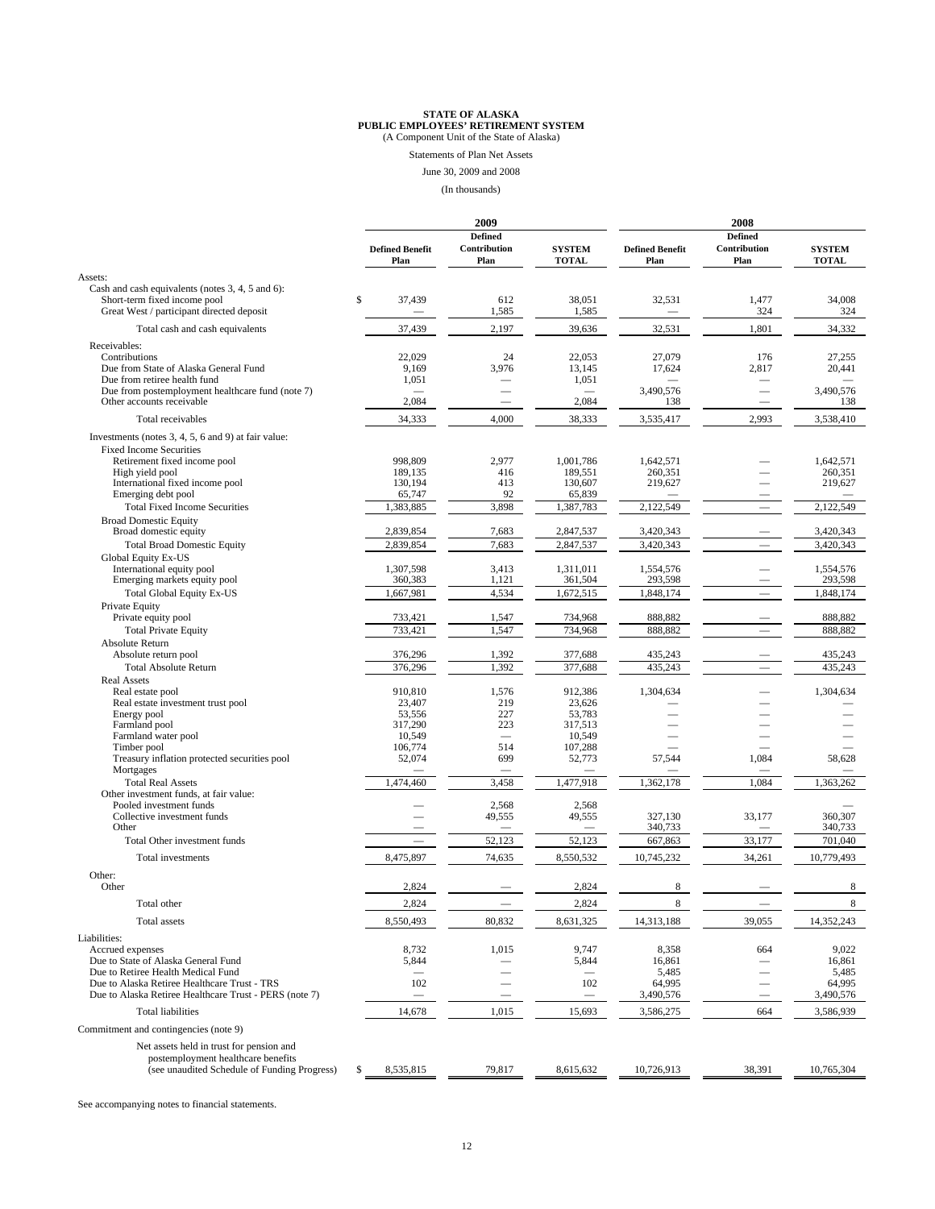# STATE OF ALASKA
## PUBLIC EMPLOYEES' RETIREMENT SYSTEM
(A Component Unit of the State of Alaska)

Statements of Plan Net Assets

June 30, 2009 and 2008

(In thousands)

| | 2009 | | | 2008 | | |
|---|---|---|---|---|---|---|
| | Defined Benefit Plan | Defined Contribution Plan | SYSTEM TOTAL | Defined Benefit Plan | Defined Contribution Plan | SYSTEM TOTAL |
| **Assets:** | | | | | | |
| Cash and cash equivalents (notes 3, 4, 5 and 6): | | | | | | |
| Short-term fixed income pool | $ 37,439 | 612 | 38,051 | 32,531 | 1,477 | 34,008 |
| Great West / participant directed deposit | — | 1,585 | 1,585 | — | 324 | 324 |
| Total cash and cash equivalents | 37,439 | 2,197 | 39,636 | 32,531 | 1,801 | 34,332 |
| Receivables: | | | | | | |
| Contributions | 22,029 | 24 | 22,053 | 27,079 | 176 | 27,255 |
| Due from State of Alaska General Fund | 9,169 | 3,976 | 13,145 | 17,624 | 2,817 | 20,441 |
| Due from retiree health fund | 1,051 | — | 1,051 | — | — | — |
| Due from postemployment healthcare fund (note 7) | — | — | — | 3,490,576 | — | 3,490,576 |
| Other accounts receivable | 2,084 | — | 2,084 | 138 | — | 138 |
| Total receivables | 34,333 | 4,000 | 38,333 | 3,535,417 | 2,993 | 3,538,410 |
| Investments (notes 3, 4, 5, 6 and 9) at fair value: | | | | | | |
| Fixed Income Securities | | | | | | |
| Retirement fixed income pool | 998,809 | 2,977 | 1,001,786 | 1,642,571 | — | 1,642,571 |
| High yield pool | 189,135 | 416 | 189,551 | 260,351 | — | 260,351 |
| International fixed income pool | 130,194 | 413 | 130,607 | 219,627 | — | 219,627 |
| Emerging debt pool | 65,747 | 92 | 65,839 | — | — | — |
| Total Fixed Income Securities | 1,383,885 | 3,898 | 1,387,783 | 2,122,549 | — | 2,122,549 |
| Broad Domestic Equity | | | | | | |
| Broad domestic equity | 2,839,854 | 7,683 | 2,847,537 | 3,420,343 | — | 3,420,343 |
| Total Broad Domestic Equity | 2,839,854 | 7,683 | 2,847,537 | 3,420,343 | — | 3,420,343 |
| Global Equity Ex-US | | | | | | |
| International equity pool | 1,307,598 | 3,413 | 1,311,011 | 1,554,576 | — | 1,554,576 |
| Emerging markets equity pool | 360,383 | 1,121 | 361,504 | 293,598 | — | 293,598 |
| Total Global Equity Ex-US | 1,667,981 | 4,534 | 1,672,515 | 1,848,174 | — | 1,848,174 |
| Private Equity | | | | | | |
| Private equity pool | 733,421 | 1,547 | 734,968 | 888,882 | — | 888,882 |
| Total Private Equity | 733,421 | 1,547 | 734,968 | 888,882 | — | 888,882 |
| Absolute Return | | | | | | |
| Absolute return pool | 376,296 | 1,392 | 377,688 | 435,243 | — | 435,243 |
| Total Absolute Return | 376,296 | 1,392 | 377,688 | 435,243 | — | 435,243 |
| Real Assets | | | | | | |
| Real estate pool | 910,810 | 1,576 | 912,386 | 1,304,634 | — | 1,304,634 |
| Real estate investment trust pool | 23,407 | 219 | 23,626 | — | — | — |
| Energy pool | 53,556 | 227 | 53,783 | — | — | — |
| Farmland pool | 317,290 | 223 | 317,513 | — | — | — |
| Farmland water pool | 10,549 | — | 10,549 | — | — | — |
| Timber pool | 106,774 | 514 | 107,288 | — | — | — |
| Treasury inflation protected securities pool | 52,074 | 699 | 52,773 | 57,544 | 1,084 | 58,628 |
| Mortgages | — | — | — | — | — | — |
| Total Real Assets | 1,474,460 | 3,458 | 1,477,918 | 1,362,178 | 1,084 | 1,363,262 |
| Other investment funds, at fair value: | | | | | | |
| Pooled investment funds | — | 2,568 | 2,568 | | | — |
| Collective investment funds | — | 49,555 | 49,555 | 327,130 | 33,177 | 360,307 |
| Other | — | — | — | 340,733 | — | 340,733 |
| Total Other investment funds | — | 52,123 | 52,123 | 667,863 | 33,177 | 701,040 |
| Total investments | 8,475,897 | 74,635 | 8,550,532 | 10,745,232 | 34,261 | 10,779,493 |
| Other: | | | | | | |
| Other | 2,824 | — | 2,824 | 8 | — | 8 |
| Total other | 2,824 | — | 2,824 | 8 | — | 8 |
| Total assets | 8,550,493 | 80,832 | 8,631,325 | 14,313,188 | 39,055 | 14,352,243 |
| **Liabilities:** | | | | | | |
| Accrued expenses | 8,732 | 1,015 | 9,747 | 8,358 | 664 | 9,022 |
| Due to State of Alaska General Fund | 5,844 | — | 5,844 | 16,861 | — | 16,861 |
| Due to Retiree Health Medical Fund | — | — | — | 5,485 | — | 5,485 |
| Due to Alaska Retiree Healthcare Trust - TRS | 102 | — | 102 | 64,995 | — | 64,995 |
| Due to Alaska Retiree Healthcare Trust - PERS (note 7) | — | — | — | 3,490,576 | — | 3,490,576 |
| Total liabilities | 14,678 | 1,015 | 15,693 | 3,586,275 | 664 | 3,586,939 |
| Commitment and contingencies (note 9) | | | | | | |
| Net assets held in trust for pension and postemployment healthcare benefits (see unaudited Schedule of Funding Progress) | $ 8,535,815 | 79,817 | 8,615,632 | 10,726,913 | 38,391 | 10,765,304 |

See accompanying notes to financial statements.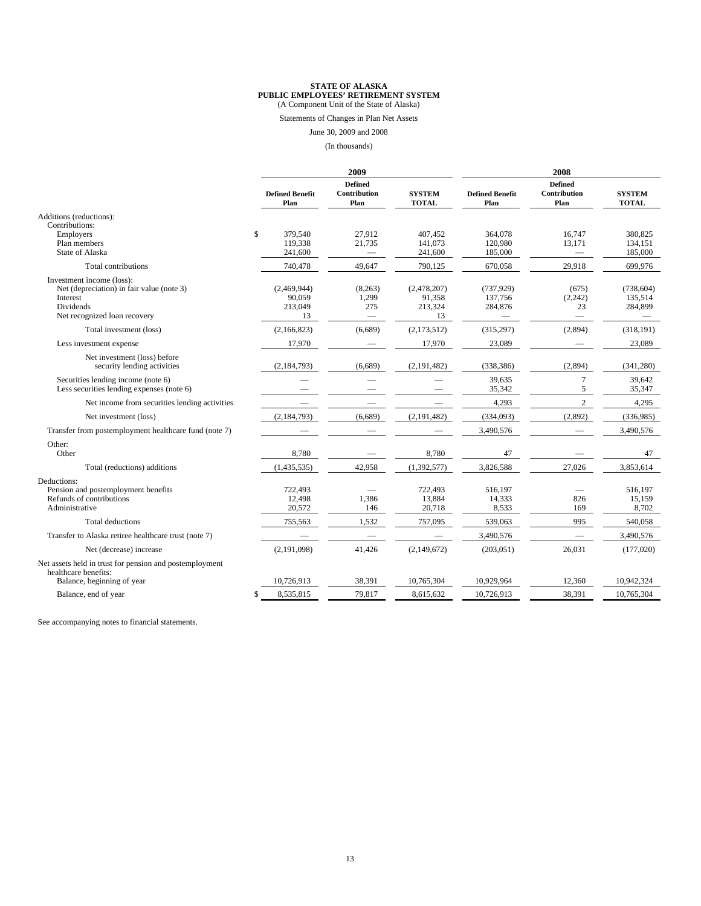**STATE OF ALASKA**
**PUBLIC EMPLOYEES' RETIREMENT SYSTEM**
(A Component Unit of the State of Alaska)

Statements of Changes in Plan Net Assets

June 30, 2009 and 2008

(In thousands)

| | 2009 | | | 2008 | | |
|---|---|---|---|---|---|---|
| | **Defined Benefit Plan** | **Defined Contribution Plan** | **SYSTEM TOTAL** | **Defined Benefit Plan** | **Defined Contribution Plan** | **SYSTEM TOTAL** |
| Additions (reductions): | | | | | | |
| Contributions: | | | | | | |
| Employers | $ 379,540 | 27,912 | 407,452 | 364,078 | 16,747 | 380,825 |
| Plan members | 119,338 | 21,735 | 141,073 | 120,980 | 13,171 | 134,151 |
| State of Alaska | 241,600 | — | 241,600 | 185,000 | — | 185,000 |
| Total contributions | 740,478 | 49,647 | 790,125 | 670,058 | 29,918 | 699,976 |
| Investment income (loss): | | | | | | |
| Net (depreciation) in fair value (note 3) | (2,469,944) | (8,263) | (2,478,207) | (737,929) | (675) | (738,604) |
| Interest | 90,059 | 1,299 | 91,358 | 137,756 | (2,242) | 135,514 |
| Dividends | 213,049 | 275 | 213,324 | 284,876 | 23 | 284,899 |
| Net recognized loan recovery | 13 | — | 13 | — | — | — |
| Total investment (loss) | (2,166,823) | (6,689) | (2,173,512) | (315,297) | (2,894) | (318,191) |
| Less investment expense | 17,970 | — | 17,970 | 23,089 | — | 23,089 |
| Net investment (loss) before security lending activities | (2,184,793) | (6,689) | (2,191,482) | (338,386) | (2,894) | (341,280) |
| Securities lending income (note 6) | — | — | — | 39,635 | 7 | 39,642 |
| Less securities lending expenses (note 6) | — | — | — | 35,342 | 5 | 35,347 |
| Net income from securities lending activities | — | — | — | 4,293 | 2 | 4,295 |
| Net investment (loss) | (2,184,793) | (6,689) | (2,191,482) | (334,093) | (2,892) | (336,985) |
| Transfer from postemployment healthcare fund (note 7) | — | — | — | 3,490,576 | — | 3,490,576 |
| Other: | | | | | | |
| Other | 8,780 | — | 8,780 | 47 | — | 47 |
| Total (reductions) additions | (1,435,535) | 42,958 | (1,392,577) | 3,826,588 | 27,026 | 3,853,614 |
| Deductions: | | | | | | |
| Pension and postemployment benefits | 722,493 | — | 722,493 | 516,197 | — | 516,197 |
| Refunds of contributions | 12,498 | 1,386 | 13,884 | 14,333 | 826 | 15,159 |
| Administrative | 20,572 | 146 | 20,718 | 8,533 | 169 | 8,702 |
| Total deductions | 755,563 | 1,532 | 757,095 | 539,063 | 995 | 540,058 |
| Transfer to Alaska retiree healthcare trust (note 7) | — | — | — | 3,490,576 | — | 3,490,576 |
| Net (decrease) increase | (2,191,098) | 41,426 | (2,149,672) | (203,051) | 26,031 | (177,020) |
| Net assets held in trust for pension and postemployment healthcare benefits: | | | | | | |
| Balance, beginning of year | 10,726,913 | 38,391 | 10,765,304 | 10,929,964 | 12,360 | 10,942,324 |
| Balance, end of year | $ 8,535,815 | 79,817 | 8,615,632 | 10,726,913 | 38,391 | 10,765,304 |

See accompanying notes to financial statements.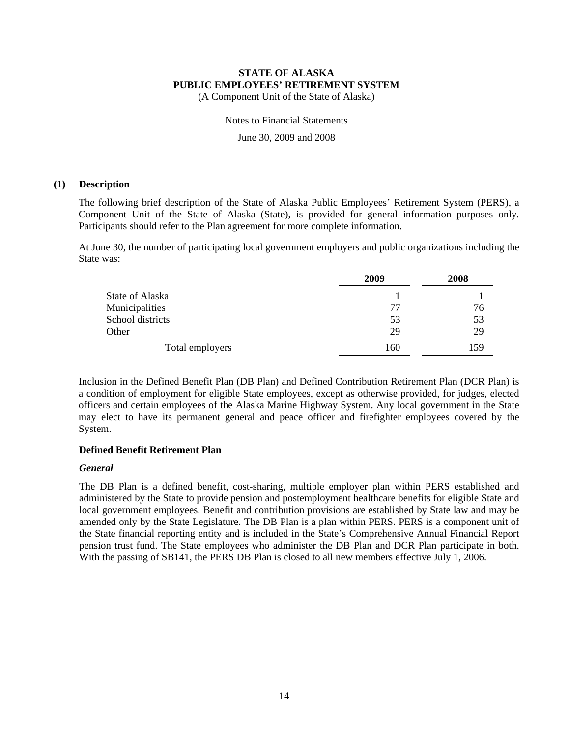# STATE OF ALASKA
# PUBLIC EMPLOYEES' RETIREMENT SYSTEM
(A Component Unit of the State of Alaska)

Notes to Financial Statements

June 30, 2009 and 2008

## (1) Description

The following brief description of the State of Alaska Public Employees' Retirement System (PERS), a Component Unit of the State of Alaska (State), is provided for general information purposes only. Participants should refer to the Plan agreement for more complete information.

At June 30, the number of participating local government employers and public organizations including the State was:

| | 2009 | 2008 |
|---|---|---|
| State of Alaska | 1 | 1 |
| Municipalities | 77 | 76 |
| School districts | 53 | 53 |
| Other | 29 | 29 |
| Total employers | 160 | 159 |

Inclusion in the Defined Benefit Plan (DB Plan) and Defined Contribution Retirement Plan (DCR Plan) is a condition of employment for eligible State employees, except as otherwise provided, for judges, elected officers and certain employees of the Alaska Marine Highway System. Any local government in the State may elect to have its permanent general and peace officer and firefighter employees covered by the System.

### Defined Benefit Retirement Plan

#### *General*

The DB Plan is a defined benefit, cost-sharing, multiple employer plan within PERS established and administered by the State to provide pension and postemployment healthcare benefits for eligible State and local government employees. Benefit and contribution provisions are established by State law and may be amended only by the State Legislature. The DB Plan is a plan within PERS. PERS is a component unit of the State financial reporting entity and is included in the State's Comprehensive Annual Financial Report pension trust fund. The State employees who administer the DB Plan and DCR Plan participate in both. With the passing of SB141, the PERS DB Plan is closed to all new members effective July 1, 2006.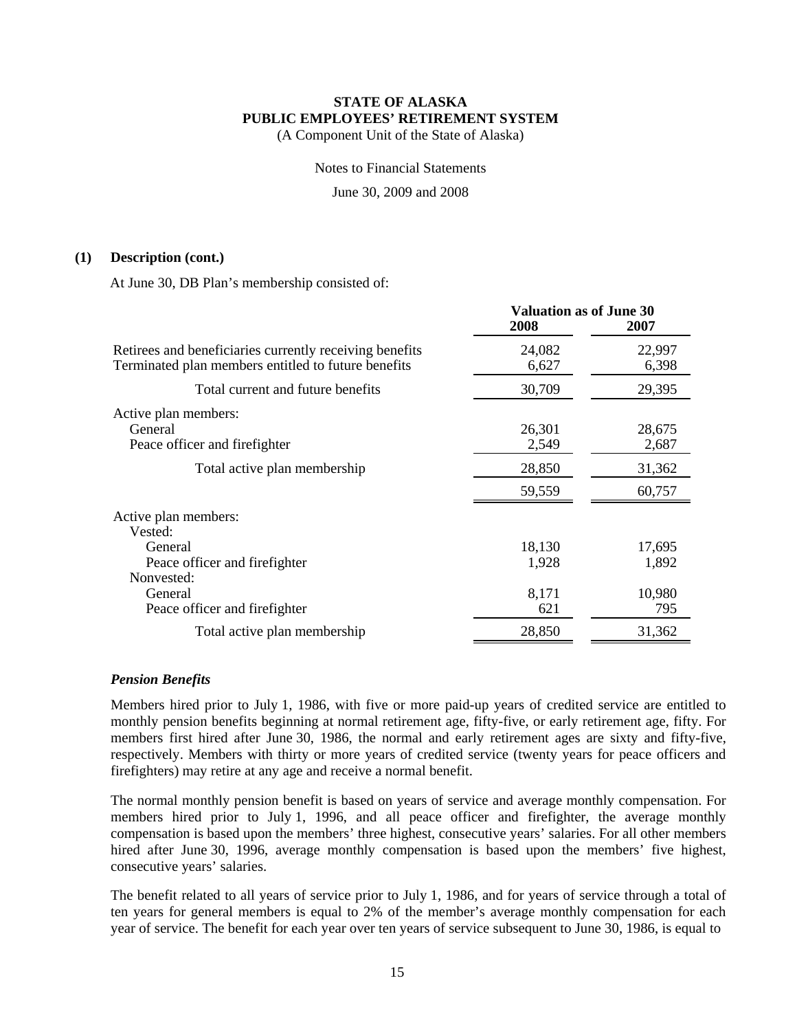**STATE OF ALASKA**
**PUBLIC EMPLOYEES' RETIREMENT SYSTEM**
(A Component Unit of the State of Alaska)

Notes to Financial Statements

June 30, 2009 and 2008

**(1) Description (cont.)**

At June 30, DB Plan's membership consisted of:

| | Valuation as of June 30 | |
|---|---|---|
| | **2008** | **2007** |
| Retirees and beneficiaries currently receiving benefits | 24,082 | 22,997 |
| Terminated plan members entitled to future benefits | 6,627 | 6,398 |
| Total current and future benefits | 30,709 | 29,395 |
| Active plan members: | | |
| General | 26,301 | 28,675 |
| Peace officer and firefighter | 2,549 | 2,687 |
| Total active plan membership | 28,850 | 31,362 |
| | 59,559 | 60,757 |
| Active plan members: | | |
| Vested: | | |
| General | 18,130 | 17,695 |
| Peace officer and firefighter | 1,928 | 1,892 |
| Nonvested: | | |
| General | 8,171 | 10,980 |
| Peace officer and firefighter | 621 | 795 |
| Total active plan membership | 28,850 | 31,362 |

***Pension Benefits***

Members hired prior to July 1, 1986, with five or more paid-up years of credited service are entitled to monthly pension benefits beginning at normal retirement age, fifty-five, or early retirement age, fifty. For members first hired after June 30, 1986, the normal and early retirement ages are sixty and fifty-five, respectively. Members with thirty or more years of credited service (twenty years for peace officers and firefighters) may retire at any age and receive a normal benefit.

The normal monthly pension benefit is based on years of service and average monthly compensation. For members hired prior to July 1, 1996, and all peace officer and firefighter, the average monthly compensation is based upon the members' three highest, consecutive years' salaries. For all other members hired after June 30, 1996, average monthly compensation is based upon the members' five highest, consecutive years' salaries.

The benefit related to all years of service prior to July 1, 1986, and for years of service through a total of ten years for general members is equal to 2% of the member's average monthly compensation for each year of service. The benefit for each year over ten years of service subsequent to June 30, 1986, is equal to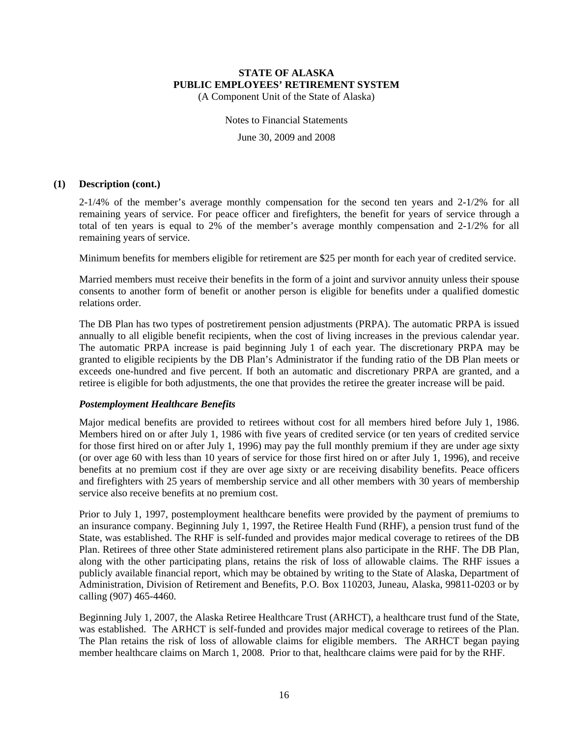### (1) Description (cont.)

2-1/4% of the member's average monthly compensation for the second ten years and 2-1/2% for all remaining years of service. For peace officer and firefighters, the benefit for years of service through a total of ten years is equal to 2% of the member's average monthly compensation and 2-1/2% for all remaining years of service.

Minimum benefits for members eligible for retirement are $25 per month for each year of credited service.

Married members must receive their benefits in the form of a joint and survivor annuity unless their spouse consents to another form of benefit or another person is eligible for benefits under a qualified domestic relations order.

The DB Plan has two types of postretirement pension adjustments (PRPA). The automatic PRPA is issued annually to all eligible benefit recipients, when the cost of living increases in the previous calendar year. The automatic PRPA increase is paid beginning July 1 of each year. The discretionary PRPA may be granted to eligible recipients by the DB Plan's Administrator if the funding ratio of the DB Plan meets or exceeds one-hundred and five percent. If both an automatic and discretionary PRPA are granted, and a retiree is eligible for both adjustments, the one that provides the retiree the greater increase will be paid.

#### *Postemployment Healthcare Benefits*

Major medical benefits are provided to retirees without cost for all members hired before July 1, 1986. Members hired on or after July 1, 1986 with five years of credited service (or ten years of credited service for those first hired on or after July 1, 1996) may pay the full monthly premium if they are under age sixty (or over age 60 with less than 10 years of service for those first hired on or after July 1, 1996), and receive benefits at no premium cost if they are over age sixty or are receiving disability benefits. Peace officers and firefighters with 25 years of membership service and all other members with 30 years of membership service also receive benefits at no premium cost.

Prior to July 1, 1997, postemployment healthcare benefits were provided by the payment of premiums to an insurance company. Beginning July 1, 1997, the Retiree Health Fund (RHF), a pension trust fund of the State, was established. The RHF is self-funded and provides major medical coverage to retirees of the DB Plan. Retirees of three other State administered retirement plans also participate in the RHF. The DB Plan, along with the other participating plans, retains the risk of loss of allowable claims. The RHF issues a publicly available financial report, which may be obtained by writing to the State of Alaska, Department of Administration, Division of Retirement and Benefits, P.O. Box 110203, Juneau, Alaska, 99811-0203 or by calling (907) 465-4460.

Beginning July 1, 2007, the Alaska Retiree Healthcare Trust (ARHCT), a healthcare trust fund of the State, was established. The ARHCT is self-funded and provides major medical coverage to retirees of the Plan. The Plan retains the risk of loss of allowable claims for eligible members. The ARHCT began paying member healthcare claims on March 1, 2008. Prior to that, healthcare claims were paid for by the RHF.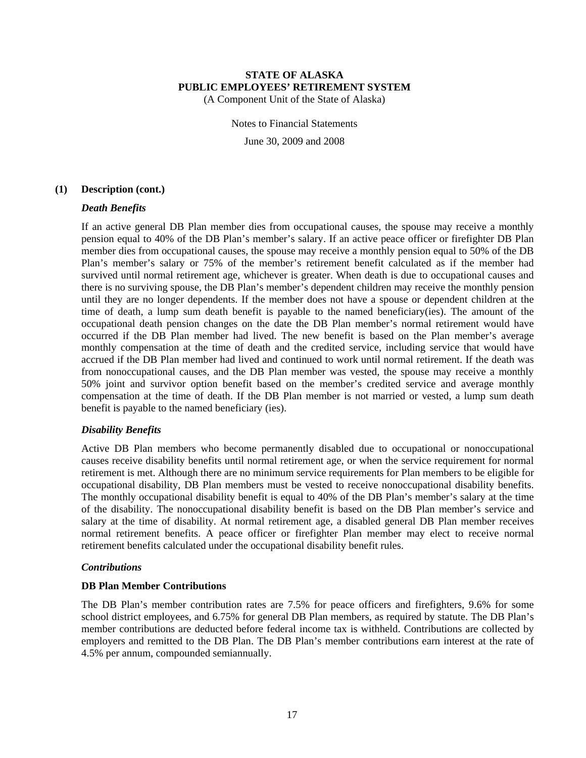### (1) Description (cont.)

#### *Death Benefits*

If an active general DB Plan member dies from occupational causes, the spouse may receive a monthly pension equal to 40% of the DB Plan's member's salary. If an active peace officer or firefighter DB Plan member dies from occupational causes, the spouse may receive a monthly pension equal to 50% of the DB Plan's member's salary or 75% of the member's retirement benefit calculated as if the member had survived until normal retirement age, whichever is greater. When death is due to occupational causes and there is no surviving spouse, the DB Plan's member's dependent children may receive the monthly pension until they are no longer dependents. If the member does not have a spouse or dependent children at the time of death, a lump sum death benefit is payable to the named beneficiary(ies). The amount of the occupational death pension changes on the date the DB Plan member's normal retirement would have occurred if the DB Plan member had lived. The new benefit is based on the Plan member's average monthly compensation at the time of death and the credited service, including service that would have accrued if the DB Plan member had lived and continued to work until normal retirement. If the death was from nonoccupational causes, and the DB Plan member was vested, the spouse may receive a monthly 50% joint and survivor option benefit based on the member's credited service and average monthly compensation at the time of death. If the DB Plan member is not married or vested, a lump sum death benefit is payable to the named beneficiary (ies).

#### *Disability Benefits*

Active DB Plan members who become permanently disabled due to occupational or nonoccupational causes receive disability benefits until normal retirement age, or when the service requirement for normal retirement is met. Although there are no minimum service requirements for Plan members to be eligible for occupational disability, DB Plan members must be vested to receive nonoccupational disability benefits. The monthly occupational disability benefit is equal to 40% of the DB Plan's member's salary at the time of the disability. The nonoccupational disability benefit is based on the DB Plan member's service and salary at the time of disability. At normal retirement age, a disabled general DB Plan member receives normal retirement benefits. A peace officer or firefighter Plan member may elect to receive normal retirement benefits calculated under the occupational disability benefit rules.

#### *Contributions*

**DB Plan Member Contributions**

The DB Plan's member contribution rates are 7.5% for peace officers and firefighters, 9.6% for some school district employees, and 6.75% for general DB Plan members, as required by statute. The DB Plan's member contributions are deducted before federal income tax is withheld. Contributions are collected by employers and remitted to the DB Plan. The DB Plan's member contributions earn interest at the rate of 4.5% per annum, compounded semiannually.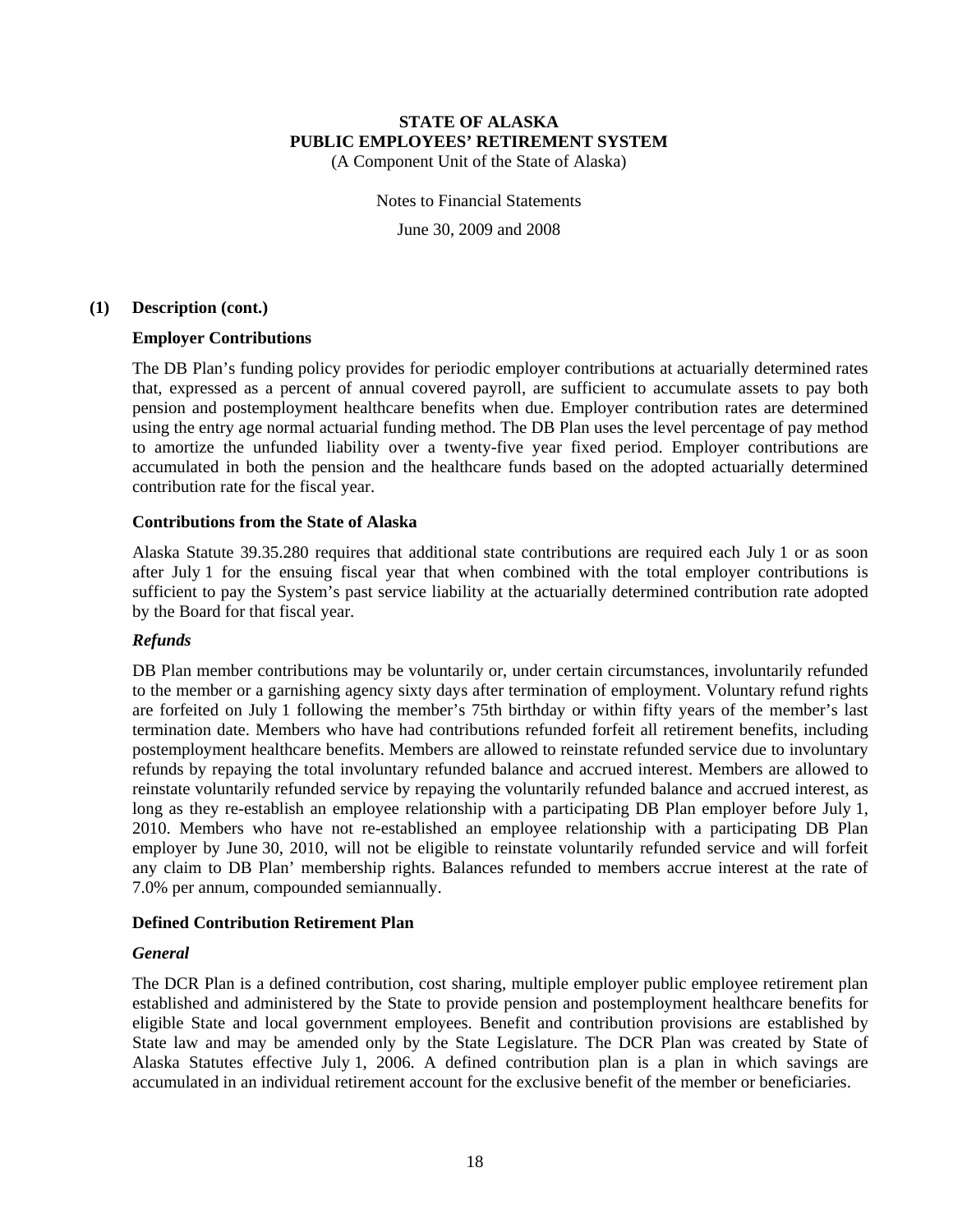**(1) Description (cont.)**

**Employer Contributions**

The DB Plan's funding policy provides for periodic employer contributions at actuarially determined rates that, expressed as a percent of annual covered payroll, are sufficient to accumulate assets to pay both pension and postemployment healthcare benefits when due. Employer contribution rates are determined using the entry age normal actuarial funding method. The DB Plan uses the level percentage of pay method to amortize the unfunded liability over a twenty-five year fixed period. Employer contributions are accumulated in both the pension and the healthcare funds based on the adopted actuarially determined contribution rate for the fiscal year.

**Contributions from the State of Alaska**

Alaska Statute 39.35.280 requires that additional state contributions are required each July 1 or as soon after July 1 for the ensuing fiscal year that when combined with the total employer contributions is sufficient to pay the System's past service liability at the actuarially determined contribution rate adopted by the Board for that fiscal year.

***Refunds***

DB Plan member contributions may be voluntarily or, under certain circumstances, involuntarily refunded to the member or a garnishing agency sixty days after termination of employment. Voluntary refund rights are forfeited on July 1 following the member's 75th birthday or within fifty years of the member's last termination date. Members who have had contributions refunded forfeit all retirement benefits, including postemployment healthcare benefits. Members are allowed to reinstate refunded service due to involuntary refunds by repaying the total involuntary refunded balance and accrued interest. Members are allowed to reinstate voluntarily refunded service by repaying the voluntarily refunded balance and accrued interest, as long as they re-establish an employee relationship with a participating DB Plan employer before July 1, 2010. Members who have not re-established an employee relationship with a participating DB Plan employer by June 30, 2010, will not be eligible to reinstate voluntarily refunded service and will forfeit any claim to DB Plan' membership rights. Balances refunded to members accrue interest at the rate of 7.0% per annum, compounded semiannually.

**Defined Contribution Retirement Plan**

***General***

The DCR Plan is a defined contribution, cost sharing, multiple employer public employee retirement plan established and administered by the State to provide pension and postemployment healthcare benefits for eligible State and local government employees. Benefit and contribution provisions are established by State law and may be amended only by the State Legislature. The DCR Plan was created by State of Alaska Statutes effective July 1, 2006. A defined contribution plan is a plan in which savings are accumulated in an individual retirement account for the exclusive benefit of the member or beneficiaries.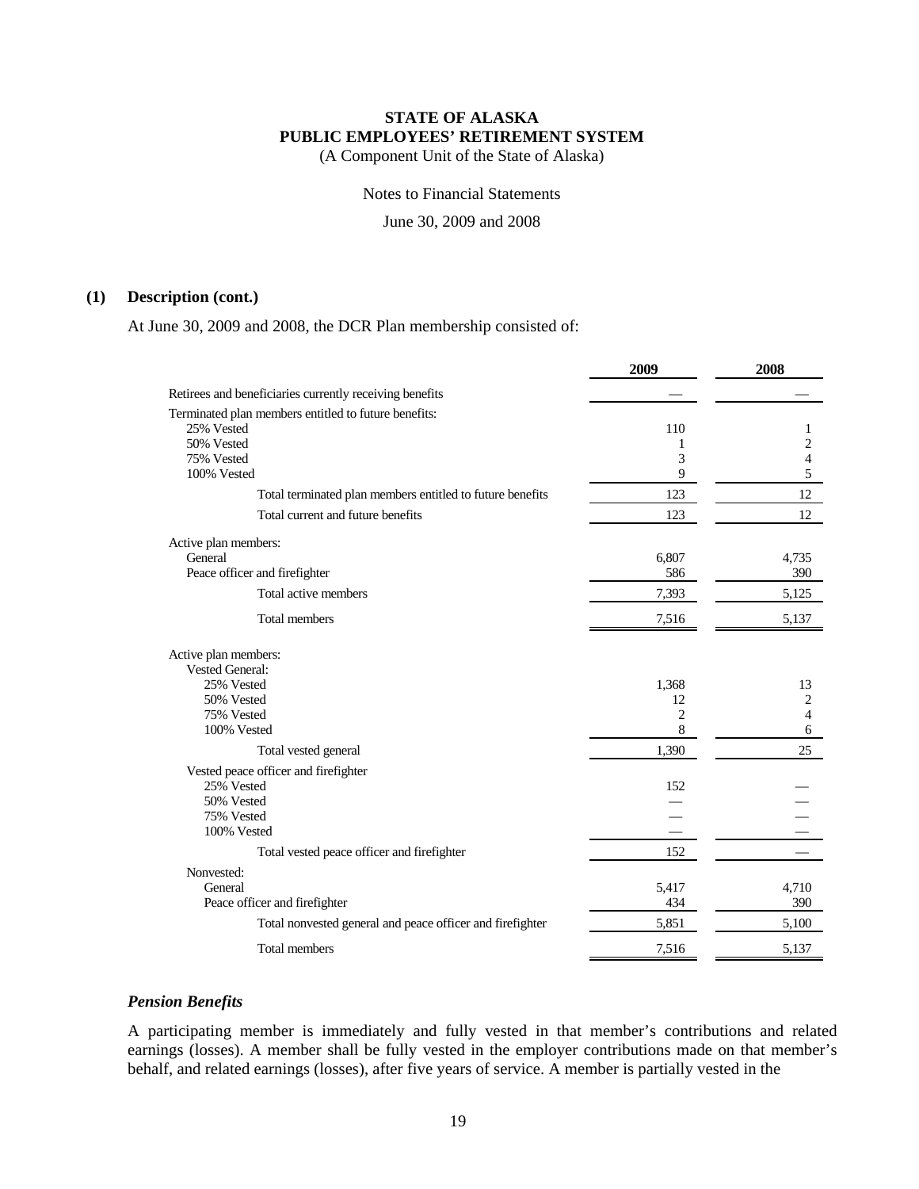## (1) Description (cont.)

At June 30, 2009 and 2008, the DCR Plan membership consisted of:

| | 2009 | 2008 |
|---|---|---|
| Retirees and beneficiaries currently receiving benefits | — | — |
| Terminated plan members entitled to future benefits: | | |
| 25% Vested | 110 | 1 |
| 50% Vested | 1 | 2 |
| 75% Vested | 3 | 4 |
| 100% Vested | 9 | 5 |
| Total terminated plan members entitled to future benefits | 123 | 12 |
| Total current and future benefits | 123 | 12 |
| Active plan members: | | |
| General | 6,807 | 4,735 |
| Peace officer and firefighter | 586 | 390 |
| Total active members | 7,393 | 5,125 |
| Total members | 7,516 | 5,137 |
| Active plan members: | | |
| Vested General: | | |
| 25% Vested | 1,368 | 13 |
| 50% Vested | 12 | 2 |
| 75% Vested | 2 | 4 |
| 100% Vested | 8 | 6 |
| Total vested general | 1,390 | 25 |
| Vested peace officer and firefighter | | |
| 25% Vested | 152 | — |
| 50% Vested | — | — |
| 75% Vested | — | — |
| 100% Vested | — | — |
| Total vested peace officer and firefighter | 152 | — |
| Nonvested: | | |
| General | 5,417 | 4,710 |
| Peace officer and firefighter | 434 | 390 |
| Total nonvested general and peace officer and firefighter | 5,851 | 5,100 |
| Total members | 7,516 | 5,137 |

### *Pension Benefits*

A participating member is immediately and fully vested in that member's contributions and related earnings (losses). A member shall be fully vested in the employer contributions made on that member's behalf, and related earnings (losses), after five years of service. A member is partially vested in the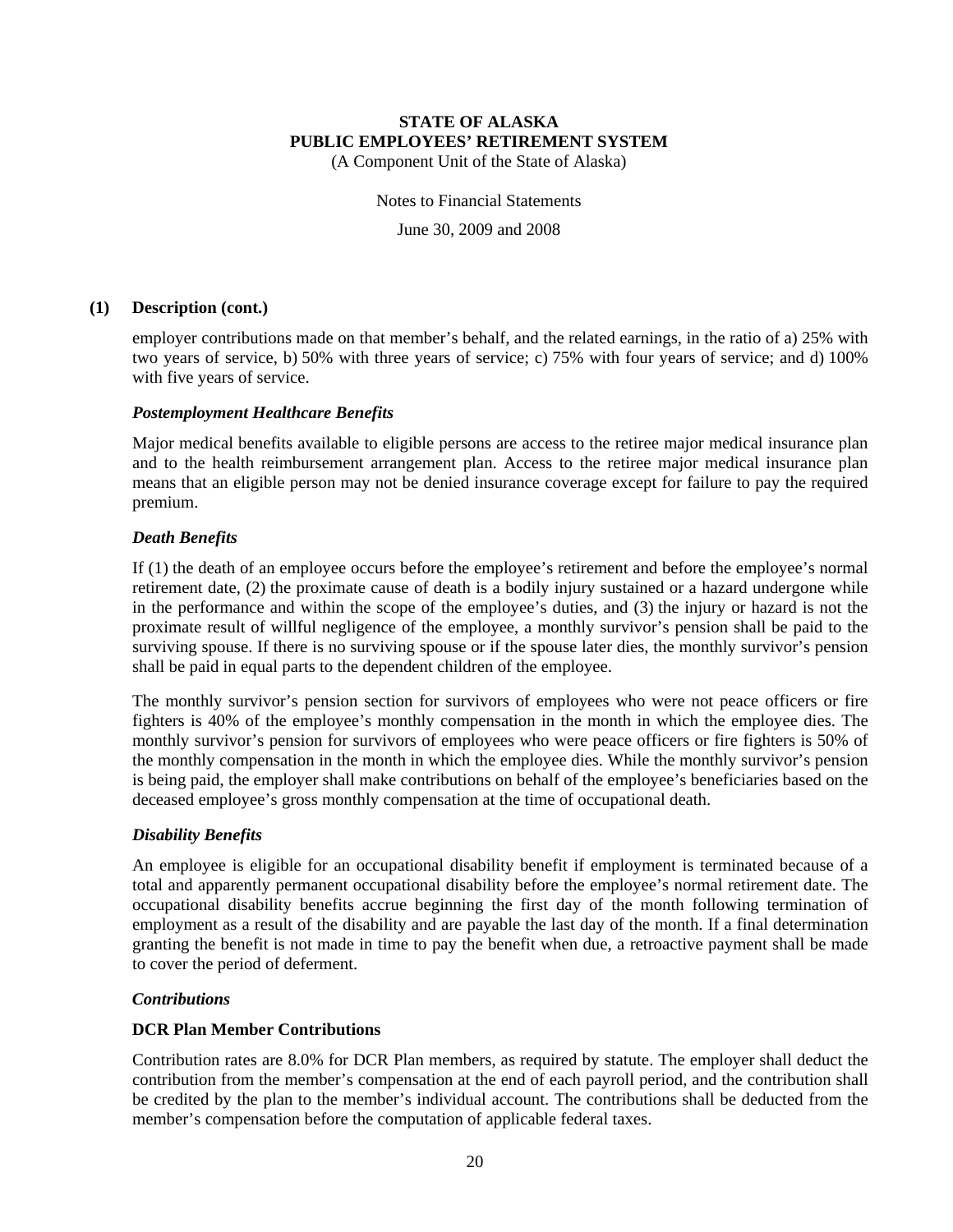### (1) Description (cont.)

employer contributions made on that member's behalf, and the related earnings, in the ratio of a) 25% with two years of service, b) 50% with three years of service; c) 75% with four years of service; and d) 100% with five years of service.

#### *Postemployment Healthcare Benefits*

Major medical benefits available to eligible persons are access to the retiree major medical insurance plan and to the health reimbursement arrangement plan. Access to the retiree major medical insurance plan means that an eligible person may not be denied insurance coverage except for failure to pay the required premium.

#### *Death Benefits*

If (1) the death of an employee occurs before the employee's retirement and before the employee's normal retirement date, (2) the proximate cause of death is a bodily injury sustained or a hazard undergone while in the performance and within the scope of the employee's duties, and (3) the injury or hazard is not the proximate result of willful negligence of the employee, a monthly survivor's pension shall be paid to the surviving spouse. If there is no surviving spouse or if the spouse later dies, the monthly survivor's pension shall be paid in equal parts to the dependent children of the employee.

The monthly survivor's pension section for survivors of employees who were not peace officers or fire fighters is 40% of the employee's monthly compensation in the month in which the employee dies. The monthly survivor's pension for survivors of employees who were peace officers or fire fighters is 50% of the monthly compensation in the month in which the employee dies. While the monthly survivor's pension is being paid, the employer shall make contributions on behalf of the employee's beneficiaries based on the deceased employee's gross monthly compensation at the time of occupational death.

#### *Disability Benefits*

An employee is eligible for an occupational disability benefit if employment is terminated because of a total and apparently permanent occupational disability before the employee's normal retirement date. The occupational disability benefits accrue beginning the first day of the month following termination of employment as a result of the disability and are payable the last day of the month. If a final determination granting the benefit is not made in time to pay the benefit when due, a retroactive payment shall be made to cover the period of deferment.

#### *Contributions*

**DCR Plan Member Contributions**

Contribution rates are 8.0% for DCR Plan members, as required by statute. The employer shall deduct the contribution from the member's compensation at the end of each payroll period, and the contribution shall be credited by the plan to the member's individual account. The contributions shall be deducted from the member's compensation before the computation of applicable federal taxes.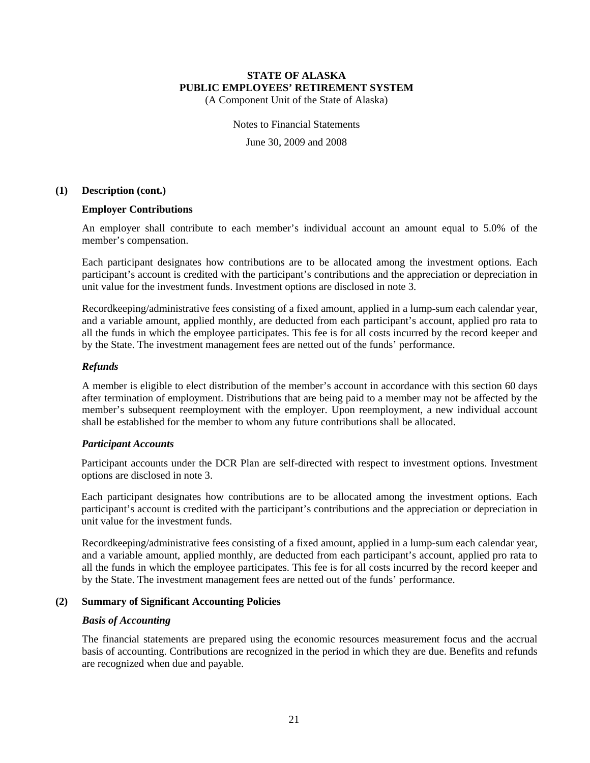### (1) Description (cont.)

**Employer Contributions**

An employer shall contribute to each member's individual account an amount equal to 5.0% of the member's compensation.

Each participant designates how contributions are to be allocated among the investment options. Each participant's account is credited with the participant's contributions and the appreciation or depreciation in unit value for the investment funds. Investment options are disclosed in note 3.

Recordkeeping/administrative fees consisting of a fixed amount, applied in a lump-sum each calendar year, and a variable amount, applied monthly, are deducted from each participant's account, applied pro rata to all the funds in which the employee participates. This fee is for all costs incurred by the record keeper and by the State. The investment management fees are netted out of the funds' performance.

***Refunds***

A member is eligible to elect distribution of the member's account in accordance with this section 60 days after termination of employment. Distributions that are being paid to a member may not be affected by the member's subsequent reemployment with the employer. Upon reemployment, a new individual account shall be established for the member to whom any future contributions shall be allocated.

***Participant Accounts***

Participant accounts under the DCR Plan are self-directed with respect to investment options. Investment options are disclosed in note 3.

Each participant designates how contributions are to be allocated among the investment options. Each participant's account is credited with the participant's contributions and the appreciation or depreciation in unit value for the investment funds.

Recordkeeping/administrative fees consisting of a fixed amount, applied in a lump-sum each calendar year, and a variable amount, applied monthly, are deducted from each participant's account, applied pro rata to all the funds in which the employee participates. This fee is for all costs incurred by the record keeper and by the State. The investment management fees are netted out of the funds' performance.

### (2) Summary of Significant Accounting Policies

***Basis of Accounting***

The financial statements are prepared using the economic resources measurement focus and the accrual basis of accounting. Contributions are recognized in the period in which they are due. Benefits and refunds are recognized when due and payable.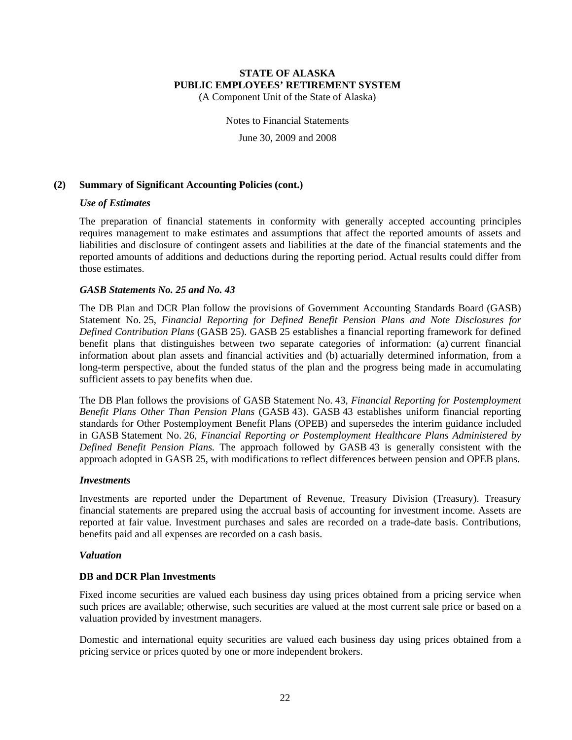## (2) Summary of Significant Accounting Policies (cont.)

***Use of Estimates***

The preparation of financial statements in conformity with generally accepted accounting principles requires management to make estimates and assumptions that affect the reported amounts of assets and liabilities and disclosure of contingent assets and liabilities at the date of the financial statements and the reported amounts of additions and deductions during the reporting period. Actual results could differ from those estimates.

***GASB Statements No. 25 and No. 43***

The DB Plan and DCR Plan follow the provisions of Government Accounting Standards Board (GASB) Statement No. 25, *Financial Reporting for Defined Benefit Pension Plans and Note Disclosures for Defined Contribution Plans* (GASB 25). GASB 25 establishes a financial reporting framework for defined benefit plans that distinguishes between two separate categories of information: (a) current financial information about plan assets and financial activities and (b) actuarially determined information, from a long-term perspective, about the funded status of the plan and the progress being made in accumulating sufficient assets to pay benefits when due.

The DB Plan follows the provisions of GASB Statement No. 43, *Financial Reporting for Postemployment Benefit Plans Other Than Pension Plans* (GASB 43). GASB 43 establishes uniform financial reporting standards for Other Postemployment Benefit Plans (OPEB) and supersedes the interim guidance included in GASB Statement No. 26, *Financial Reporting or Postemployment Healthcare Plans Administered by Defined Benefit Pension Plans.* The approach followed by GASB 43 is generally consistent with the approach adopted in GASB 25, with modifications to reflect differences between pension and OPEB plans.

***Investments***

Investments are reported under the Department of Revenue, Treasury Division (Treasury). Treasury financial statements are prepared using the accrual basis of accounting for investment income. Assets are reported at fair value. Investment purchases and sales are recorded on a trade-date basis. Contributions, benefits paid and all expenses are recorded on a cash basis.

***Valuation***

**DB and DCR Plan Investments**

Fixed income securities are valued each business day using prices obtained from a pricing service when such prices are available; otherwise, such securities are valued at the most current sale price or based on a valuation provided by investment managers.

Domestic and international equity securities are valued each business day using prices obtained from a pricing service or prices quoted by one or more independent brokers.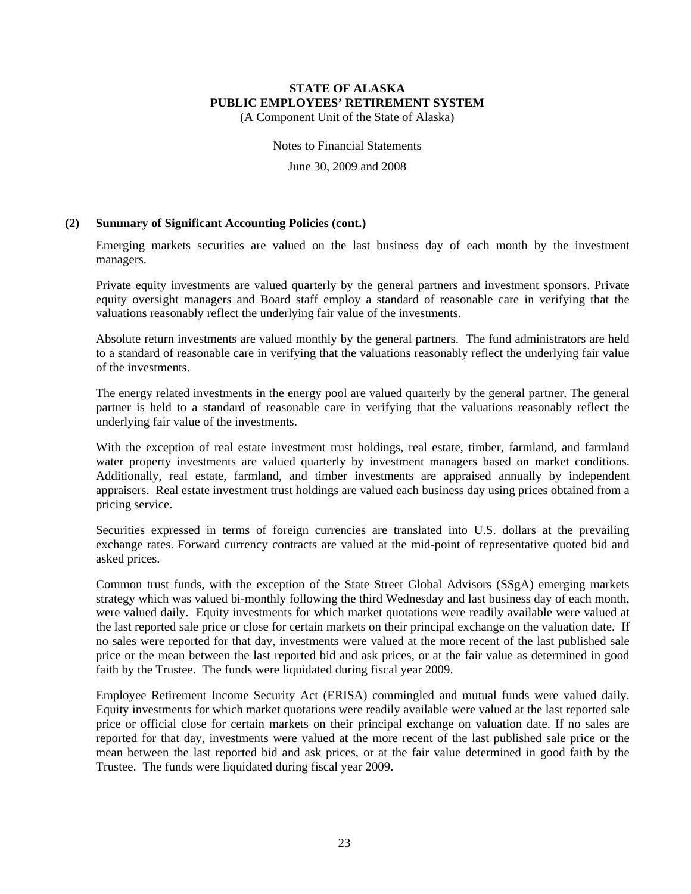### (2) Summary of Significant Accounting Policies (cont.)

Emerging markets securities are valued on the last business day of each month by the investment managers.

Private equity investments are valued quarterly by the general partners and investment sponsors. Private equity oversight managers and Board staff employ a standard of reasonable care in verifying that the valuations reasonably reflect the underlying fair value of the investments.

Absolute return investments are valued monthly by the general partners. The fund administrators are held to a standard of reasonable care in verifying that the valuations reasonably reflect the underlying fair value of the investments.

The energy related investments in the energy pool are valued quarterly by the general partner. The general partner is held to a standard of reasonable care in verifying that the valuations reasonably reflect the underlying fair value of the investments.

With the exception of real estate investment trust holdings, real estate, timber, farmland, and farmland water property investments are valued quarterly by investment managers based on market conditions. Additionally, real estate, farmland, and timber investments are appraised annually by independent appraisers. Real estate investment trust holdings are valued each business day using prices obtained from a pricing service.

Securities expressed in terms of foreign currencies are translated into U.S. dollars at the prevailing exchange rates. Forward currency contracts are valued at the mid-point of representative quoted bid and asked prices.

Common trust funds, with the exception of the State Street Global Advisors (SSgA) emerging markets strategy which was valued bi-monthly following the third Wednesday and last business day of each month, were valued daily. Equity investments for which market quotations were readily available were valued at the last reported sale price or close for certain markets on their principal exchange on the valuation date. If no sales were reported for that day, investments were valued at the more recent of the last published sale price or the mean between the last reported bid and ask prices, or at the fair value as determined in good faith by the Trustee. The funds were liquidated during fiscal year 2009.

Employee Retirement Income Security Act (ERISA) commingled and mutual funds were valued daily. Equity investments for which market quotations were readily available were valued at the last reported sale price or official close for certain markets on their principal exchange on valuation date. If no sales are reported for that day, investments were valued at the more recent of the last published sale price or the mean between the last reported bid and ask prices, or at the fair value determined in good faith by the Trustee. The funds were liquidated during fiscal year 2009.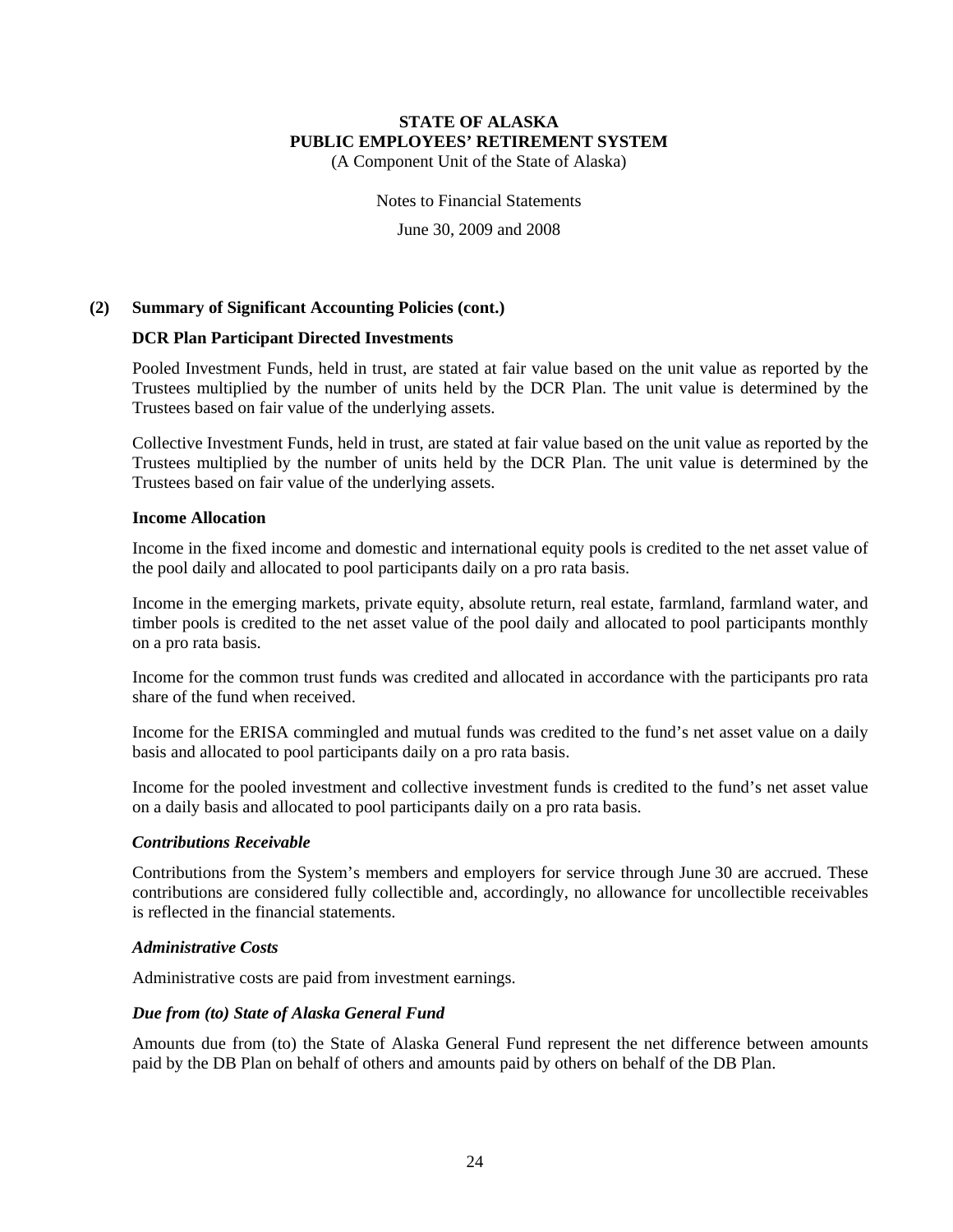## (2) Summary of Significant Accounting Policies (cont.)

### DCR Plan Participant Directed Investments

Pooled Investment Funds, held in trust, are stated at fair value based on the unit value as reported by the Trustees multiplied by the number of units held by the DCR Plan. The unit value is determined by the Trustees based on fair value of the underlying assets.

Collective Investment Funds, held in trust, are stated at fair value based on the unit value as reported by the Trustees multiplied by the number of units held by the DCR Plan. The unit value is determined by the Trustees based on fair value of the underlying assets.

### Income Allocation

Income in the fixed income and domestic and international equity pools is credited to the net asset value of the pool daily and allocated to pool participants daily on a pro rata basis.

Income in the emerging markets, private equity, absolute return, real estate, farmland, farmland water, and timber pools is credited to the net asset value of the pool daily and allocated to pool participants monthly on a pro rata basis.

Income for the common trust funds was credited and allocated in accordance with the participants pro rata share of the fund when received.

Income for the ERISA commingled and mutual funds was credited to the fund's net asset value on a daily basis and allocated to pool participants daily on a pro rata basis.

Income for the pooled investment and collective investment funds is credited to the fund's net asset value on a daily basis and allocated to pool participants daily on a pro rata basis.

#### *Contributions Receivable*

Contributions from the System's members and employers for service through June 30 are accrued. These contributions are considered fully collectible and, accordingly, no allowance for uncollectible receivables is reflected in the financial statements.

#### *Administrative Costs*

Administrative costs are paid from investment earnings.

#### *Due from (to) State of Alaska General Fund*

Amounts due from (to) the State of Alaska General Fund represent the net difference between amounts paid by the DB Plan on behalf of others and amounts paid by others on behalf of the DB Plan.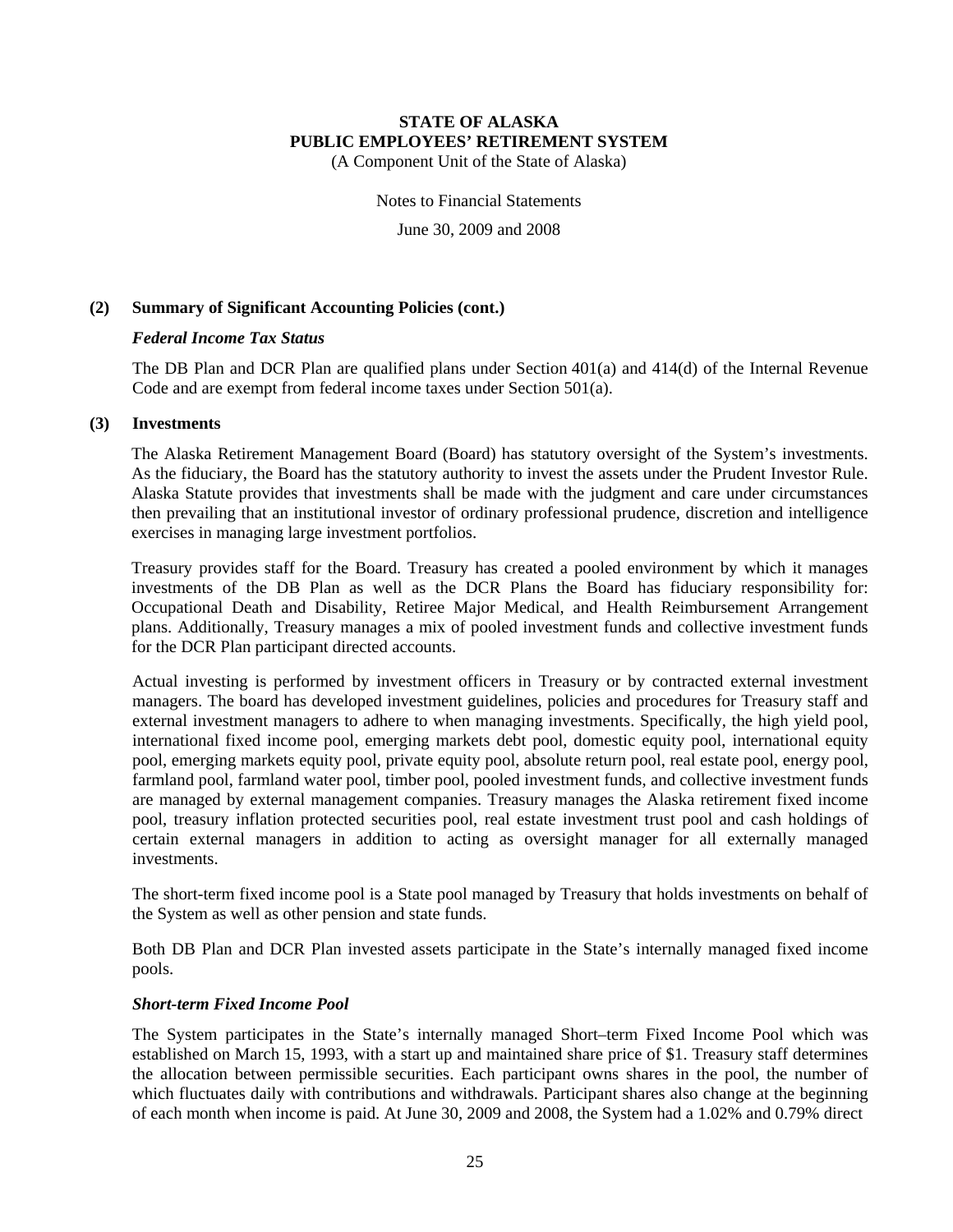## (2) Summary of Significant Accounting Policies (cont.)

### *Federal Income Tax Status*

The DB Plan and DCR Plan are qualified plans under Section 401(a) and 414(d) of the Internal Revenue Code and are exempt from federal income taxes under Section 501(a).

## (3) Investments

The Alaska Retirement Management Board (Board) has statutory oversight of the System's investments. As the fiduciary, the Board has the statutory authority to invest the assets under the Prudent Investor Rule. Alaska Statute provides that investments shall be made with the judgment and care under circumstances then prevailing that an institutional investor of ordinary professional prudence, discretion and intelligence exercises in managing large investment portfolios.

Treasury provides staff for the Board. Treasury has created a pooled environment by which it manages investments of the DB Plan as well as the DCR Plans the Board has fiduciary responsibility for: Occupational Death and Disability, Retiree Major Medical, and Health Reimbursement Arrangement plans. Additionally, Treasury manages a mix of pooled investment funds and collective investment funds for the DCR Plan participant directed accounts.

Actual investing is performed by investment officers in Treasury or by contracted external investment managers. The board has developed investment guidelines, policies and procedures for Treasury staff and external investment managers to adhere to when managing investments. Specifically, the high yield pool, international fixed income pool, emerging markets debt pool, domestic equity pool, international equity pool, emerging markets equity pool, private equity pool, absolute return pool, real estate pool, energy pool, farmland pool, farmland water pool, timber pool, pooled investment funds, and collective investment funds are managed by external management companies. Treasury manages the Alaska retirement fixed income pool, treasury inflation protected securities pool, real estate investment trust pool and cash holdings of certain external managers in addition to acting as oversight manager for all externally managed investments.

The short-term fixed income pool is a State pool managed by Treasury that holds investments on behalf of the System as well as other pension and state funds.

Both DB Plan and DCR Plan invested assets participate in the State's internally managed fixed income pools.

### *Short-term Fixed Income Pool*

The System participates in the State's internally managed Short–term Fixed Income Pool which was established on March 15, 1993, with a start up and maintained share price of $1. Treasury staff determines the allocation between permissible securities. Each participant owns shares in the pool, the number of which fluctuates daily with contributions and withdrawals. Participant shares also change at the beginning of each month when income is paid. At June 30, 2009 and 2008, the System had a 1.02% and 0.79% direct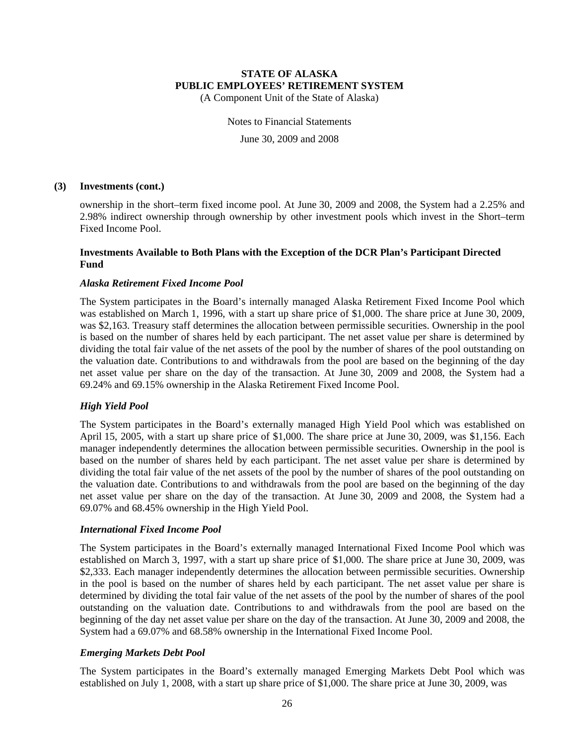### (3) Investments (cont.)

ownership in the short–term fixed income pool. At June 30, 2009 and 2008, the System had a 2.25% and 2.98% indirect ownership through ownership by other investment pools which invest in the Short–term Fixed Income Pool.

#### Investments Available to Both Plans with the Exception of the DCR Plan's Participant Directed Fund

***Alaska Retirement Fixed Income Pool***

The System participates in the Board's internally managed Alaska Retirement Fixed Income Pool which was established on March 1, 1996, with a start up share price of $1,000. The share price at June 30, 2009, was $2,163. Treasury staff determines the allocation between permissible securities. Ownership in the pool is based on the number of shares held by each participant. The net asset value per share is determined by dividing the total fair value of the net assets of the pool by the number of shares of the pool outstanding on the valuation date. Contributions to and withdrawals from the pool are based on the beginning of the day net asset value per share on the day of the transaction. At June 30, 2009 and 2008, the System had a 69.24% and 69.15% ownership in the Alaska Retirement Fixed Income Pool.

***High Yield Pool***

The System participates in the Board's externally managed High Yield Pool which was established on April 15, 2005, with a start up share price of $1,000. The share price at June 30, 2009, was $1,156. Each manager independently determines the allocation between permissible securities. Ownership in the pool is based on the number of shares held by each participant. The net asset value per share is determined by dividing the total fair value of the net assets of the pool by the number of shares of the pool outstanding on the valuation date. Contributions to and withdrawals from the pool are based on the beginning of the day net asset value per share on the day of the transaction. At June 30, 2009 and 2008, the System had a 69.07% and 68.45% ownership in the High Yield Pool.

***International Fixed Income Pool***

The System participates in the Board's externally managed International Fixed Income Pool which was established on March 3, 1997, with a start up share price of $1,000. The share price at June 30, 2009, was $2,333. Each manager independently determines the allocation between permissible securities. Ownership in the pool is based on the number of shares held by each participant. The net asset value per share is determined by dividing the total fair value of the net assets of the pool by the number of shares of the pool outstanding on the valuation date. Contributions to and withdrawals from the pool are based on the beginning of the day net asset value per share on the day of the transaction. At June 30, 2009 and 2008, the System had a 69.07% and 68.58% ownership in the International Fixed Income Pool.

***Emerging Markets Debt Pool***

The System participates in the Board's externally managed Emerging Markets Debt Pool which was established on July 1, 2008, with a start up share price of $1,000. The share price at June 30, 2009, was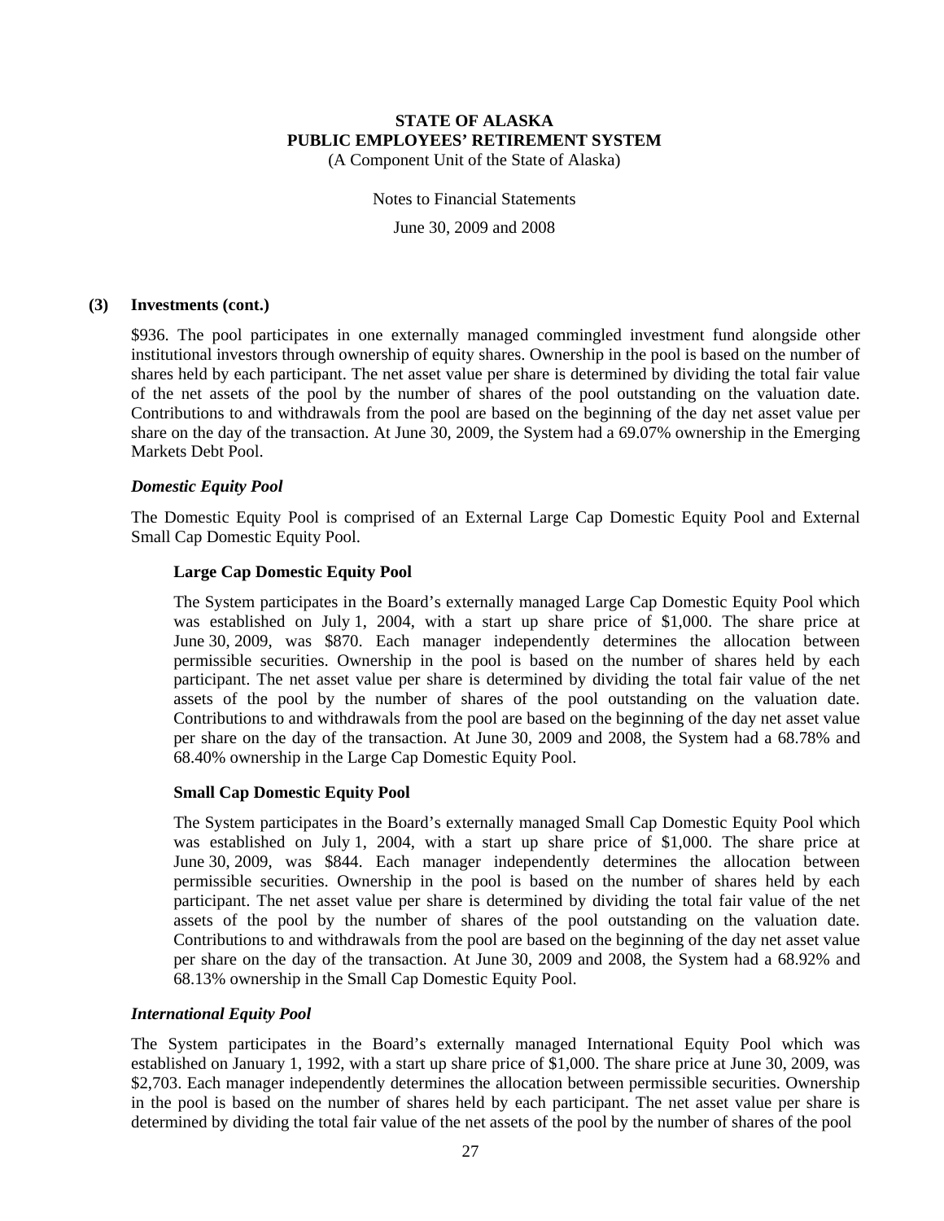**(3) Investments (cont.)**

$936. The pool participates in one externally managed commingled investment fund alongside other institutional investors through ownership of equity shares. Ownership in the pool is based on the number of shares held by each participant. The net asset value per share is determined by dividing the total fair value of the net assets of the pool by the number of shares of the pool outstanding on the valuation date. Contributions to and withdrawals from the pool are based on the beginning of the day net asset value per share on the day of the transaction. At June 30, 2009, the System had a 69.07% ownership in the Emerging Markets Debt Pool.

***Domestic Equity Pool***

The Domestic Equity Pool is comprised of an External Large Cap Domestic Equity Pool and External Small Cap Domestic Equity Pool.

**Large Cap Domestic Equity Pool**

The System participates in the Board's externally managed Large Cap Domestic Equity Pool which was established on July 1, 2004, with a start up share price of $1,000. The share price at June 30, 2009, was $870. Each manager independently determines the allocation between permissible securities. Ownership in the pool is based on the number of shares held by each participant. The net asset value per share is determined by dividing the total fair value of the net assets of the pool by the number of shares of the pool outstanding on the valuation date. Contributions to and withdrawals from the pool are based on the beginning of the day net asset value per share on the day of the transaction. At June 30, 2009 and 2008, the System had a 68.78% and 68.40% ownership in the Large Cap Domestic Equity Pool.

**Small Cap Domestic Equity Pool**

The System participates in the Board's externally managed Small Cap Domestic Equity Pool which was established on July 1, 2004, with a start up share price of $1,000. The share price at June 30, 2009, was $844. Each manager independently determines the allocation between permissible securities. Ownership in the pool is based on the number of shares held by each participant. The net asset value per share is determined by dividing the total fair value of the net assets of the pool by the number of shares of the pool outstanding on the valuation date. Contributions to and withdrawals from the pool are based on the beginning of the day net asset value per share on the day of the transaction. At June 30, 2009 and 2008, the System had a 68.92% and 68.13% ownership in the Small Cap Domestic Equity Pool.

***International Equity Pool***

The System participates in the Board's externally managed International Equity Pool which was established on January 1, 1992, with a start up share price of $1,000. The share price at June 30, 2009, was $2,703. Each manager independently determines the allocation between permissible securities. Ownership in the pool is based on the number of shares held by each participant. The net asset value per share is determined by dividing the total fair value of the net assets of the pool by the number of shares of the pool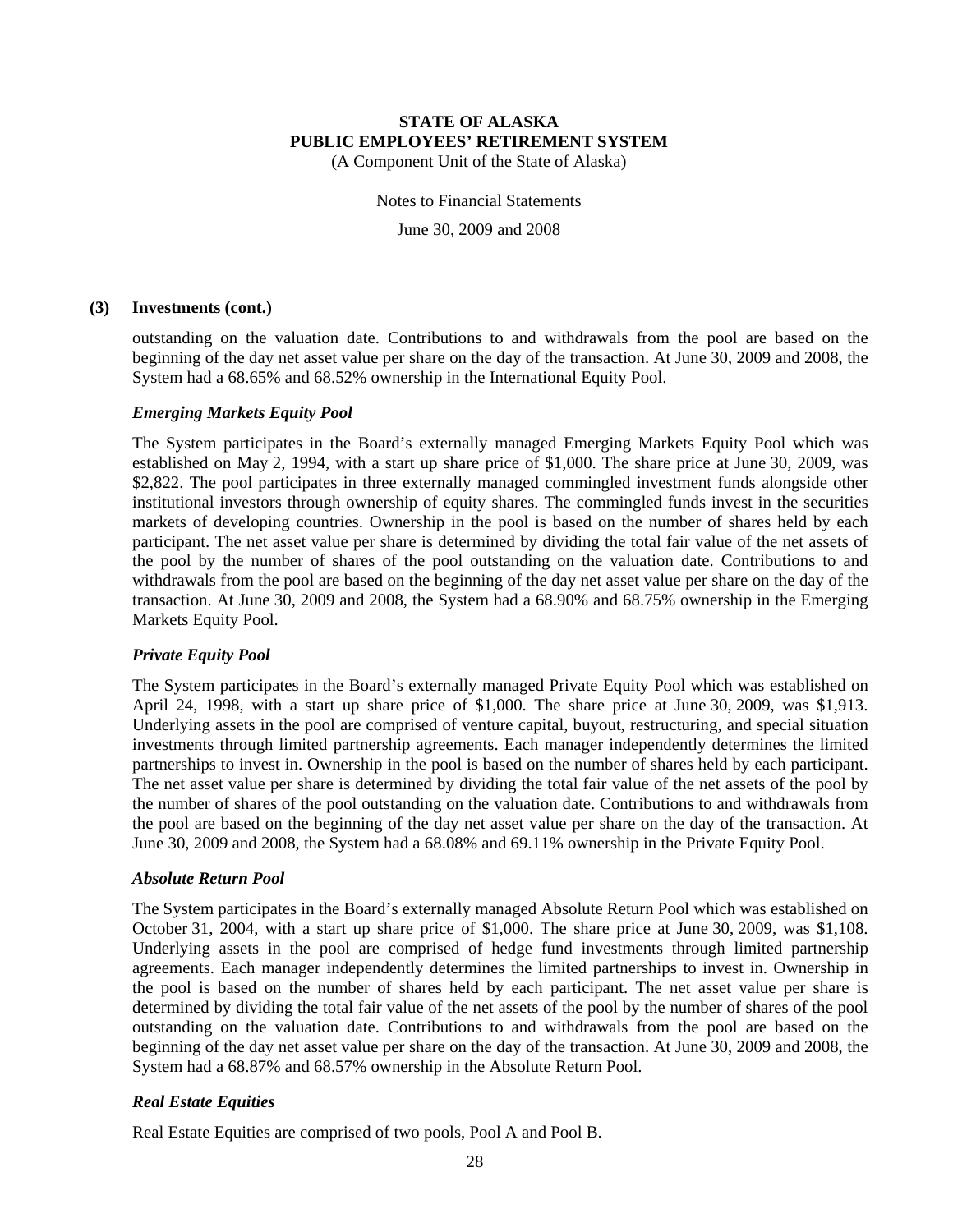### (3) Investments (cont.)

outstanding on the valuation date. Contributions to and withdrawals from the pool are based on the beginning of the day net asset value per share on the day of the transaction. At June 30, 2009 and 2008, the System had a 68.65% and 68.52% ownership in the International Equity Pool.

#### *Emerging Markets Equity Pool*

The System participates in the Board's externally managed Emerging Markets Equity Pool which was established on May 2, 1994, with a start up share price of $1,000. The share price at June 30, 2009, was $2,822. The pool participates in three externally managed commingled investment funds alongside other institutional investors through ownership of equity shares. The commingled funds invest in the securities markets of developing countries. Ownership in the pool is based on the number of shares held by each participant. The net asset value per share is determined by dividing the total fair value of the net assets of the pool by the number of shares of the pool outstanding on the valuation date. Contributions to and withdrawals from the pool are based on the beginning of the day net asset value per share on the day of the transaction. At June 30, 2009 and 2008, the System had a 68.90% and 68.75% ownership in the Emerging Markets Equity Pool.

#### *Private Equity Pool*

The System participates in the Board's externally managed Private Equity Pool which was established on April 24, 1998, with a start up share price of $1,000. The share price at June 30, 2009, was $1,913. Underlying assets in the pool are comprised of venture capital, buyout, restructuring, and special situation investments through limited partnership agreements. Each manager independently determines the limited partnerships to invest in. Ownership in the pool is based on the number of shares held by each participant. The net asset value per share is determined by dividing the total fair value of the net assets of the pool by the number of shares of the pool outstanding on the valuation date. Contributions to and withdrawals from the pool are based on the beginning of the day net asset value per share on the day of the transaction. At June 30, 2009 and 2008, the System had a 68.08% and 69.11% ownership in the Private Equity Pool.

#### *Absolute Return Pool*

The System participates in the Board's externally managed Absolute Return Pool which was established on October 31, 2004, with a start up share price of $1,000. The share price at June 30, 2009, was $1,108. Underlying assets in the pool are comprised of hedge fund investments through limited partnership agreements. Each manager independently determines the limited partnerships to invest in. Ownership in the pool is based on the number of shares held by each participant. The net asset value per share is determined by dividing the total fair value of the net assets of the pool by the number of shares of the pool outstanding on the valuation date. Contributions to and withdrawals from the pool are based on the beginning of the day net asset value per share on the day of the transaction. At June 30, 2009 and 2008, the System had a 68.87% and 68.57% ownership in the Absolute Return Pool.

#### *Real Estate Equities*

Real Estate Equities are comprised of two pools, Pool A and Pool B.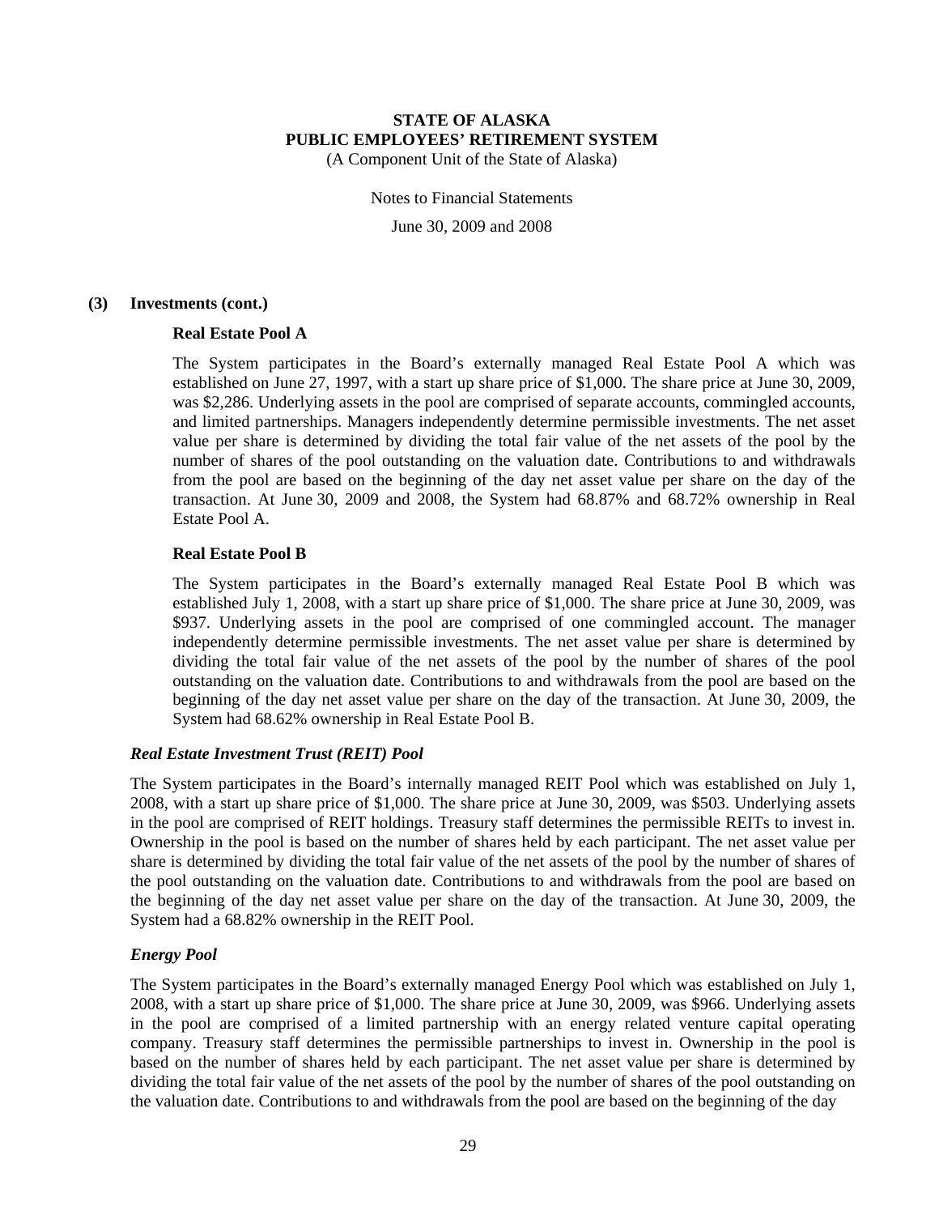### (3) Investments (cont.)

#### Real Estate Pool A

The System participates in the Board's externally managed Real Estate Pool A which was established on June 27, 1997, with a start up share price of $1,000. The share price at June 30, 2009, was $2,286. Underlying assets in the pool are comprised of separate accounts, commingled accounts, and limited partnerships. Managers independently determine permissible investments. The net asset value per share is determined by dividing the total fair value of the net assets of the pool by the number of shares of the pool outstanding on the valuation date. Contributions to and withdrawals from the pool are based on the beginning of the day net asset value per share on the day of the transaction. At June 30, 2009 and 2008, the System had 68.87% and 68.72% ownership in Real Estate Pool A.

#### Real Estate Pool B

The System participates in the Board's externally managed Real Estate Pool B which was established July 1, 2008, with a start up share price of $1,000. The share price at June 30, 2009, was $937. Underlying assets in the pool are comprised of one commingled account. The manager independently determine permissible investments. The net asset value per share is determined by dividing the total fair value of the net assets of the pool by the number of shares of the pool outstanding on the valuation date. Contributions to and withdrawals from the pool are based on the beginning of the day net asset value per share on the day of the transaction. At June 30, 2009, the System had 68.62% ownership in Real Estate Pool B.

#### *Real Estate Investment Trust (REIT) Pool*

The System participates in the Board's internally managed REIT Pool which was established on July 1, 2008, with a start up share price of $1,000. The share price at June 30, 2009, was $503. Underlying assets in the pool are comprised of REIT holdings. Treasury staff determines the permissible REITs to invest in. Ownership in the pool is based on the number of shares held by each participant. The net asset value per share is determined by dividing the total fair value of the net assets of the pool by the number of shares of the pool outstanding on the valuation date. Contributions to and withdrawals from the pool are based on the beginning of the day net asset value per share on the day of the transaction. At June 30, 2009, the System had a 68.82% ownership in the REIT Pool.

#### *Energy Pool*

The System participates in the Board's externally managed Energy Pool which was established on July 1, 2008, with a start up share price of $1,000. The share price at June 30, 2009, was $966. Underlying assets in the pool are comprised of a limited partnership with an energy related venture capital operating company. Treasury staff determines the permissible partnerships to invest in. Ownership in the pool is based on the number of shares held by each participant. The net asset value per share is determined by dividing the total fair value of the net assets of the pool by the number of shares of the pool outstanding on the valuation date. Contributions to and withdrawals from the pool are based on the beginning of the day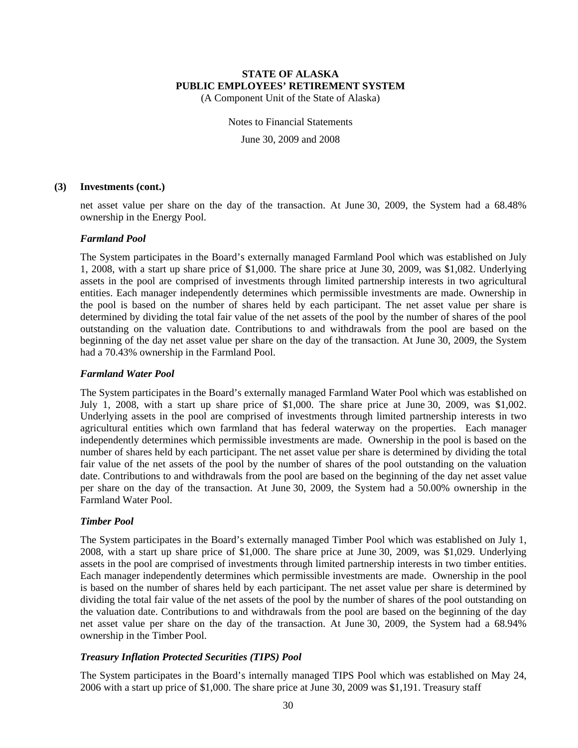### (3) Investments (cont.)

net asset value per share on the day of the transaction. At June 30, 2009, the System had a 68.48% ownership in the Energy Pool.

#### *Farmland Pool*

The System participates in the Board's externally managed Farmland Pool which was established on July 1, 2008, with a start up share price of $1,000. The share price at June 30, 2009, was $1,082. Underlying assets in the pool are comprised of investments through limited partnership interests in two agricultural entities. Each manager independently determines which permissible investments are made. Ownership in the pool is based on the number of shares held by each participant. The net asset value per share is determined by dividing the total fair value of the net assets of the pool by the number of shares of the pool outstanding on the valuation date. Contributions to and withdrawals from the pool are based on the beginning of the day net asset value per share on the day of the transaction. At June 30, 2009, the System had a 70.43% ownership in the Farmland Pool.

#### *Farmland Water Pool*

The System participates in the Board's externally managed Farmland Water Pool which was established on July 1, 2008, with a start up share price of $1,000. The share price at June 30, 2009, was $1,002. Underlying assets in the pool are comprised of investments through limited partnership interests in two agricultural entities which own farmland that has federal waterway on the properties. Each manager independently determines which permissible investments are made. Ownership in the pool is based on the number of shares held by each participant. The net asset value per share is determined by dividing the total fair value of the net assets of the pool by the number of shares of the pool outstanding on the valuation date. Contributions to and withdrawals from the pool are based on the beginning of the day net asset value per share on the day of the transaction. At June 30, 2009, the System had a 50.00% ownership in the Farmland Water Pool.

#### *Timber Pool*

The System participates in the Board's externally managed Timber Pool which was established on July 1, 2008, with a start up share price of $1,000. The share price at June 30, 2009, was $1,029. Underlying assets in the pool are comprised of investments through limited partnership interests in two timber entities. Each manager independently determines which permissible investments are made. Ownership in the pool is based on the number of shares held by each participant. The net asset value per share is determined by dividing the total fair value of the net assets of the pool by the number of shares of the pool outstanding on the valuation date. Contributions to and withdrawals from the pool are based on the beginning of the day net asset value per share on the day of the transaction. At June 30, 2009, the System had a 68.94% ownership in the Timber Pool.

#### *Treasury Inflation Protected Securities (TIPS) Pool*

The System participates in the Board's internally managed TIPS Pool which was established on May 24, 2006 with a start up price of $1,000. The share price at June 30, 2009 was $1,191. Treasury staff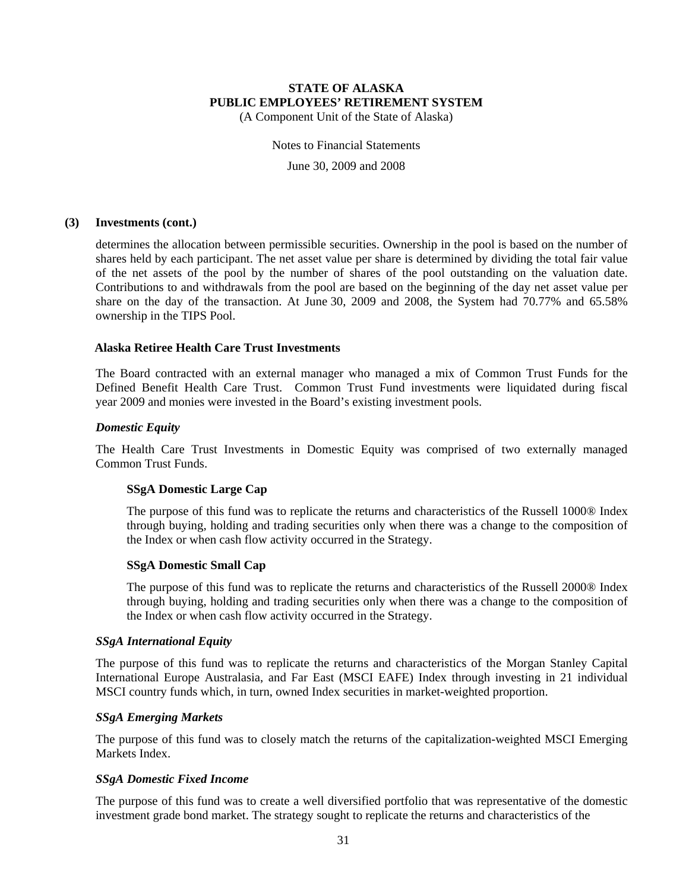### (3) Investments (cont.)

determines the allocation between permissible securities. Ownership in the pool is based on the number of shares held by each participant. The net asset value per share is determined by dividing the total fair value of the net assets of the pool by the number of shares of the pool outstanding on the valuation date. Contributions to and withdrawals from the pool are based on the beginning of the day net asset value per share on the day of the transaction. At June 30, 2009 and 2008, the System had 70.77% and 65.58% ownership in the TIPS Pool.

#### Alaska Retiree Health Care Trust Investments

The Board contracted with an external manager who managed a mix of Common Trust Funds for the Defined Benefit Health Care Trust. Common Trust Fund investments were liquidated during fiscal year 2009 and monies were invested in the Board's existing investment pools.

#### *Domestic Equity*

The Health Care Trust Investments in Domestic Equity was comprised of two externally managed Common Trust Funds.

##### SSgA Domestic Large Cap

The purpose of this fund was to replicate the returns and characteristics of the Russell 1000® Index through buying, holding and trading securities only when there was a change to the composition of the Index or when cash flow activity occurred in the Strategy.

##### SSgA Domestic Small Cap

The purpose of this fund was to replicate the returns and characteristics of the Russell 2000® Index through buying, holding and trading securities only when there was a change to the composition of the Index or when cash flow activity occurred in the Strategy.

#### *SSgA International Equity*

The purpose of this fund was to replicate the returns and characteristics of the Morgan Stanley Capital International Europe Australasia, and Far East (MSCI EAFE) Index through investing in 21 individual MSCI country funds which, in turn, owned Index securities in market-weighted proportion.

#### *SSgA Emerging Markets*

The purpose of this fund was to closely match the returns of the capitalization-weighted MSCI Emerging Markets Index.

#### *SSgA Domestic Fixed Income*

The purpose of this fund was to create a well diversified portfolio that was representative of the domestic investment grade bond market. The strategy sought to replicate the returns and characteristics of the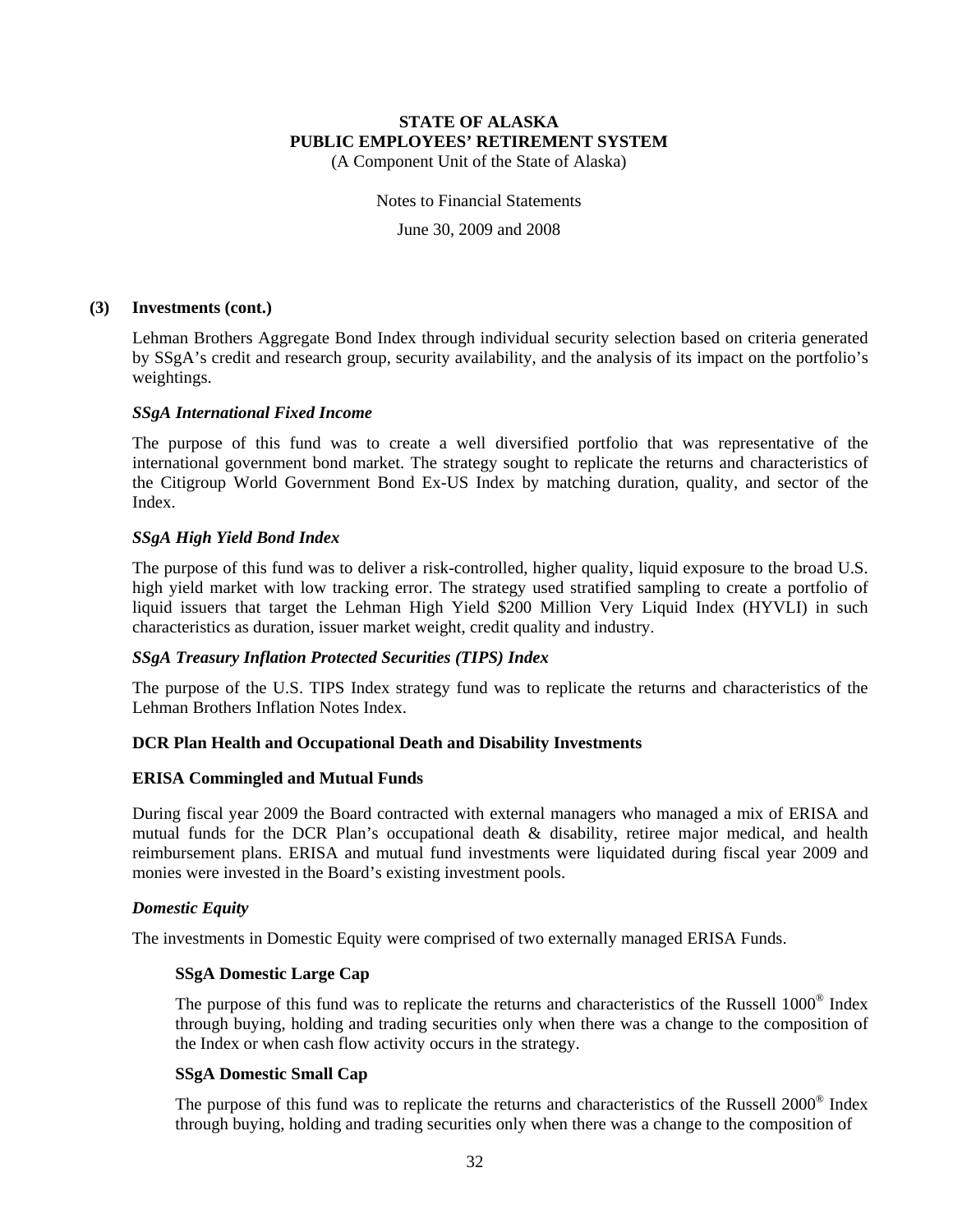### (3) Investments (cont.)

Lehman Brothers Aggregate Bond Index through individual security selection based on criteria generated by SSgA's credit and research group, security availability, and the analysis of its impact on the portfolio's weightings.

***SSgA International Fixed Income***

The purpose of this fund was to create a well diversified portfolio that was representative of the international government bond market. The strategy sought to replicate the returns and characteristics of the Citigroup World Government Bond Ex-US Index by matching duration, quality, and sector of the Index.

***SSgA High Yield Bond Index***

The purpose of this fund was to deliver a risk-controlled, higher quality, liquid exposure to the broad U.S. high yield market with low tracking error. The strategy used stratified sampling to create a portfolio of liquid issuers that target the Lehman High Yield $200 Million Very Liquid Index (HYVLI) in such characteristics as duration, issuer market weight, credit quality and industry.

***SSgA Treasury Inflation Protected Securities (TIPS) Index***

The purpose of the U.S. TIPS Index strategy fund was to replicate the returns and characteristics of the Lehman Brothers Inflation Notes Index.

**DCR Plan Health and Occupational Death and Disability Investments**

**ERISA Commingled and Mutual Funds**

During fiscal year 2009 the Board contracted with external managers who managed a mix of ERISA and mutual funds for the DCR Plan's occupational death & disability, retiree major medical, and health reimbursement plans. ERISA and mutual fund investments were liquidated during fiscal year 2009 and monies were invested in the Board's existing investment pools.

***Domestic Equity***

The investments in Domestic Equity were comprised of two externally managed ERISA Funds.

**SSgA Domestic Large Cap**

The purpose of this fund was to replicate the returns and characteristics of the Russell 1000® Index through buying, holding and trading securities only when there was a change to the composition of the Index or when cash flow activity occurs in the strategy.

**SSgA Domestic Small Cap**

The purpose of this fund was to replicate the returns and characteristics of the Russell 2000® Index through buying, holding and trading securities only when there was a change to the composition of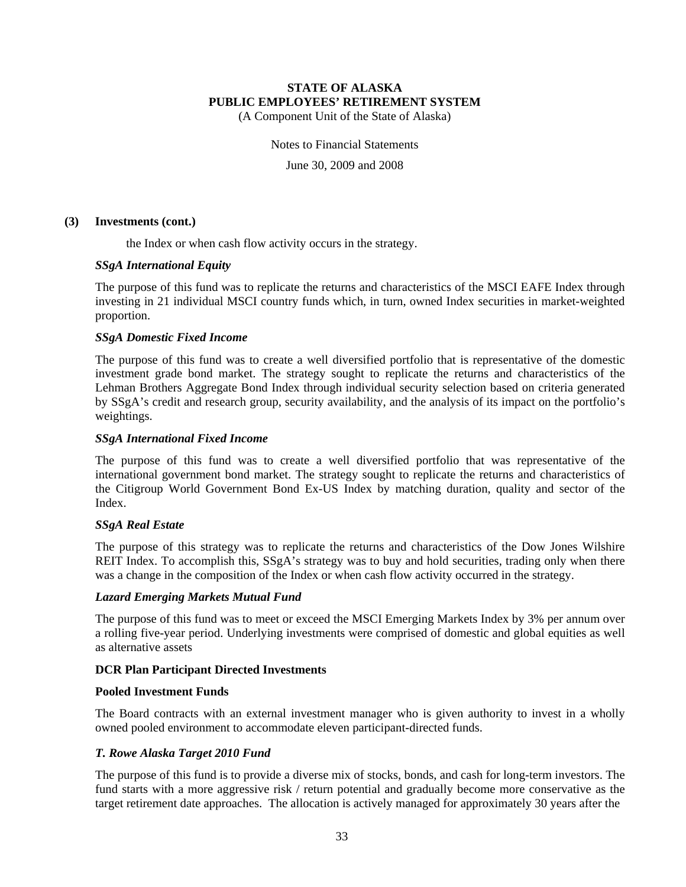## (3) Investments (cont.)

the Index or when cash flow activity occurs in the strategy.

***SSgA International Equity***

The purpose of this fund was to replicate the returns and characteristics of the MSCI EAFE Index through investing in 21 individual MSCI country funds which, in turn, owned Index securities in market-weighted proportion.

***SSgA Domestic Fixed Income***

The purpose of this fund was to create a well diversified portfolio that is representative of the domestic investment grade bond market. The strategy sought to replicate the returns and characteristics of the Lehman Brothers Aggregate Bond Index through individual security selection based on criteria generated by SSgA's credit and research group, security availability, and the analysis of its impact on the portfolio's weightings.

***SSgA International Fixed Income***

The purpose of this fund was to create a well diversified portfolio that was representative of the international government bond market. The strategy sought to replicate the returns and characteristics of the Citigroup World Government Bond Ex-US Index by matching duration, quality and sector of the Index.

***SSgA Real Estate***

The purpose of this strategy was to replicate the returns and characteristics of the Dow Jones Wilshire REIT Index. To accomplish this, SSgA's strategy was to buy and hold securities, trading only when there was a change in the composition of the Index or when cash flow activity occurred in the strategy.

***Lazard Emerging Markets Mutual Fund***

The purpose of this fund was to meet or exceed the MSCI Emerging Markets Index by 3% per annum over a rolling five-year period. Underlying investments were comprised of domestic and global equities as well as alternative assets

**DCR Plan Participant Directed Investments**

**Pooled Investment Funds**

The Board contracts with an external investment manager who is given authority to invest in a wholly owned pooled environment to accommodate eleven participant-directed funds.

***T. Rowe Alaska Target 2010 Fund***

The purpose of this fund is to provide a diverse mix of stocks, bonds, and cash for long-term investors. The fund starts with a more aggressive risk / return potential and gradually become more conservative as the target retirement date approaches. The allocation is actively managed for approximately 30 years after the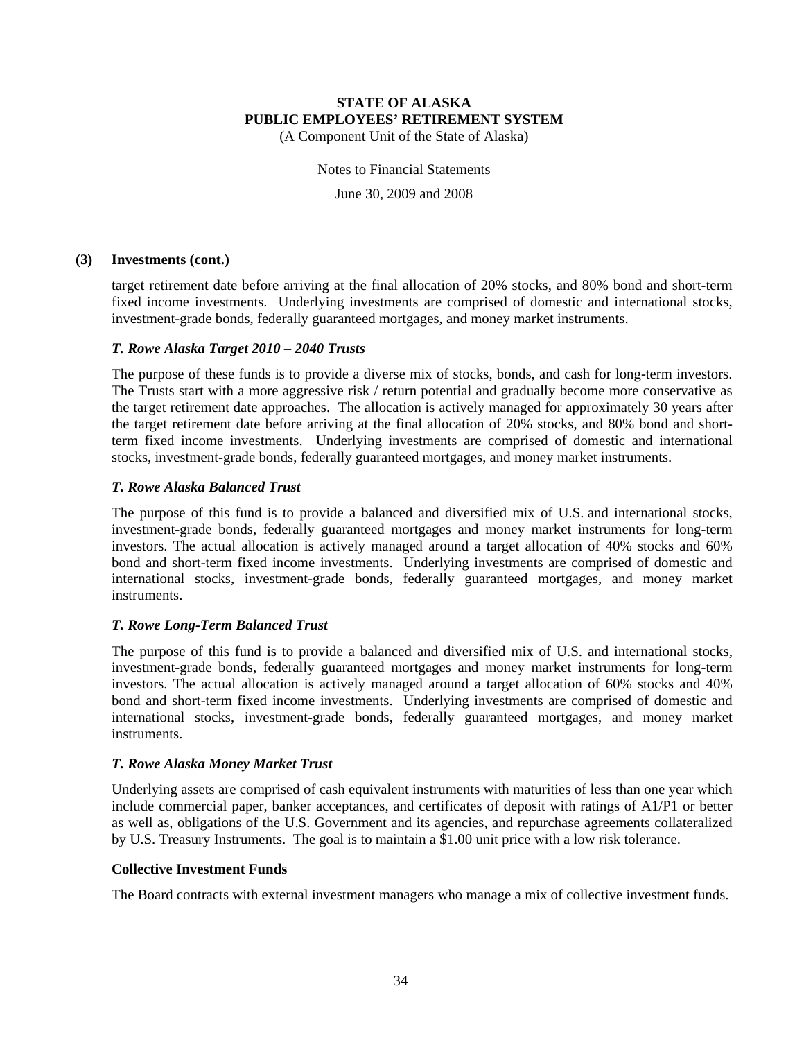### (3) Investments (cont.)

target retirement date before arriving at the final allocation of 20% stocks, and 80% bond and short-term fixed income investments. Underlying investments are comprised of domestic and international stocks, investment-grade bonds, federally guaranteed mortgages, and money market instruments.

***T. Rowe Alaska Target 2010 – 2040 Trusts***

The purpose of these funds is to provide a diverse mix of stocks, bonds, and cash for long-term investors. The Trusts start with a more aggressive risk / return potential and gradually become more conservative as the target retirement date approaches. The allocation is actively managed for approximately 30 years after the target retirement date before arriving at the final allocation of 20% stocks, and 80% bond and short-term fixed income investments. Underlying investments are comprised of domestic and international stocks, investment-grade bonds, federally guaranteed mortgages, and money market instruments.

***T. Rowe Alaska Balanced Trust***

The purpose of this fund is to provide a balanced and diversified mix of U.S. and international stocks, investment-grade bonds, federally guaranteed mortgages and money market instruments for long-term investors. The actual allocation is actively managed around a target allocation of 40% stocks and 60% bond and short-term fixed income investments. Underlying investments are comprised of domestic and international stocks, investment-grade bonds, federally guaranteed mortgages, and money market instruments.

***T. Rowe Long-Term Balanced Trust***

The purpose of this fund is to provide a balanced and diversified mix of U.S. and international stocks, investment-grade bonds, federally guaranteed mortgages and money market instruments for long-term investors. The actual allocation is actively managed around a target allocation of 60% stocks and 40% bond and short-term fixed income investments. Underlying investments are comprised of domestic and international stocks, investment-grade bonds, federally guaranteed mortgages, and money market instruments.

***T. Rowe Alaska Money Market Trust***

Underlying assets are comprised of cash equivalent instruments with maturities of less than one year which include commercial paper, banker acceptances, and certificates of deposit with ratings of A1/P1 or better as well as, obligations of the U.S. Government and its agencies, and repurchase agreements collateralized by U.S. Treasury Instruments. The goal is to maintain a $1.00 unit price with a low risk tolerance.

**Collective Investment Funds**

The Board contracts with external investment managers who manage a mix of collective investment funds.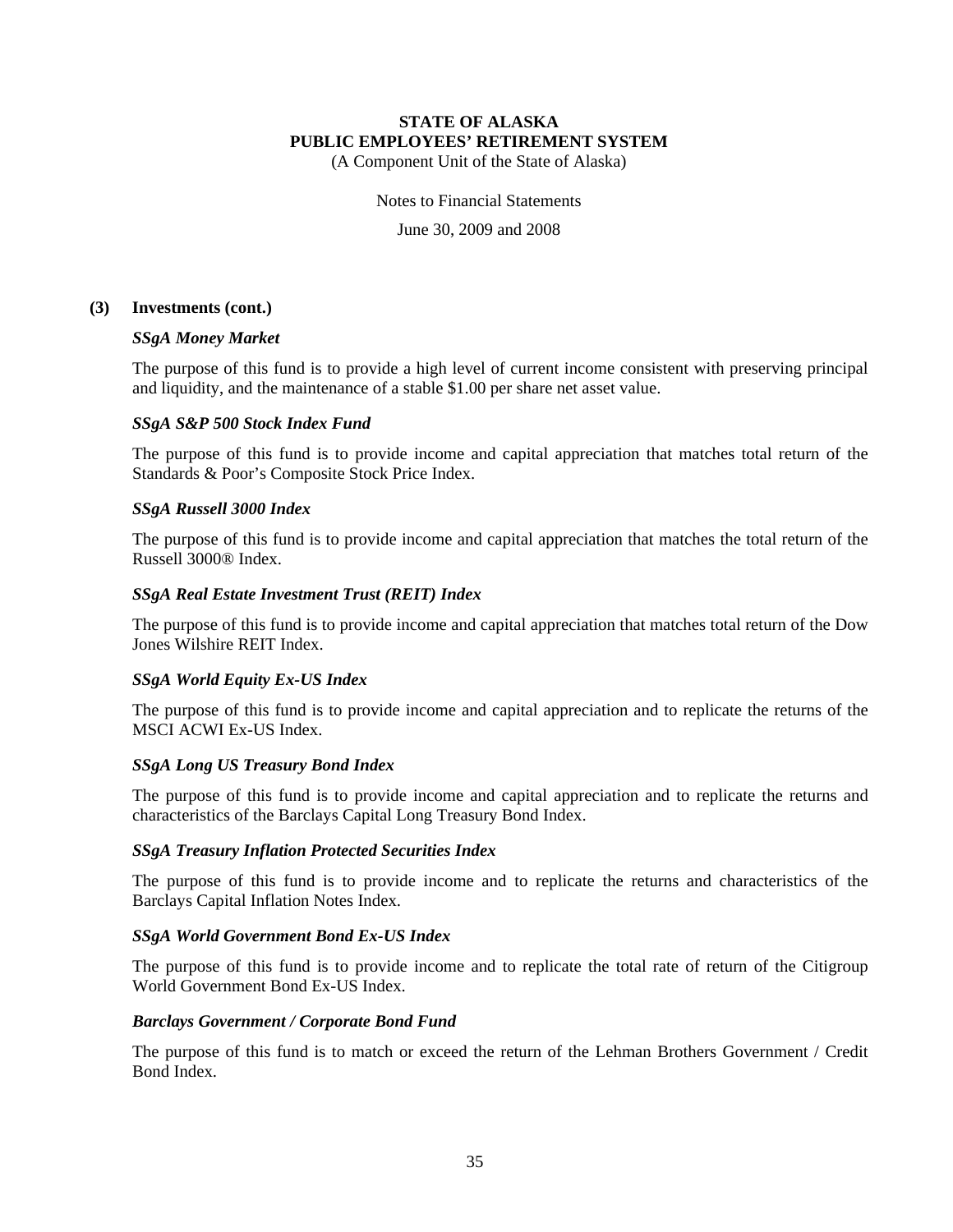### (3) Investments (cont.)

***SSgA Money Market***

The purpose of this fund is to provide a high level of current income consistent with preserving principal and liquidity, and the maintenance of a stable $1.00 per share net asset value.

***SSgA S&P 500 Stock Index Fund***

The purpose of this fund is to provide income and capital appreciation that matches total return of the Standards & Poor's Composite Stock Price Index.

***SSgA Russell 3000 Index***

The purpose of this fund is to provide income and capital appreciation that matches the total return of the Russell 3000® Index.

***SSgA Real Estate Investment Trust (REIT) Index***

The purpose of this fund is to provide income and capital appreciation that matches total return of the Dow Jones Wilshire REIT Index.

***SSgA World Equity Ex-US Index***

The purpose of this fund is to provide income and capital appreciation and to replicate the returns of the MSCI ACWI Ex-US Index.

***SSgA Long US Treasury Bond Index***

The purpose of this fund is to provide income and capital appreciation and to replicate the returns and characteristics of the Barclays Capital Long Treasury Bond Index.

***SSgA Treasury Inflation Protected Securities Index***

The purpose of this fund is to provide income and to replicate the returns and characteristics of the Barclays Capital Inflation Notes Index.

***SSgA World Government Bond Ex-US Index***

The purpose of this fund is to provide income and to replicate the total rate of return of the Citigroup World Government Bond Ex-US Index.

***Barclays Government / Corporate Bond Fund***

The purpose of this fund is to match or exceed the return of the Lehman Brothers Government / Credit Bond Index.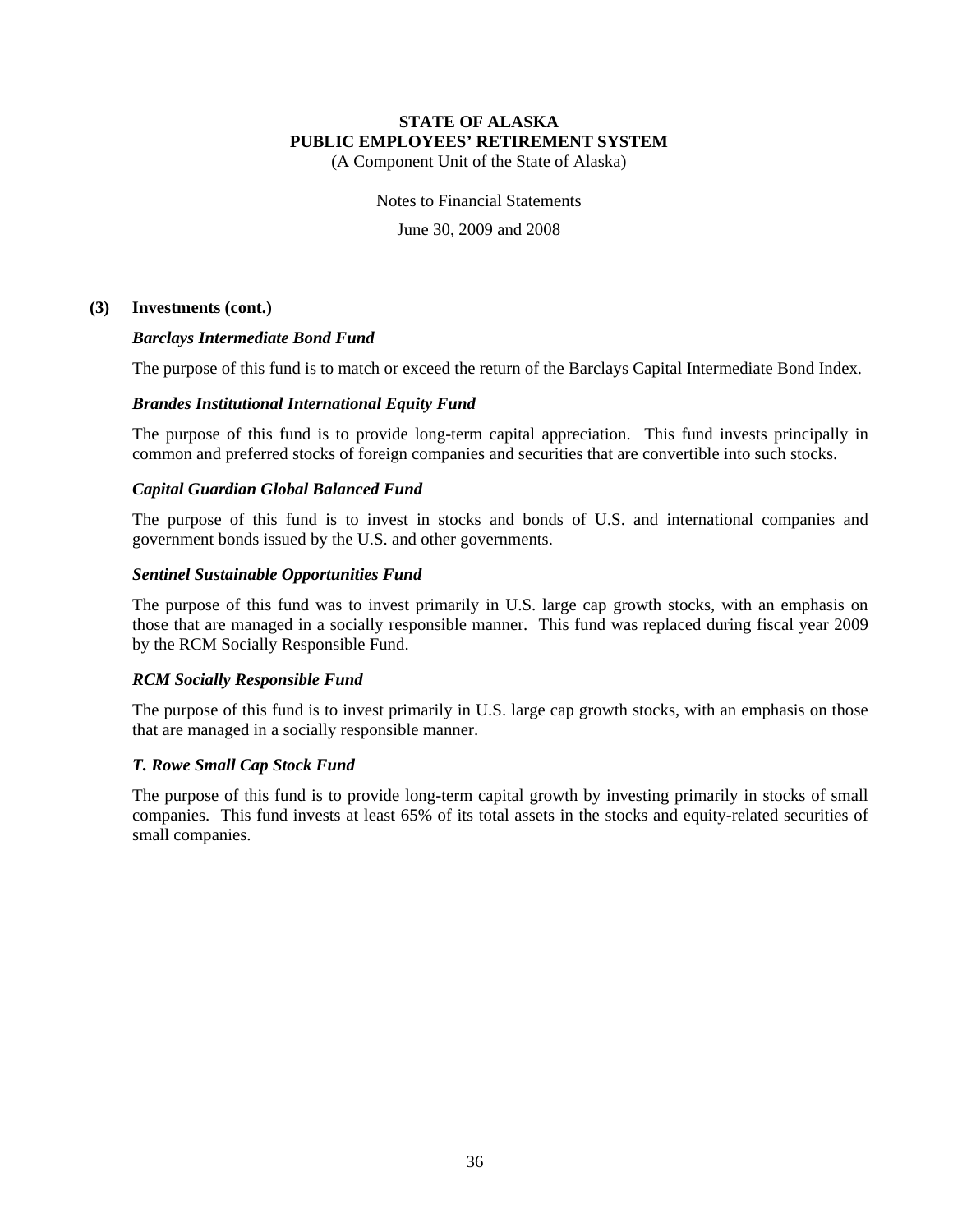### (3) Investments (cont.)

***Barclays Intermediate Bond Fund***

The purpose of this fund is to match or exceed the return of the Barclays Capital Intermediate Bond Index.

***Brandes Institutional International Equity Fund***

The purpose of this fund is to provide long-term capital appreciation. This fund invests principally in common and preferred stocks of foreign companies and securities that are convertible into such stocks.

***Capital Guardian Global Balanced Fund***

The purpose of this fund is to invest in stocks and bonds of U.S. and international companies and government bonds issued by the U.S. and other governments.

***Sentinel Sustainable Opportunities Fund***

The purpose of this fund was to invest primarily in U.S. large cap growth stocks, with an emphasis on those that are managed in a socially responsible manner. This fund was replaced during fiscal year 2009 by the RCM Socially Responsible Fund.

***RCM Socially Responsible Fund***

The purpose of this fund is to invest primarily in U.S. large cap growth stocks, with an emphasis on those that are managed in a socially responsible manner.

***T. Rowe Small Cap Stock Fund***

The purpose of this fund is to provide long-term capital growth by investing primarily in stocks of small companies. This fund invests at least 65% of its total assets in the stocks and equity-related securities of small companies.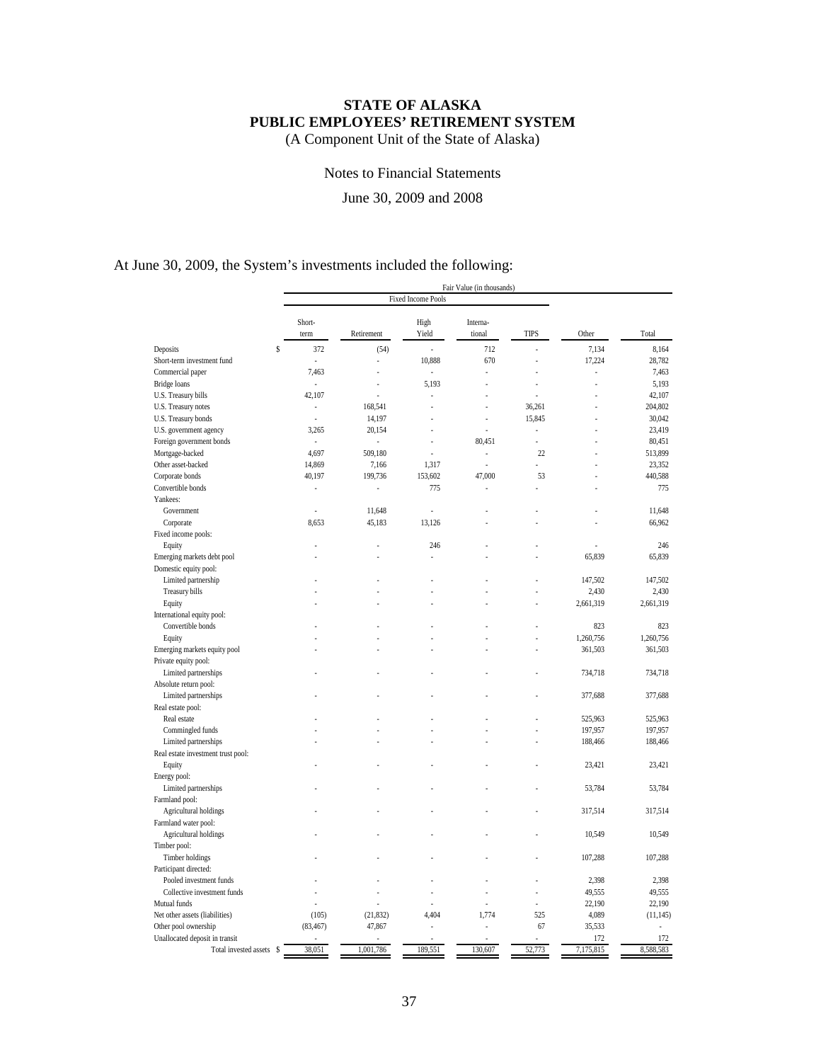# STATE OF ALASKA
# PUBLIC EMPLOYEES' RETIREMENT SYSTEM

(A Component Unit of the State of Alaska)

Notes to Financial Statements

June 30, 2009 and 2008

At June 30, 2009, the System's investments included the following:

| | Fair Value (in thousands) | | | | | | |
|---|---|---|---|---|---|---|---|
| | Fixed Income Pools | | | | | | |
| | Short-term | Retirement | High Yield | International | TIPS | Other | Total |
| Deposits | $ 372 | (54) | - | 712 | - | 7,134 | 8,164 |
| Short-term investment fund | - | - | 10,888 | 670 | - | 17,224 | 28,782 |
| Commercial paper | 7,463 | - | - | - | - | - | 7,463 |
| Bridge loans | - | - | 5,193 | - | - | - | 5,193 |
| U.S. Treasury bills | 42,107 | - | - | - | - | - | 42,107 |
| U.S. Treasury notes | - | 168,541 | - | - | 36,261 | - | 204,802 |
| U.S. Treasury bonds | - | 14,197 | - | - | 15,845 | - | 30,042 |
| U.S. government agency | 3,265 | 20,154 | - | - | - | - | 23,419 |
| Foreign government bonds | - | - | - | 80,451 | - | - | 80,451 |
| Mortgage-backed | 4,697 | 509,180 | - | - | 22 | - | 513,899 |
| Other asset-backed | 14,869 | 7,166 | 1,317 | - | - | - | 23,352 |
| Corporate bonds | 40,197 | 199,736 | 153,602 | 47,000 | 53 | - | 440,588 |
| Convertible bonds | - | - | 775 | - | - | - | 775 |
| Yankees: | | | | | | | |
| Government | - | 11,648 | - | - | - | - | 11,648 |
| Corporate | 8,653 | 45,183 | 13,126 | - | - | - | 66,962 |
| Fixed income pools: | | | | | | | |
| Equity | - | - | 246 | - | - | - | 246 |
| Emerging markets debt pool | - | - | - | - | - | 65,839 | 65,839 |
| Domestic equity pool: | | | | | | | |
| Limited partnership | - | - | - | - | - | 147,502 | 147,502 |
| Treasury bills | - | - | - | - | - | 2,430 | 2,430 |
| Equity | - | - | - | - | - | 2,661,319 | 2,661,319 |
| International equity pool: | | | | | | | |
| Convertible bonds | - | - | - | - | - | 823 | 823 |
| Equity | - | - | - | - | - | 1,260,756 | 1,260,756 |
| Emerging markets equity pool | - | - | - | - | - | 361,503 | 361,503 |
| Private equity pool: | | | | | | | |
| Limited partnerships | - | - | - | - | - | 734,718 | 734,718 |
| Absolute return pool: | | | | | | | |
| Limited partnerships | - | - | - | - | - | 377,688 | 377,688 |
| Real estate pool: | | | | | | | |
| Real estate | - | - | - | - | - | 525,963 | 525,963 |
| Commingled funds | - | - | - | - | - | 197,957 | 197,957 |
| Limited partnerships | - | - | - | - | - | 188,466 | 188,466 |
| Real estate investment trust pool: | | | | | | | |
| Equity | - | - | - | - | - | 23,421 | 23,421 |
| Energy pool: | | | | | | | |
| Limited partnerships | - | - | - | - | - | 53,784 | 53,784 |
| Farmland pool: | | | | | | | |
| Agricultural holdings | - | - | - | - | - | 317,514 | 317,514 |
| Farmland water pool: | | | | | | | |
| Agricultural holdings | - | - | - | - | - | 10,549 | 10,549 |
| Timber pool: | | | | | | | |
| Timber holdings | - | - | - | - | - | 107,288 | 107,288 |
| Participant directed: | | | | | | | |
| Pooled investment funds | - | - | - | - | - | 2,398 | 2,398 |
| Collective investment funds | - | - | - | - | - | 49,555 | 49,555 |
| Mutual funds | - | - | - | - | - | 22,190 | 22,190 |
| Net other assets (liabilities) | (105) | (21,832) | 4,404 | 1,774 | 525 | 4,089 | (11,145) |
| Other pool ownership | (83,467) | 47,867 | - | - | 67 | 35,533 | - |
| Unallocated deposit in transit | - | - | - | - | - | 172 | 172 |
| Total invested assets | $ 38,051 | 1,001,786 | 189,551 | 130,607 | 52,773 | 7,175,815 | 8,588,583 |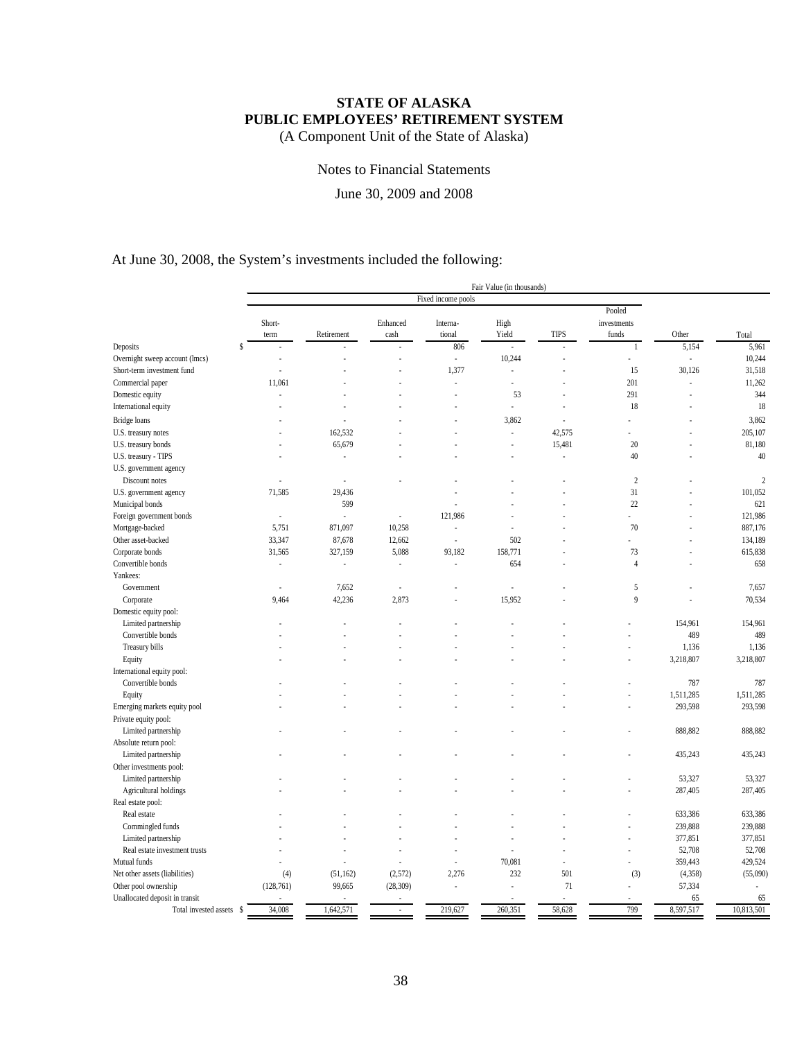**STATE OF ALASKA**
**PUBLIC EMPLOYEES' RETIREMENT SYSTEM**
(A Component Unit of the State of Alaska)

Notes to Financial Statements

June 30, 2009 and 2008

At June 30, 2008, the System's investments included the following:

| | Fair Value (in thousands) | | | | | | | | |
|---|---|---|---|---|---|---|---|---|---|
| | Fixed income pools | | | | | | | | |
| | Short-term | Retirement | Enhanced cash | Interna-tional | High Yield | TIPS | Pooled investments funds | Other | Total |
| Deposits | $ - | - | - | 806 | - | - | 1 | 5,154 | 5,961 |
| Overnight sweep account (lmcs) | - | - | - | - | 10,244 | - | - | - | 10,244 |
| Short-term investment fund | - | - | - | 1,377 | - | - | 15 | 30,126 | 31,518 |
| Commercial paper | 11,061 | - | - | - | - | - | 201 | - | 11,262 |
| Domestic equity | - | - | - | - | 53 | - | 291 | - | 344 |
| International equity | - | - | - | - | - | - | 18 | - | 18 |
| Bridge loans | - | - | - | - | 3,862 | - | - | - | 3,862 |
| U.S. treasury notes | - | 162,532 | - | - | - | 42,575 | - | - | 205,107 |
| U.S. treasury bonds | - | 65,679 | - | - | - | 15,481 | 20 | - | 81,180 |
| U.S. treasury - TIPS | - | - | - | - | - | - | 40 | - | 40 |
| U.S. government agency | | | | | | | | | |
| Discount notes | - | - | - | - | - | - | 2 | - | 2 |
| U.S. government agency | 71,585 | 29,436 | | - | - | - | 31 | - | 101,052 |
| Municipal bonds | | 599 | | - | - | - | 22 | - | 621 |
| Foreign government bonds | - | - | - | 121,986 | - | - | - | - | 121,986 |
| Mortgage-backed | 5,751 | 871,097 | 10,258 | - | - | - | 70 | - | 887,176 |
| Other asset-backed | 33,347 | 87,678 | 12,662 | - | 502 | - | - | - | 134,189 |
| Corporate bonds | 31,565 | 327,159 | 5,088 | 93,182 | 158,771 | - | 73 | - | 615,838 |
| Convertible bonds | - | - | - | - | 654 | - | 4 | - | 658 |
| Yankees: | | | | | | | | | |
| Government | - | 7,652 | - | - | - | - | 5 | - | 7,657 |
| Corporate | 9,464 | 42,236 | 2,873 | - | 15,952 | - | 9 | - | 70,534 |
| Domestic equity pool: | | | | | | | | | |
| Limited partnership | - | - | - | - | - | - | - | 154,961 | 154,961 |
| Convertible bonds | - | - | - | - | - | - | - | 489 | 489 |
| Treasury bills | - | - | - | - | - | - | - | 1,136 | 1,136 |
| Equity | - | - | - | - | - | - | - | 3,218,807 | 3,218,807 |
| International equity pool: | | | | | | | | | |
| Convertible bonds | - | - | - | - | - | - | - | 787 | 787 |
| Equity | - | - | - | - | - | - | - | 1,511,285 | 1,511,285 |
| Emerging markets equity pool | - | - | - | - | - | - | - | 293,598 | 293,598 |
| Private equity pool: | | | | | | | | | |
| Limited partnership | - | - | - | - | - | - | - | 888,882 | 888,882 |
| Absolute return pool: | | | | | | | | | |
| Limited partnership | - | - | - | - | - | - | - | 435,243 | 435,243 |
| Other investments pool: | | | | | | | | | |
| Limited partnership | - | - | - | - | - | - | - | 53,327 | 53,327 |
| Agricultural holdings | - | - | - | - | - | - | - | 287,405 | 287,405 |
| Real estate pool: | | | | | | | | | |
| Real estate | - | - | - | - | - | - | - | 633,386 | 633,386 |
| Commingled funds | - | - | - | - | - | - | - | 239,888 | 239,888 |
| Limited partnership | - | - | - | - | - | - | - | 377,851 | 377,851 |
| Real estate investment trusts | - | - | - | - | - | - | - | 52,708 | 52,708 |
| Mutual funds | - | - | - | - | 70,081 | - | - | 359,443 | 429,524 |
| Net other assets (liabilities) | (4) | (51,162) | (2,572) | 2,276 | 232 | 501 | (3) | (4,358) | (55,090) |
| Other pool ownership | (128,761) | 99,665 | (28,309) | - | - | 71 | - | 57,334 | - |
| Unallocated deposit in transit | - | - | - | - | - | - | - | 65 | 65 |
| Total invested assets | $ 34,008 | 1,642,571 | - | 219,627 | 260,351 | 58,628 | 799 | 8,597,517 | 10,813,501 |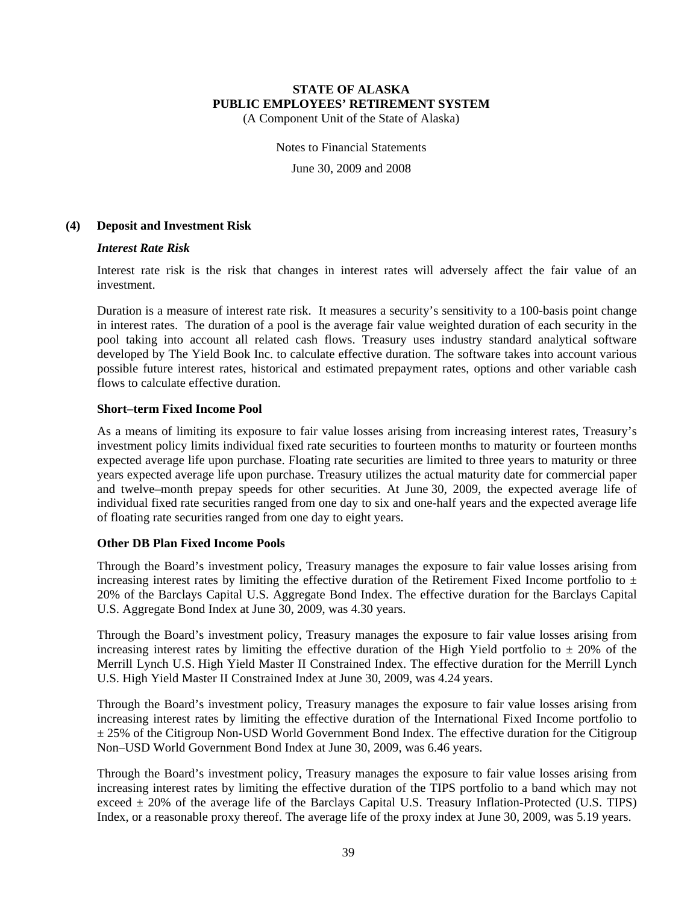## (4) Deposit and Investment Risk

### *Interest Rate Risk*

Interest rate risk is the risk that changes in interest rates will adversely affect the fair value of an investment.

Duration is a measure of interest rate risk. It measures a security's sensitivity to a 100-basis point change in interest rates. The duration of a pool is the average fair value weighted duration of each security in the pool taking into account all related cash flows. Treasury uses industry standard analytical software developed by The Yield Book Inc. to calculate effective duration. The software takes into account various possible future interest rates, historical and estimated prepayment rates, options and other variable cash flows to calculate effective duration.

**Short–term Fixed Income Pool**

As a means of limiting its exposure to fair value losses arising from increasing interest rates, Treasury's investment policy limits individual fixed rate securities to fourteen months to maturity or fourteen months expected average life upon purchase. Floating rate securities are limited to three years to maturity or three years expected average life upon purchase. Treasury utilizes the actual maturity date for commercial paper and twelve–month prepay speeds for other securities. At June 30, 2009, the expected average life of individual fixed rate securities ranged from one day to six and one-half years and the expected average life of floating rate securities ranged from one day to eight years.

**Other DB Plan Fixed Income Pools**

Through the Board's investment policy, Treasury manages the exposure to fair value losses arising from increasing interest rates by limiting the effective duration of the Retirement Fixed Income portfolio to ± 20% of the Barclays Capital U.S. Aggregate Bond Index. The effective duration for the Barclays Capital U.S. Aggregate Bond Index at June 30, 2009, was 4.30 years.

Through the Board's investment policy, Treasury manages the exposure to fair value losses arising from increasing interest rates by limiting the effective duration of the High Yield portfolio to ± 20% of the Merrill Lynch U.S. High Yield Master II Constrained Index. The effective duration for the Merrill Lynch U.S. High Yield Master II Constrained Index at June 30, 2009, was 4.24 years.

Through the Board's investment policy, Treasury manages the exposure to fair value losses arising from increasing interest rates by limiting the effective duration of the International Fixed Income portfolio to ± 25% of the Citigroup Non-USD World Government Bond Index. The effective duration for the Citigroup Non–USD World Government Bond Index at June 30, 2009, was 6.46 years.

Through the Board's investment policy, Treasury manages the exposure to fair value losses arising from increasing interest rates by limiting the effective duration of the TIPS portfolio to a band which may not exceed ± 20% of the average life of the Barclays Capital U.S. Treasury Inflation-Protected (U.S. TIPS) Index, or a reasonable proxy thereof. The average life of the proxy index at June 30, 2009, was 5.19 years.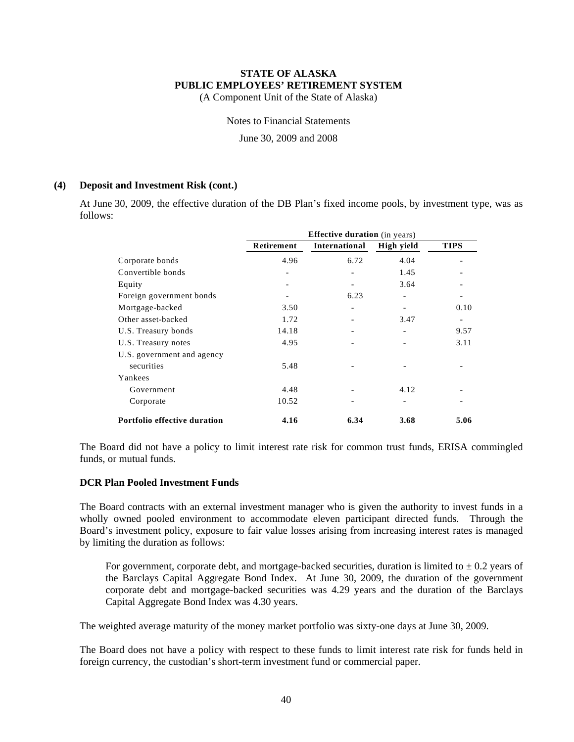# STATE OF ALASKA
# PUBLIC EMPLOYEES' RETIREMENT SYSTEM
(A Component Unit of the State of Alaska)

Notes to Financial Statements

June 30, 2009 and 2008

### (4) Deposit and Investment Risk (cont.)

At June 30, 2009, the effective duration of the DB Plan's fixed income pools, by investment type, was as follows:

| | **Effective duration** (in years) | | | |
|---|---|---|---|---|
| | **Retirement** | **International** | **High yield** | **TIPS** |
| Corporate bonds | 4.96 | 6.72 | 4.04 | - |
| Convertible bonds | - | - | 1.45 | - |
| Equity | - | - | 3.64 | - |
| Foreign government bonds | - | 6.23 | - | - |
| Mortgage-backed | 3.50 | - | - | 0.10 |
| Other asset-backed | 1.72 | - | 3.47 | - |
| U.S. Treasury bonds | 14.18 | - | - | 9.57 |
| U.S. Treasury notes | 4.95 | - | - | 3.11 |
| U.S. government and agency securities | 5.48 | - | - | - |
| Yankees | | | | |
| Government | 4.48 | - | 4.12 | - |
| Corporate | 10.52 | - | - | - |
| **Portfolio effective duration** | **4.16** | **6.34** | **3.68** | **5.06** |

The Board did not have a policy to limit interest rate risk for common trust funds, ERISA commingled funds, or mutual funds.

**DCR Plan Pooled Investment Funds**

The Board contracts with an external investment manager who is given the authority to invest funds in a wholly owned pooled environment to accommodate eleven participant directed funds. Through the Board's investment policy, exposure to fair value losses arising from increasing interest rates is managed by limiting the duration as follows:

For government, corporate debt, and mortgage-backed securities, duration is limited to ± 0.2 years of the Barclays Capital Aggregate Bond Index. At June 30, 2009, the duration of the government corporate debt and mortgage-backed securities was 4.29 years and the duration of the Barclays Capital Aggregate Bond Index was 4.30 years.

The weighted average maturity of the money market portfolio was sixty-one days at June 30, 2009.

The Board does not have a policy with respect to these funds to limit interest rate risk for funds held in foreign currency, the custodian's short-term investment fund or commercial paper.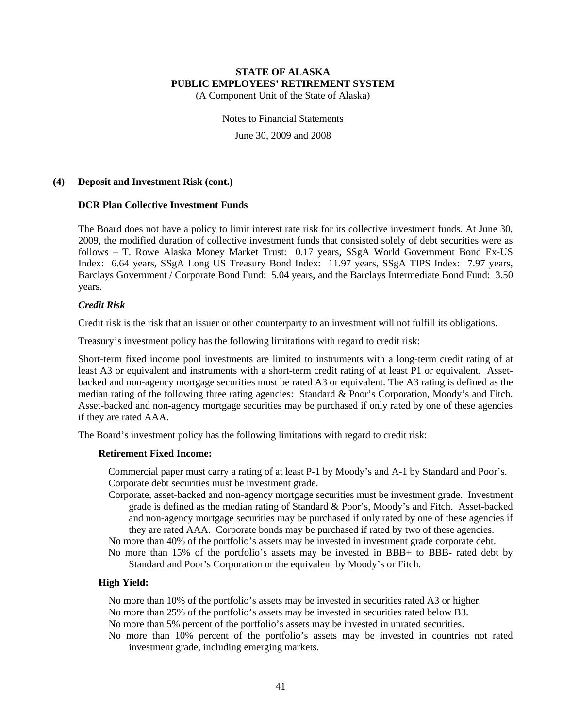**(4) Deposit and Investment Risk (cont.)**

**DCR Plan Collective Investment Funds**

The Board does not have a policy to limit interest rate risk for its collective investment funds. At June 30, 2009, the modified duration of collective investment funds that consisted solely of debt securities were as follows – T. Rowe Alaska Money Market Trust: 0.17 years, SSgA World Government Bond Ex-US Index: 6.64 years, SSgA Long US Treasury Bond Index: 11.97 years, SSgA TIPS Index: 7.97 years, Barclays Government / Corporate Bond Fund: 5.04 years, and the Barclays Intermediate Bond Fund: 3.50 years.

***Credit Risk***

Credit risk is the risk that an issuer or other counterparty to an investment will not fulfill its obligations.

Treasury's investment policy has the following limitations with regard to credit risk:

Short-term fixed income pool investments are limited to instruments with a long-term credit rating of at least A3 or equivalent and instruments with a short-term credit rating of at least P1 or equivalent. Asset-backed and non-agency mortgage securities must be rated A3 or equivalent. The A3 rating is defined as the median rating of the following three rating agencies: Standard & Poor's Corporation, Moody's and Fitch. Asset-backed and non-agency mortgage securities may be purchased if only rated by one of these agencies if they are rated AAA.

The Board's investment policy has the following limitations with regard to credit risk:

**Retirement Fixed Income:**

Commercial paper must carry a rating of at least P-1 by Moody's and A-1 by Standard and Poor's.
Corporate debt securities must be investment grade.
Corporate, asset-backed and non-agency mortgage securities must be investment grade. Investment grade is defined as the median rating of Standard & Poor's, Moody's and Fitch. Asset-backed and non-agency mortgage securities may be purchased if only rated by one of these agencies if they are rated AAA. Corporate bonds may be purchased if rated by two of these agencies.
No more than 40% of the portfolio's assets may be invested in investment grade corporate debt.
No more than 15% of the portfolio's assets may be invested in BBB+ to BBB- rated debt by Standard and Poor's Corporation or the equivalent by Moody's or Fitch.

**High Yield:**

No more than 10% of the portfolio's assets may be invested in securities rated A3 or higher.
No more than 25% of the portfolio's assets may be invested in securities rated below B3.
No more than 5% percent of the portfolio's assets may be invested in unrated securities.
No more than 10% percent of the portfolio's assets may be invested in countries not rated investment grade, including emerging markets.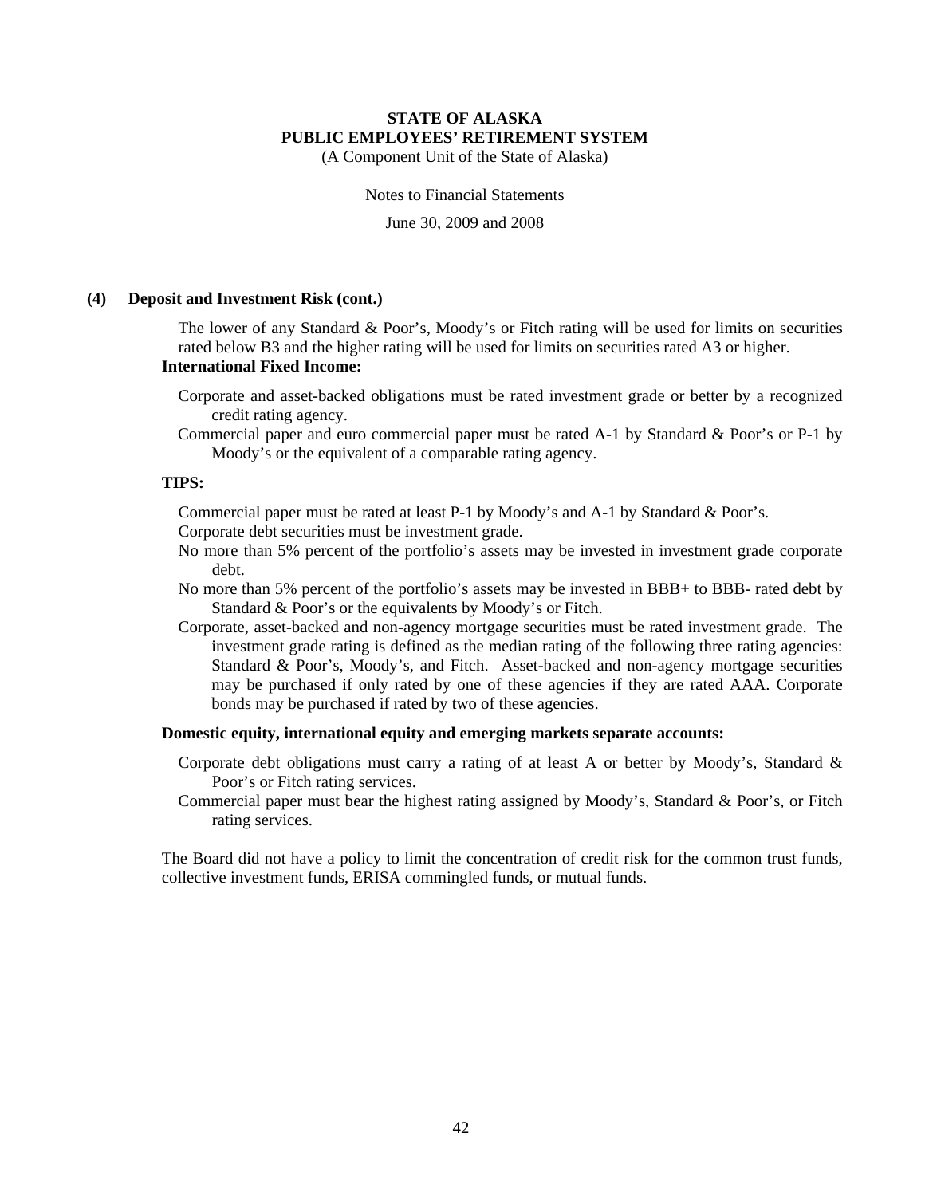#### (4) Deposit and Investment Risk (cont.)

The lower of any Standard & Poor's, Moody's or Fitch rating will be used for limits on securities rated below B3 and the higher rating will be used for limits on securities rated A3 or higher.

**International Fixed Income:**

Corporate and asset-backed obligations must be rated investment grade or better by a recognized credit rating agency.

Commercial paper and euro commercial paper must be rated A-1 by Standard & Poor's or P-1 by Moody's or the equivalent of a comparable rating agency.

**TIPS:**

Commercial paper must be rated at least P-1 by Moody's and A-1 by Standard & Poor's.

Corporate debt securities must be investment grade.

No more than 5% percent of the portfolio's assets may be invested in investment grade corporate debt.

No more than 5% percent of the portfolio's assets may be invested in BBB+ to BBB- rated debt by Standard & Poor's or the equivalents by Moody's or Fitch.

Corporate, asset-backed and non-agency mortgage securities must be rated investment grade. The investment grade rating is defined as the median rating of the following three rating agencies: Standard & Poor's, Moody's, and Fitch. Asset-backed and non-agency mortgage securities may be purchased if only rated by one of these agencies if they are rated AAA. Corporate bonds may be purchased if rated by two of these agencies.

**Domestic equity, international equity and emerging markets separate accounts:**

Corporate debt obligations must carry a rating of at least A or better by Moody's, Standard & Poor's or Fitch rating services.

Commercial paper must bear the highest rating assigned by Moody's, Standard & Poor's, or Fitch rating services.

The Board did not have a policy to limit the concentration of credit risk for the common trust funds, collective investment funds, ERISA commingled funds, or mutual funds.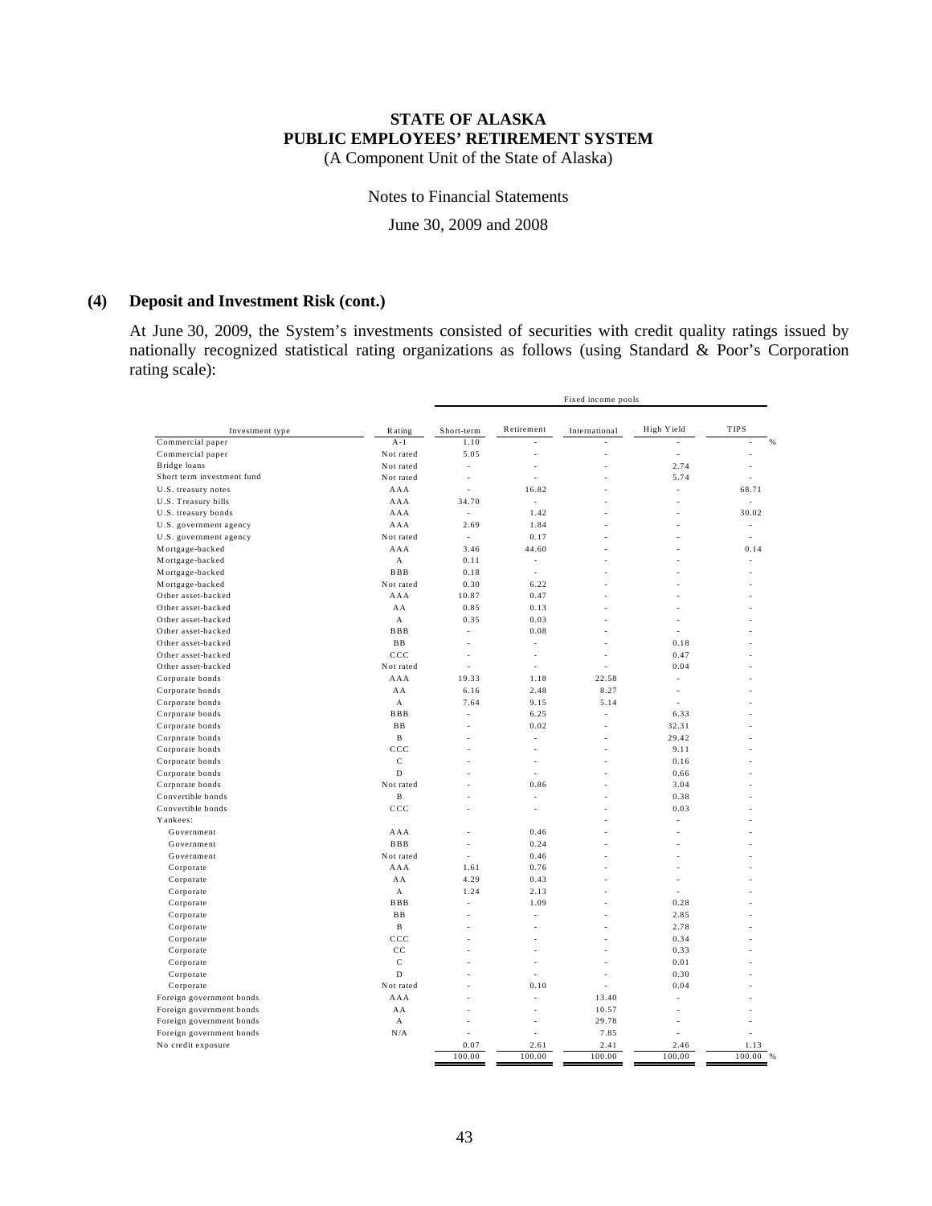**STATE OF ALASKA**
**PUBLIC EMPLOYEES' RETIREMENT SYSTEM**
(A Component Unit of the State of Alaska)

Notes to Financial Statements

June 30, 2009 and 2008

**(4) Deposit and Investment Risk (cont.)**

At June 30, 2009, the System's investments consisted of securities with credit quality ratings issued by nationally recognized statistical rating organizations as follows (using Standard & Poor's Corporation rating scale):

| | | Fixed income pools | | | | |
|---|---|---|---|---|---|---|
| Investment type | Rating | Short-term | Retirement | International | High Yield | TIPS |
| Commercial paper | A-1 | 1.10 | - | - | - | - % |
| Commercial paper | Not rated | 5.05 | - | - | - | - |
| Bridge loans | Not rated | - | - | - | 2.74 | - |
| Short term investment fund | Not rated | - | - | - | 5.74 | - |
| U.S. treasury notes | AAA | - | 16.82 | - | - | 68.71 |
| U.S. Treasury bills | AAA | 34.70 | - | - | - | - |
| U.S. treasury bonds | AAA | - | 1.42 | - | - | 30.02 |
| U.S. government agency | AAA | 2.69 | 1.84 | - | - | - |
| U.S. government agency | Not rated | - | 0.17 | - | - | - |
| Mortgage-backed | AAA | 3.46 | 44.60 | - | - | 0.14 |
| Mortgage-backed | A | 0.11 | - | - | - | - |
| Mortgage-backed | BBB | 0.18 | - | - | - | - |
| Mortgage-backed | Not rated | 0.30 | 6.22 | - | - | - |
| Other asset-backed | AAA | 10.87 | 0.47 | - | - | - |
| Other asset-backed | AA | 0.85 | 0.13 | - | - | - |
| Other asset-backed | A | 0.35 | 0.03 | - | - | - |
| Other asset-backed | BBB | - | 0.08 | - | - | - |
| Other asset-backed | BB | - | - | - | 0.18 | - |
| Other asset-backed | CCC | - | - | - | 0.47 | - |
| Other asset-backed | Not rated | - | - | - | 0.04 | - |
| Corporate bonds | AAA | 19.33 | 1.18 | 22.58 | - | - |
| Corporate bonds | AA | 6.16 | 2.48 | 8.27 | - | - |
| Corporate bonds | A | 7.64 | 9.15 | 5.14 | - | - |
| Corporate bonds | BBB | - | 6.25 | - | 6.33 | - |
| Corporate bonds | BB | - | 0.02 | - | 32.31 | - |
| Corporate bonds | B | - | - | - | 29.42 | - |
| Corporate bonds | CCC | - | - | - | 9.11 | - |
| Corporate bonds | C | - | - | - | 0.16 | - |
| Corporate bonds | D | - | - | - | 0.66 | - |
| Corporate bonds | Not rated | - | 0.86 | - | 3.04 | - |
| Convertible bonds | B | - | - | - | 0.38 | - |
| Convertible bonds | CCC | - | - | - | 0.03 | - |
| Yankees: | | | | - | - | - |
| Government | AAA | - | 0.46 | - | - | - |
| Government | BBB | - | 0.24 | - | - | - |
| Government | Not rated | - | 0.46 | - | - | - |
| Corporate | AAA | 1.61 | 0.76 | - | - | - |
| Corporate | AA | 4.29 | 0.43 | - | - | - |
| Corporate | A | 1.24 | 2.13 | - | - | - |
| Corporate | BBB | - | 1.09 | - | 0.28 | - |
| Corporate | BB | - | - | - | 2.85 | - |
| Corporate | B | - | - | - | 2.78 | - |
| Corporate | CCC | - | - | - | 0.34 | - |
| Corporate | CC | - | - | - | 0.33 | - |
| Corporate | C | - | - | - | 0.01 | - |
| Corporate | D | - | - | - | 0.30 | - |
| Corporate | Not rated | - | 0.10 | - | 0.04 | - |
| Foreign government bonds | AAA | - | - | 13.40 | - | - |
| Foreign government bonds | AA | - | - | 10.57 | - | - |
| Foreign government bonds | A | - | - | 29.78 | - | - |
| Foreign government bonds | N/A | - | - | 7.85 | - | - |
| No credit exposure | | 0.07 | 2.61 | 2.41 | 2.46 | 1.13 |
| | | 100.00 | 100.00 | 100.00 | 100.00 | 100.00 % |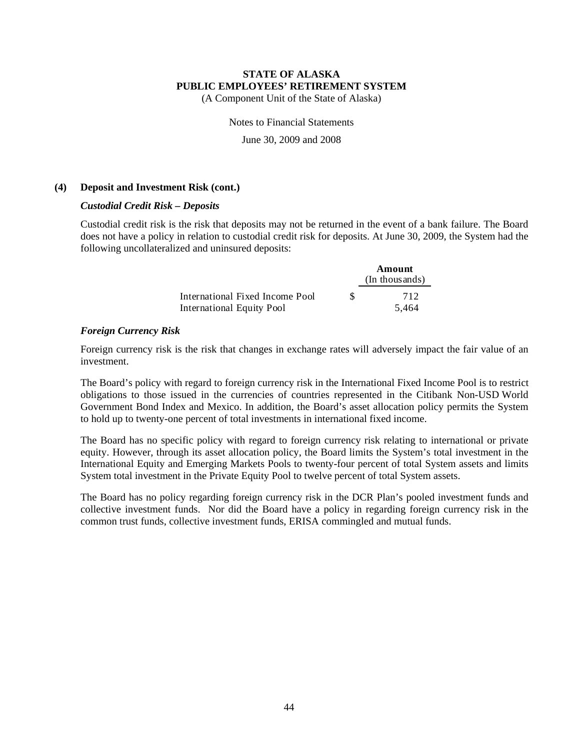**STATE OF ALASKA**
**PUBLIC EMPLOYEES' RETIREMENT SYSTEM**
(A Component Unit of the State of Alaska)

Notes to Financial Statements

June 30, 2009 and 2008

**(4) Deposit and Investment Risk (cont.)**

***Custodial Credit Risk – Deposits***

Custodial credit risk is the risk that deposits may not be returned in the event of a bank failure. The Board does not have a policy in relation to custodial credit risk for deposits. At June 30, 2009, the System had the following uncollateralized and uninsured deposits:

| | Amount (In thousands) |
|---|---|
| International Fixed Income Pool | $ 712 |
| International Equity Pool | 5,464 |

***Foreign Currency Risk***

Foreign currency risk is the risk that changes in exchange rates will adversely impact the fair value of an investment.

The Board's policy with regard to foreign currency risk in the International Fixed Income Pool is to restrict obligations to those issued in the currencies of countries represented in the Citibank Non-USD World Government Bond Index and Mexico. In addition, the Board's asset allocation policy permits the System to hold up to twenty-one percent of total investments in international fixed income.

The Board has no specific policy with regard to foreign currency risk relating to international or private equity. However, through its asset allocation policy, the Board limits the System's total investment in the International Equity and Emerging Markets Pools to twenty-four percent of total System assets and limits System total investment in the Private Equity Pool to twelve percent of total System assets.

The Board has no policy regarding foreign currency risk in the DCR Plan's pooled investment funds and collective investment funds. Nor did the Board have a policy in regarding foreign currency risk in the common trust funds, collective investment funds, ERISA commingled and mutual funds.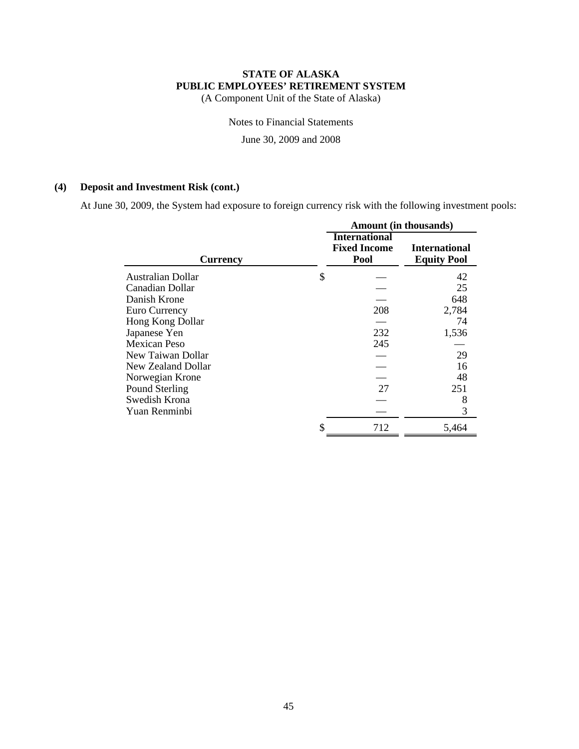**STATE OF ALASKA**
**PUBLIC EMPLOYEES' RETIREMENT SYSTEM**
(A Component Unit of the State of Alaska)

Notes to Financial Statements

June 30, 2009 and 2008

## (4) Deposit and Investment Risk (cont.)

At June 30, 2009, the System had exposure to foreign currency risk with the following investment pools:

| | Amount (in thousands) | |
|---|---|---|
| **Currency** | **International Fixed Income Pool** | **International Equity Pool** |
| Australian Dollar | $ — | 42 |
| Canadian Dollar | — | 25 |
| Danish Krone | — | 648 |
| Euro Currency | 208 | 2,784 |
| Hong Kong Dollar | — | 74 |
| Japanese Yen | 232 | 1,536 |
| Mexican Peso | 245 | — |
| New Taiwan Dollar | — | 29 |
| New Zealand Dollar | — | 16 |
| Norwegian Krone | — | 48 |
| Pound Sterling | 27 | 251 |
| Swedish Krona | — | 8 |
| Yuan Renminbi | — | 3 |
| | $ 712 | 5,464 |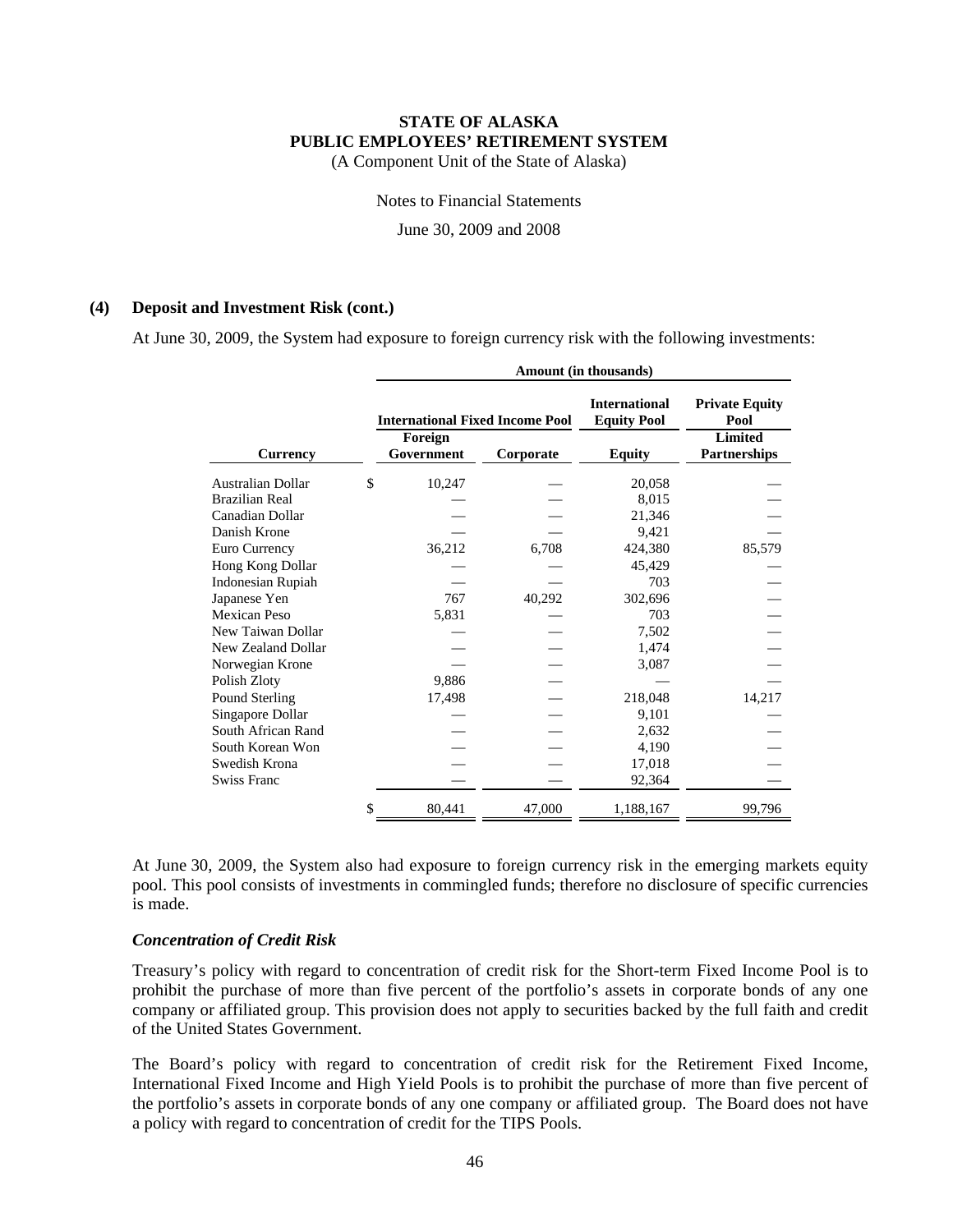**(4) Deposit and Investment Risk (cont.)**

At June 30, 2009, the System had exposure to foreign currency risk with the following investments:

| | Amount (in thousands) | | | |
|---|---|---|---|---|
| | International Fixed Income Pool | | International Equity Pool | Private Equity Pool |
| Currency | Foreign Government | Corporate | Equity | Limited Partnerships |
| Australian Dollar | $ 10,247 | — | 20,058 | — |
| Brazilian Real | — | — | 8,015 | — |
| Canadian Dollar | — | — | 21,346 | — |
| Danish Krone | — | — | 9,421 | — |
| Euro Currency | 36,212 | 6,708 | 424,380 | 85,579 |
| Hong Kong Dollar | — | — | 45,429 | — |
| Indonesian Rupiah | — | — | 703 | — |
| Japanese Yen | 767 | 40,292 | 302,696 | — |
| Mexican Peso | 5,831 | — | 703 | — |
| New Taiwan Dollar | — | — | 7,502 | — |
| New Zealand Dollar | — | — | 1,474 | — |
| Norwegian Krone | — | — | 3,087 | — |
| Polish Zloty | 9,886 | — | — | — |
| Pound Sterling | 17,498 | — | 218,048 | 14,217 |
| Singapore Dollar | — | — | 9,101 | — |
| South African Rand | — | — | 2,632 | — |
| South Korean Won | — | — | 4,190 | — |
| Swedish Krona | — | — | 17,018 | — |
| Swiss Franc | — | — | 92,364 | — |
| | $ 80,441 | 47,000 | 1,188,167 | 99,796 |

At June 30, 2009, the System also had exposure to foreign currency risk in the emerging markets equity pool. This pool consists of investments in commingled funds; therefore no disclosure of specific currencies is made.

***Concentration of Credit Risk***

Treasury's policy with regard to concentration of credit risk for the Short-term Fixed Income Pool is to prohibit the purchase of more than five percent of the portfolio's assets in corporate bonds of any one company or affiliated group. This provision does not apply to securities backed by the full faith and credit of the United States Government.

The Board's policy with regard to concentration of credit risk for the Retirement Fixed Income, International Fixed Income and High Yield Pools is to prohibit the purchase of more than five percent of the portfolio's assets in corporate bonds of any one company or affiliated group. The Board does not have a policy with regard to concentration of credit for the TIPS Pools.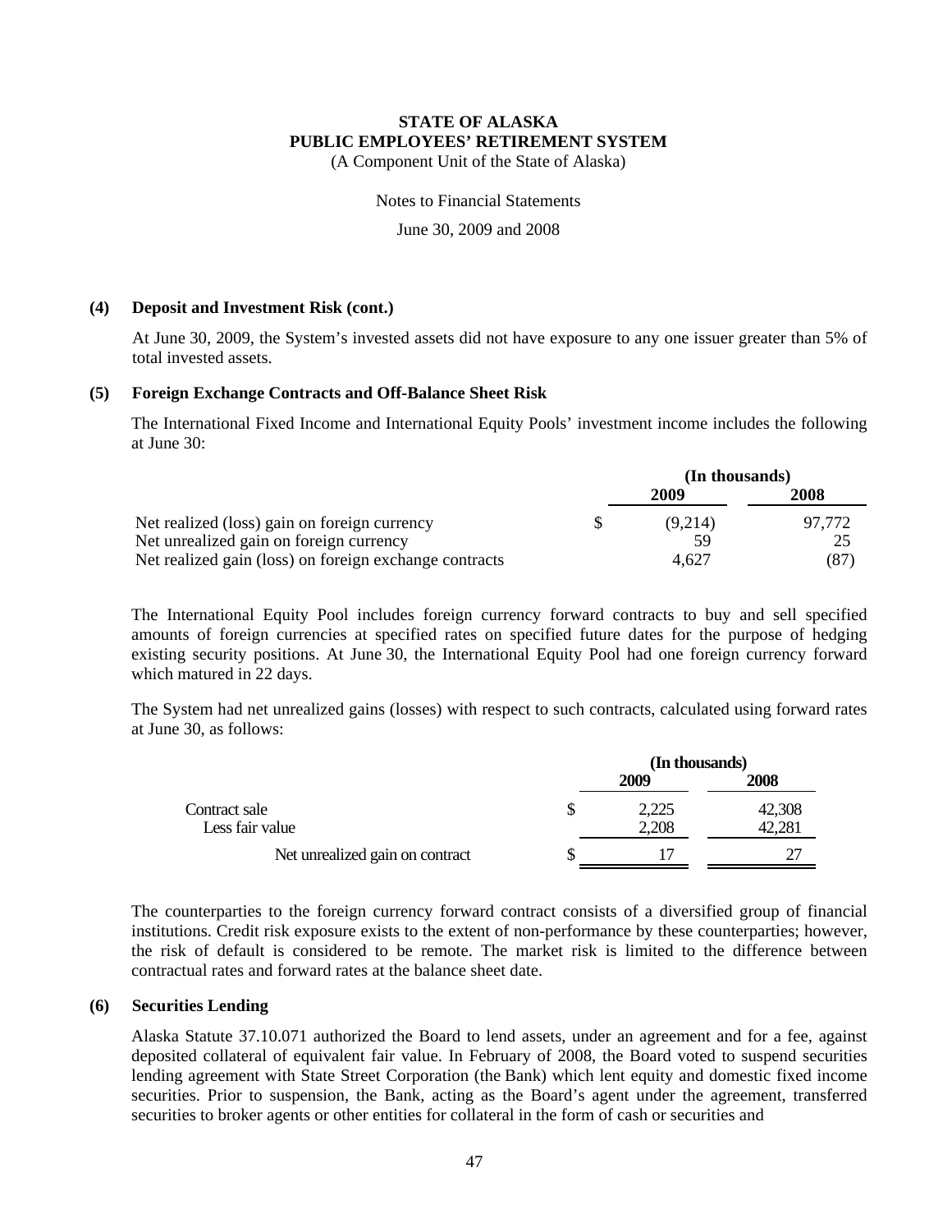# STATE OF ALASKA
# PUBLIC EMPLOYEES' RETIREMENT SYSTEM

(A Component Unit of the State of Alaska)

Notes to Financial Statements

June 30, 2009 and 2008

### (4) Deposit and Investment Risk (cont.)

At June 30, 2009, the System's invested assets did not have exposure to any one issuer greater than 5% of total invested assets.

### (5) Foreign Exchange Contracts and Off-Balance Sheet Risk

The International Fixed Income and International Equity Pools' investment income includes the following at June 30:

| | (In thousands) | | |
|---|---|---|---|
| | | **2009** | **2008** |
| Net realized (loss) gain on foreign currency | $ | (9,214) | 97,772 |
| Net unrealized gain on foreign currency | | 59 | 25 |
| Net realized gain (loss) on foreign exchange contracts | | 4,627 | (87) |

The International Equity Pool includes foreign currency forward contracts to buy and sell specified amounts of foreign currencies at specified rates on specified future dates for the purpose of hedging existing security positions. At June 30, the International Equity Pool had one foreign currency forward which matured in 22 days.

The System had net unrealized gains (losses) with respect to such contracts, calculated using forward rates at June 30, as follows:

| | (In thousands) | | |
|---|---|---|---|
| | | **2009** | **2008** |
| Contract sale | $ | 2,225 | 42,308 |
| Less fair value | | 2,208 | 42,281 |
| Net unrealized gain on contract | $ | 17 | 27 |

The counterparties to the foreign currency forward contract consists of a diversified group of financial institutions. Credit risk exposure exists to the extent of non-performance by these counterparties; however, the risk of default is considered to be remote. The market risk is limited to the difference between contractual rates and forward rates at the balance sheet date.

### (6) Securities Lending

Alaska Statute 37.10.071 authorized the Board to lend assets, under an agreement and for a fee, against deposited collateral of equivalent fair value. In February of 2008, the Board voted to suspend securities lending agreement with State Street Corporation (the Bank) which lent equity and domestic fixed income securities. Prior to suspension, the Bank, acting as the Board's agent under the agreement, transferred securities to broker agents or other entities for collateral in the form of cash or securities and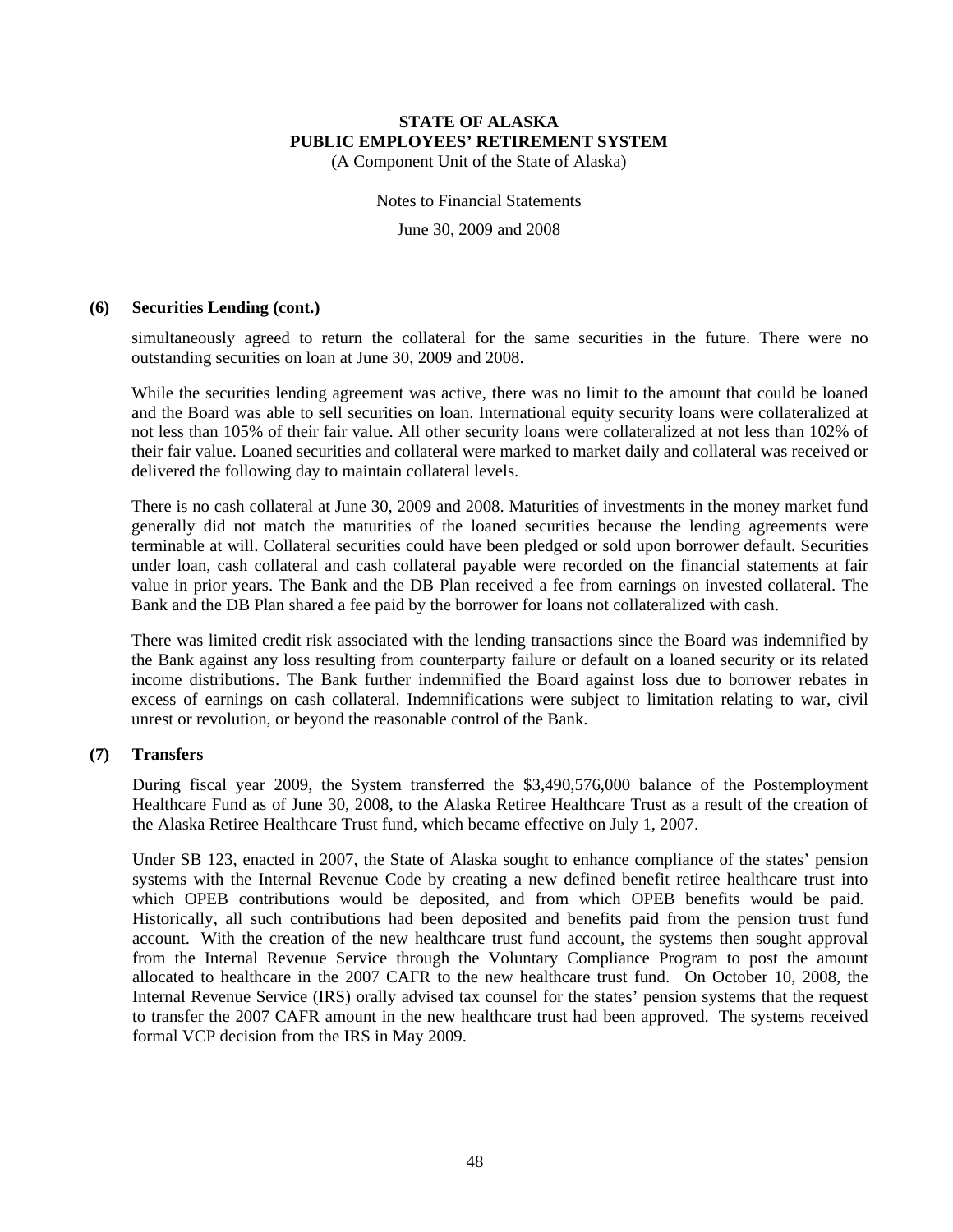### (6) Securities Lending (cont.)

simultaneously agreed to return the collateral for the same securities in the future. There were no outstanding securities on loan at June 30, 2009 and 2008.

While the securities lending agreement was active, there was no limit to the amount that could be loaned and the Board was able to sell securities on loan. International equity security loans were collateralized at not less than 105% of their fair value. All other security loans were collateralized at not less than 102% of their fair value. Loaned securities and collateral were marked to market daily and collateral was received or delivered the following day to maintain collateral levels.

There is no cash collateral at June 30, 2009 and 2008. Maturities of investments in the money market fund generally did not match the maturities of the loaned securities because the lending agreements were terminable at will. Collateral securities could have been pledged or sold upon borrower default. Securities under loan, cash collateral and cash collateral payable were recorded on the financial statements at fair value in prior years. The Bank and the DB Plan received a fee from earnings on invested collateral. The Bank and the DB Plan shared a fee paid by the borrower for loans not collateralized with cash.

There was limited credit risk associated with the lending transactions since the Board was indemnified by the Bank against any loss resulting from counterparty failure or default on a loaned security or its related income distributions. The Bank further indemnified the Board against loss due to borrower rebates in excess of earnings on cash collateral. Indemnifications were subject to limitation relating to war, civil unrest or revolution, or beyond the reasonable control of the Bank.

### (7) Transfers

During fiscal year 2009, the System transferred the $3,490,576,000 balance of the Postemployment Healthcare Fund as of June 30, 2008, to the Alaska Retiree Healthcare Trust as a result of the creation of the Alaska Retiree Healthcare Trust fund, which became effective on July 1, 2007.

Under SB 123, enacted in 2007, the State of Alaska sought to enhance compliance of the states' pension systems with the Internal Revenue Code by creating a new defined benefit retiree healthcare trust into which OPEB contributions would be deposited, and from which OPEB benefits would be paid. Historically, all such contributions had been deposited and benefits paid from the pension trust fund account. With the creation of the new healthcare trust fund account, the systems then sought approval from the Internal Revenue Service through the Voluntary Compliance Program to post the amount allocated to healthcare in the 2007 CAFR to the new healthcare trust fund. On October 10, 2008, the Internal Revenue Service (IRS) orally advised tax counsel for the states' pension systems that the request to transfer the 2007 CAFR amount in the new healthcare trust had been approved. The systems received formal VCP decision from the IRS in May 2009.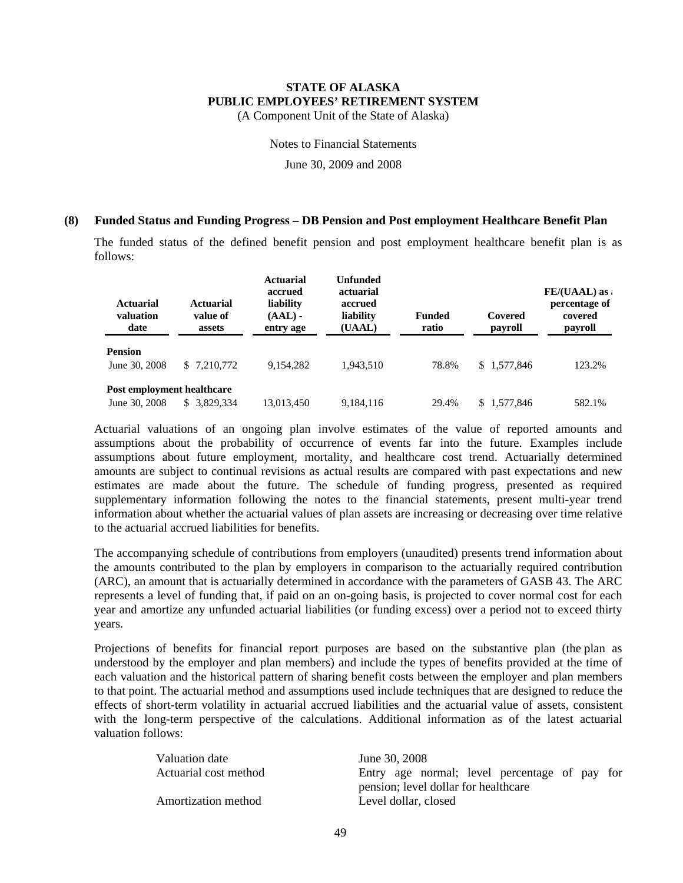**STATE OF ALASKA**
**PUBLIC EMPLOYEES' RETIREMENT SYSTEM**
(A Component Unit of the State of Alaska)

Notes to Financial Statements

June 30, 2009 and 2008

## (8) Funded Status and Funding Progress – DB Pension and Post employment Healthcare Benefit Plan

The funded status of the defined benefit pension and post employment healthcare benefit plan is as follows:

| Actuarial valuation date | Actuarial value of assets | Actuarial accrued liability (AAL) - entry age | Unfunded actuarial accrued liability (UAAL) | Funded ratio | Covered payroll | FE/(UAAL) as a percentage of covered payroll |
|---|---|---|---|---|---|---|
| **Pension** | | | | | | |
| June 30, 2008 | $ 7,210,772 | 9,154,282 | 1,943,510 | 78.8% | $ 1,577,846 | 123.2% |
| **Post employment healthcare** | | | | | | |
| June 30, 2008 | $ 3,829,334 | 13,013,450 | 9,184,116 | 29.4% | $ 1,577,846 | 582.1% |

Actuarial valuations of an ongoing plan involve estimates of the value of reported amounts and assumptions about the probability of occurrence of events far into the future. Examples include assumptions about future employment, mortality, and healthcare cost trend. Actuarially determined amounts are subject to continual revisions as actual results are compared with past expectations and new estimates are made about the future. The schedule of funding progress, presented as required supplementary information following the notes to the financial statements, present multi-year trend information about whether the actuarial values of plan assets are increasing or decreasing over time relative to the actuarial accrued liabilities for benefits.

The accompanying schedule of contributions from employers (unaudited) presents trend information about the amounts contributed to the plan by employers in comparison to the actuarially required contribution (ARC), an amount that is actuarially determined in accordance with the parameters of GASB 43. The ARC represents a level of funding that, if paid on an on-going basis, is projected to cover normal cost for each year and amortize any unfunded actuarial liabilities (or funding excess) over a period not to exceed thirty years.

Projections of benefits for financial report purposes are based on the substantive plan (the plan as understood by the employer and plan members) and include the types of benefits provided at the time of each valuation and the historical pattern of sharing benefit costs between the employer and plan members to that point. The actuarial method and assumptions used include techniques that are designed to reduce the effects of short-term volatility in actuarial accrued liabilities and the actuarial value of assets, consistent with the long-term perspective of the calculations. Additional information as of the latest actuarial valuation follows:

| | |
|---|---|
| Valuation date | June 30, 2008 |
| Actuarial cost method | Entry age normal; level percentage of pay for pension; level dollar for healthcare |
| Amortization method | Level dollar, closed |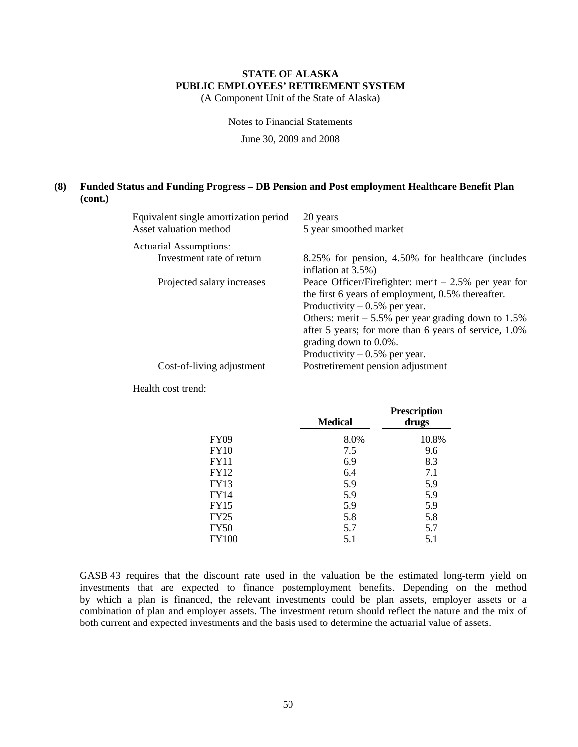**STATE OF ALASKA**
**PUBLIC EMPLOYEES' RETIREMENT SYSTEM**
(A Component Unit of the State of Alaska)

Notes to Financial Statements

June 30, 2009 and 2008

## (8) Funded Status and Funding Progress – DB Pension and Post employment Healthcare Benefit Plan (cont.)

| | |
|---|---|
| Equivalent single amortization period | 20 years |
| Asset valuation method | 5 year smoothed market |
| Actuarial Assumptions: | |
| Investment rate of return | 8.25% for pension, 4.50% for healthcare (includes inflation at 3.5%) |
| Projected salary increases | Peace Officer/Firefighter: merit – 2.5% per year for the first 6 years of employment, 0.5% thereafter. Productivity – 0.5% per year. Others: merit – 5.5% per year grading down to 1.5% after 5 years; for more than 6 years of service, 1.0% grading down to 0.0%. Productivity – 0.5% per year. |
| Cost-of-living adjustment | Postretirement pension adjustment |

Health cost trend:

| | Medical | Prescription drugs |
|---|---|---|
| FY09 | 8.0% | 10.8% |
| FY10 | 7.5 | 9.6 |
| FY11 | 6.9 | 8.3 |
| FY12 | 6.4 | 7.1 |
| FY13 | 5.9 | 5.9 |
| FY14 | 5.9 | 5.9 |
| FY15 | 5.9 | 5.9 |
| FY25 | 5.8 | 5.8 |
| FY50 | 5.7 | 5.7 |
| FY100 | 5.1 | 5.1 |

GASB 43 requires that the discount rate used in the valuation be the estimated long-term yield on investments that are expected to finance postemployment benefits. Depending on the method by which a plan is financed, the relevant investments could be plan assets, employer assets or a combination of plan and employer assets. The investment return should reflect the nature and the mix of both current and expected investments and the basis used to determine the actuarial value of assets.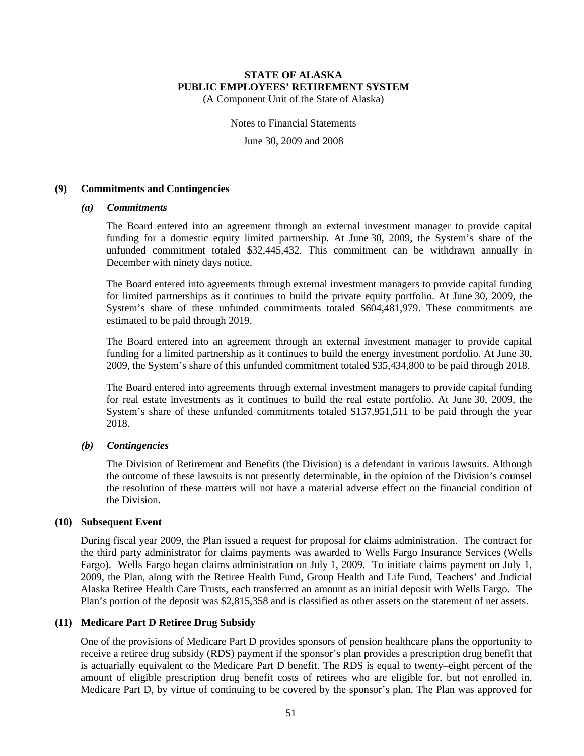### (9) Commitments and Contingencies

#### *(a) Commitments*

The Board entered into an agreement through an external investment manager to provide capital funding for a domestic equity limited partnership. At June 30, 2009, the System's share of the unfunded commitment totaled $32,445,432. This commitment can be withdrawn annually in December with ninety days notice.

The Board entered into agreements through external investment managers to provide capital funding for limited partnerships as it continues to build the private equity portfolio. At June 30, 2009, the System's share of these unfunded commitments totaled $604,481,979. These commitments are estimated to be paid through 2019.

The Board entered into an agreement through an external investment manager to provide capital funding for a limited partnership as it continues to build the energy investment portfolio. At June 30, 2009, the System's share of this unfunded commitment totaled $35,434,800 to be paid through 2018.

The Board entered into agreements through external investment managers to provide capital funding for real estate investments as it continues to build the real estate portfolio. At June 30, 2009, the System's share of these unfunded commitments totaled $157,951,511 to be paid through the year 2018.

#### *(b) Contingencies*

The Division of Retirement and Benefits (the Division) is a defendant in various lawsuits. Although the outcome of these lawsuits is not presently determinable, in the opinion of the Division's counsel the resolution of these matters will not have a material adverse effect on the financial condition of the Division.

### (10) Subsequent Event

During fiscal year 2009, the Plan issued a request for proposal for claims administration. The contract for the third party administrator for claims payments was awarded to Wells Fargo Insurance Services (Wells Fargo). Wells Fargo began claims administration on July 1, 2009. To initiate claims payment on July 1, 2009, the Plan, along with the Retiree Health Fund, Group Health and Life Fund, Teachers' and Judicial Alaska Retiree Health Care Trusts, each transferred an amount as an initial deposit with Wells Fargo. The Plan's portion of the deposit was $2,815,358 and is classified as other assets on the statement of net assets.

### (11) Medicare Part D Retiree Drug Subsidy

One of the provisions of Medicare Part D provides sponsors of pension healthcare plans the opportunity to receive a retiree drug subsidy (RDS) payment if the sponsor's plan provides a prescription drug benefit that is actuarially equivalent to the Medicare Part D benefit. The RDS is equal to twenty–eight percent of the amount of eligible prescription drug benefit costs of retirees who are eligible for, but not enrolled in, Medicare Part D, by virtue of continuing to be covered by the sponsor's plan. The Plan was approved for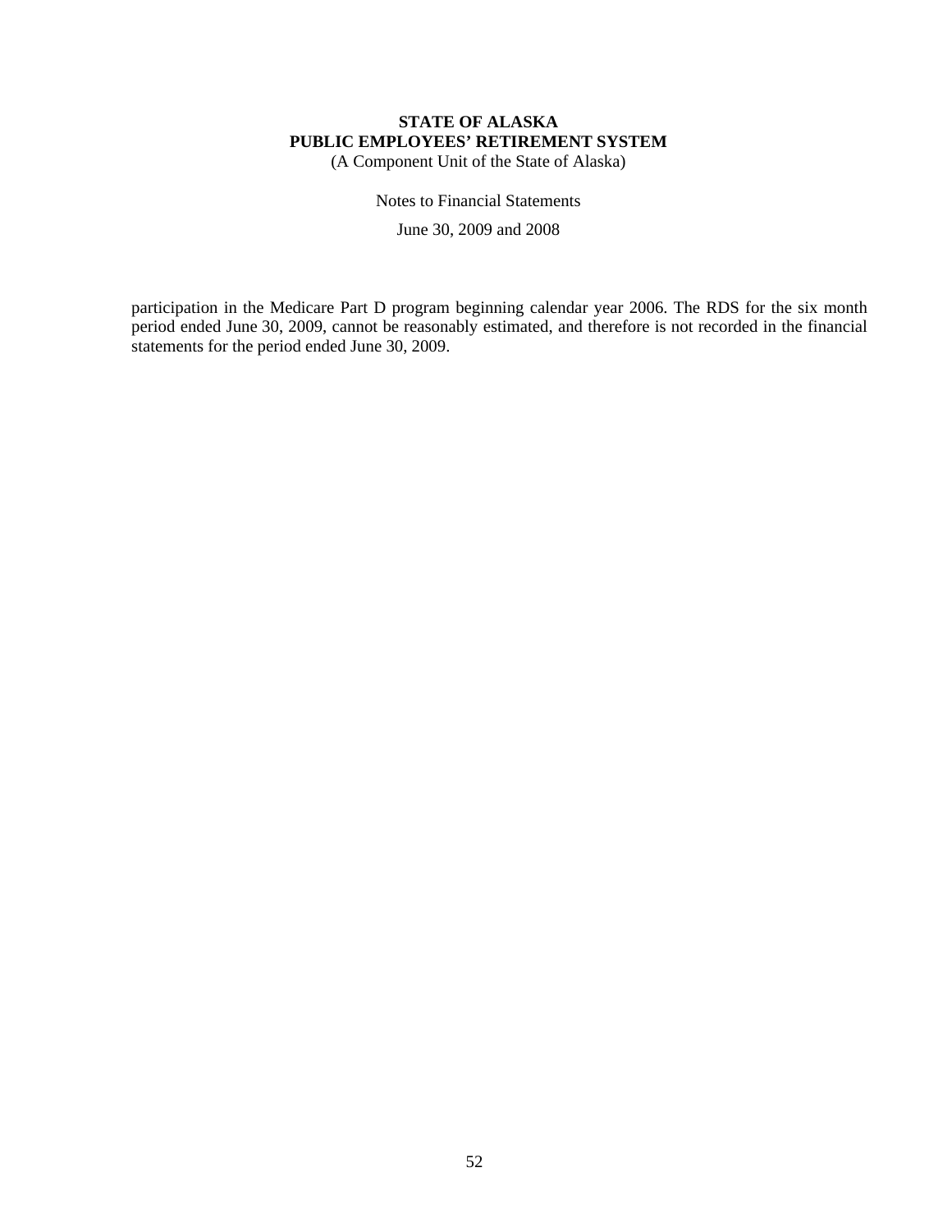participation in the Medicare Part D program beginning calendar year 2006. The RDS for the six month period ended June 30, 2009, cannot be reasonably estimated, and therefore is not recorded in the financial statements for the period ended June 30, 2009.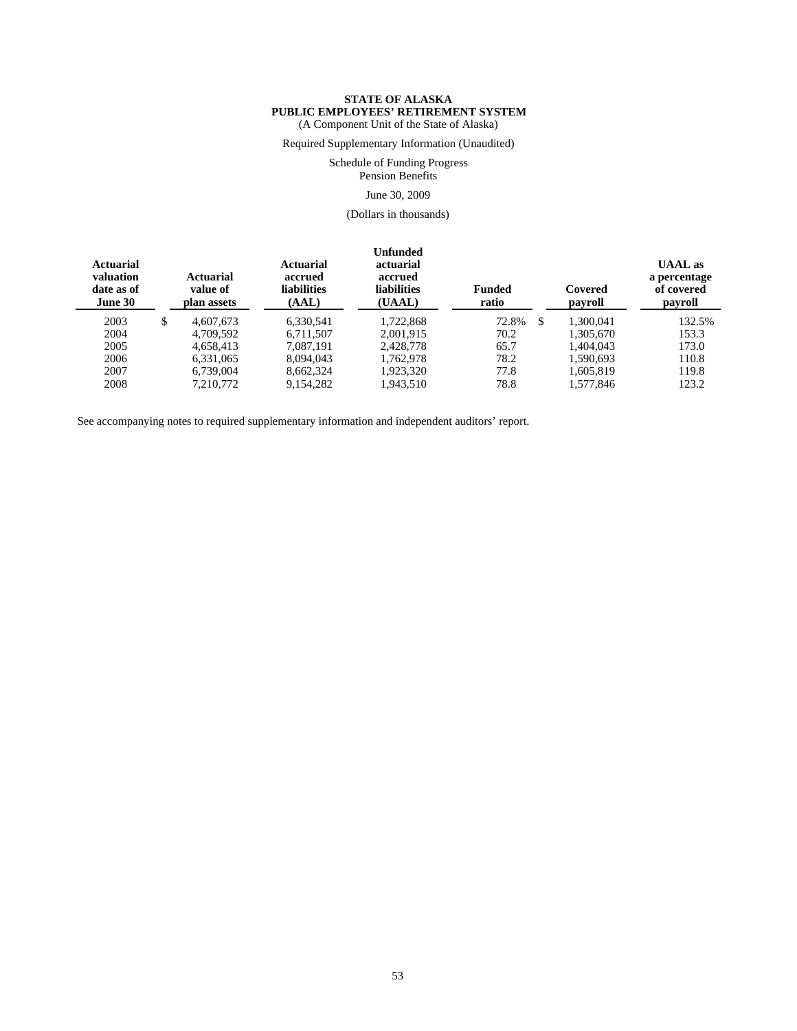**STATE OF ALASKA**
**PUBLIC EMPLOYEES' RETIREMENT SYSTEM**
(A Component Unit of the State of Alaska)

Required Supplementary Information (Unaudited)

Schedule of Funding Progress
Pension Benefits

June 30, 2009

(Dollars in thousands)

| Actuarial valuation date as of June 30 | Actuarial value of plan assets | Actuarial accrued liabilities (AAL) | Unfunded actuarial accrued liabilities (UAAL) | Funded ratio | Covered payroll | UAAL as a percentage of covered payroll |
|---|---|---|---|---|---|---|
| 2003 | $ 4,607,673 | 6,330,541 | 1,722,868 | 72.8% | $ 1,300,041 | 132.5% |
| 2004 | 4,709,592 | 6,711,507 | 2,001,915 | 70.2 | 1,305,670 | 153.3 |
| 2005 | 4,658,413 | 7,087,191 | 2,428,778 | 65.7 | 1,404,043 | 173.0 |
| 2006 | 6,331,065 | 8,094,043 | 1,762,978 | 78.2 | 1,590,693 | 110.8 |
| 2007 | 6,739,004 | 8,662,324 | 1,923,320 | 77.8 | 1,605,819 | 119.8 |
| 2008 | 7,210,772 | 9,154,282 | 1,943,510 | 78.8 | 1,577,846 | 123.2 |

See accompanying notes to required supplementary information and independent auditors' report.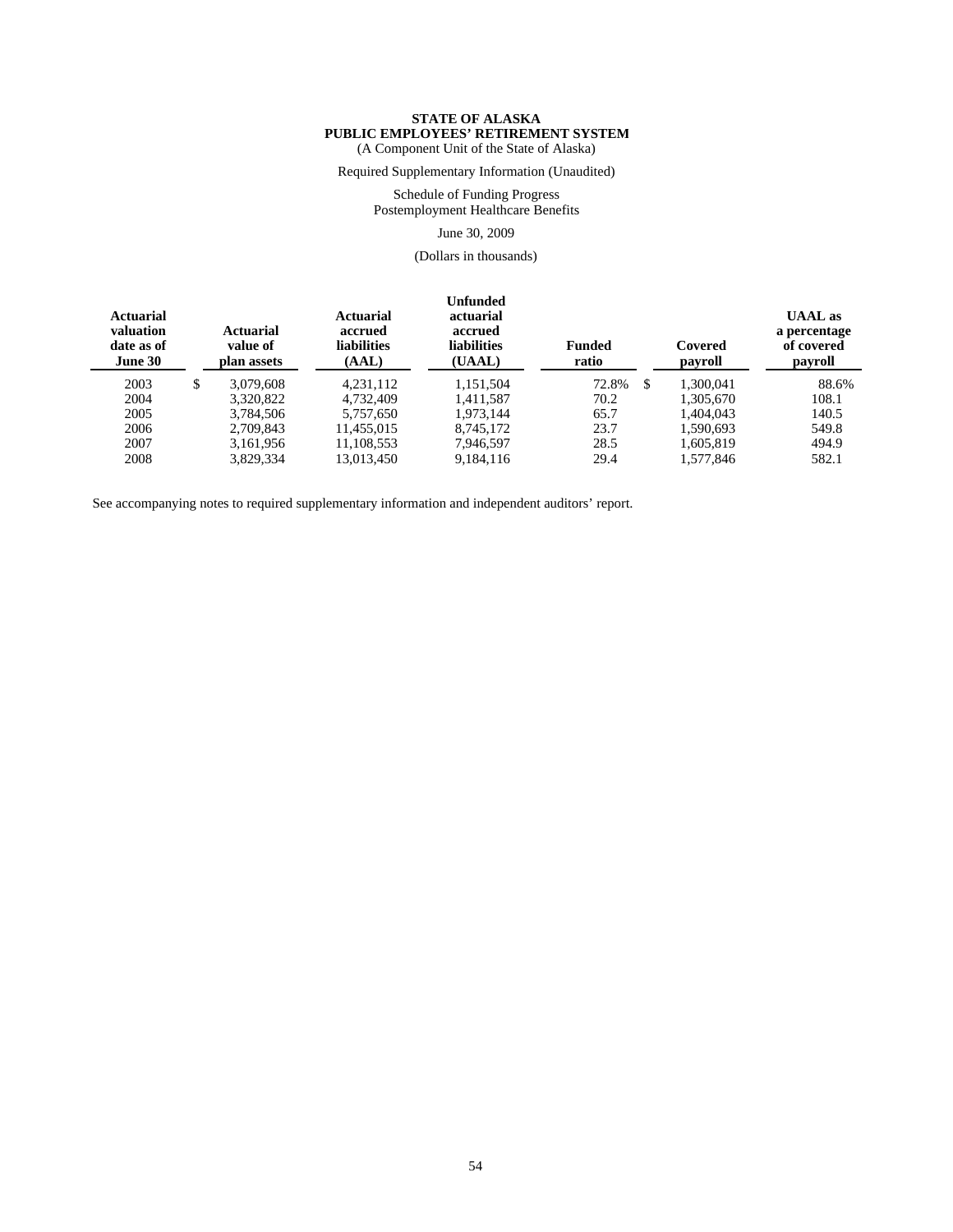**STATE OF ALASKA**
**PUBLIC EMPLOYEES' RETIREMENT SYSTEM**
(A Component Unit of the State of Alaska)

Required Supplementary Information (Unaudited)

Schedule of Funding Progress
Postemployment Healthcare Benefits

June 30, 2009

(Dollars in thousands)

| Actuarial valuation date as of June 30 | Actuarial value of plan assets | Actuarial accrued liabilities (AAL) | Unfunded actuarial accrued liabilities (UAAL) | Funded ratio | Covered payroll | UAAL as a percentage of covered payroll |
|---|---|---|---|---|---|---|
| 2003 | $ 3,079,608 | 4,231,112 | 1,151,504 | 72.8% | $ 1,300,041 | 88.6% |
| 2004 | 3,320,822 | 4,732,409 | 1,411,587 | 70.2 | 1,305,670 | 108.1 |
| 2005 | 3,784,506 | 5,757,650 | 1,973,144 | 65.7 | 1,404,043 | 140.5 |
| 2006 | 2,709,843 | 11,455,015 | 8,745,172 | 23.7 | 1,590,693 | 549.8 |
| 2007 | 3,161,956 | 11,108,553 | 7,946,597 | 28.5 | 1,605,819 | 494.9 |
| 2008 | 3,829,334 | 13,013,450 | 9,184,116 | 29.4 | 1,577,846 | 582.1 |

See accompanying notes to required supplementary information and independent auditors' report.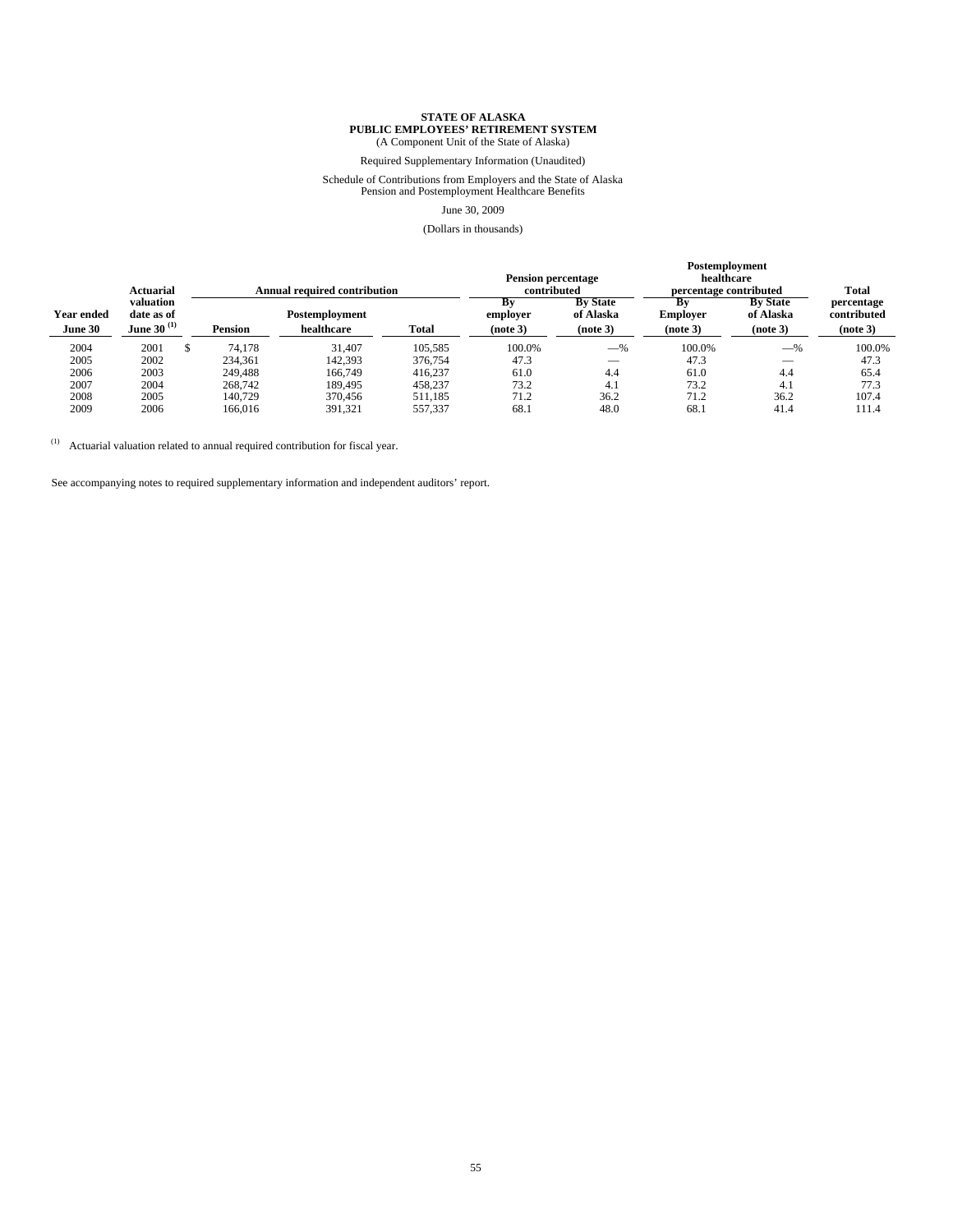# STATE OF ALASKA
## PUBLIC EMPLOYEES' RETIREMENT SYSTEM
(A Component Unit of the State of Alaska)

Required Supplementary Information (Unaudited)

Schedule of Contributions from Employers and the State of Alaska
Pension and Postemployment Healthcare Benefits

June 30, 2009

(Dollars in thousands)

| Year ended June 30 | Actuarial valuation date as of June 30 [1] | Annual required contribution | | | Pension percentage contributed | | Postemployment healthcare percentage contributed | | Total percentage contributed (note 3) |
|---|---|---|---|---|---|---|---|---|---|
| | | Pension | Postemployment healthcare | Total | By employer (note 3) | By State of Alaska (note 3) | By Employer (note 3) | By State of Alaska (note 3) | |
| 2004 | 2001 | $ 74,178 | 31,407 | 105,585 | 100.0% | —% | 100.0% | —% | 100.0% |
| 2005 | 2002 | 234,361 | 142,393 | 376,754 | 47.3 | — | 47.3 | — | 47.3 |
| 2006 | 2003 | 249,488 | 166,749 | 416,237 | 61.0 | 4.4 | 61.0 | 4.4 | 65.4 |
| 2007 | 2004 | 268,742 | 189,495 | 458,237 | 73.2 | 4.1 | 73.2 | 4.1 | 77.3 |
| 2008 | 2005 | 140,729 | 370,456 | 511,185 | 71.2 | 36.2 | 71.2 | 36.2 | 107.4 |
| 2009 | 2006 | 166,016 | 391,321 | 557,337 | 68.1 | 48.0 | 68.1 | 41.4 | 111.4 |

[1] Actuarial valuation related to annual required contribution for fiscal year.

See accompanying notes to required supplementary information and independent auditors' report.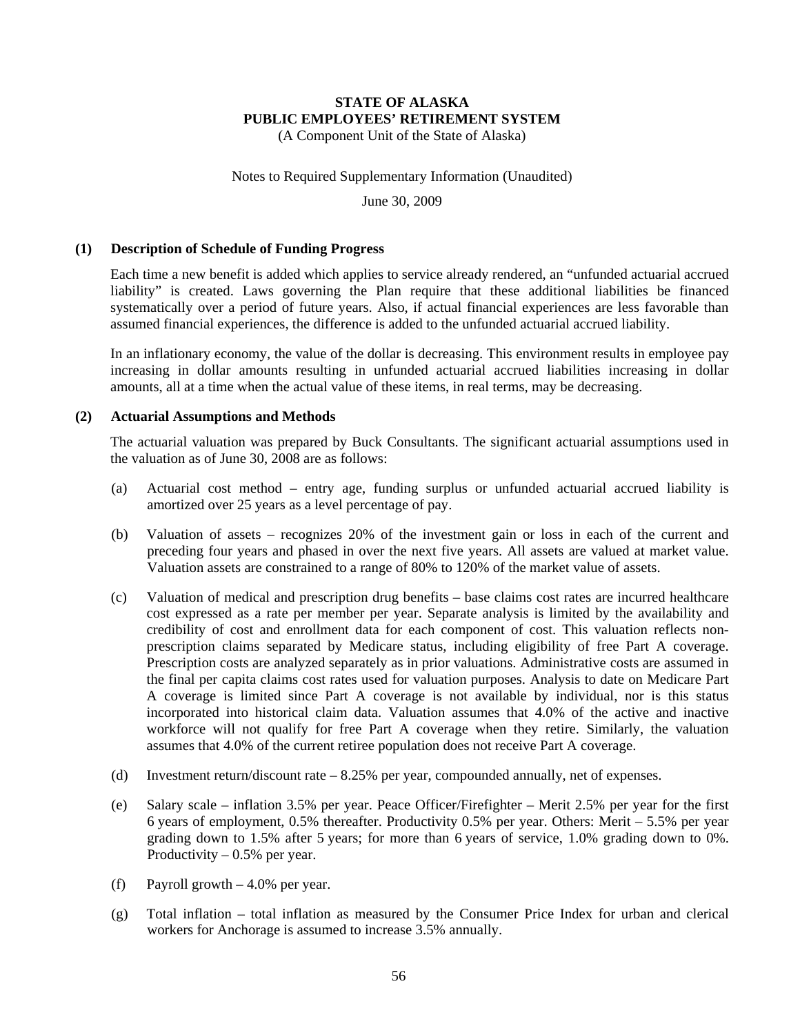# STATE OF ALASKA
# PUBLIC EMPLOYEES' RETIREMENT SYSTEM

(A Component Unit of the State of Alaska)

Notes to Required Supplementary Information (Unaudited)

June 30, 2009

## (1) Description of Schedule of Funding Progress

Each time a new benefit is added which applies to service already rendered, an "unfunded actuarial accrued liability" is created. Laws governing the Plan require that these additional liabilities be financed systematically over a period of future years. Also, if actual financial experiences are less favorable than assumed financial experiences, the difference is added to the unfunded actuarial accrued liability.

In an inflationary economy, the value of the dollar is decreasing. This environment results in employee pay increasing in dollar amounts resulting in unfunded actuarial accrued liabilities increasing in dollar amounts, all at a time when the actual value of these items, in real terms, may be decreasing.

## (2) Actuarial Assumptions and Methods

The actuarial valuation was prepared by Buck Consultants. The significant actuarial assumptions used in the valuation as of June 30, 2008 are as follows:

(a) Actuarial cost method – entry age, funding surplus or unfunded actuarial accrued liability is amortized over 25 years as a level percentage of pay.

(b) Valuation of assets – recognizes 20% of the investment gain or loss in each of the current and preceding four years and phased in over the next five years. All assets are valued at market value. Valuation assets are constrained to a range of 80% to 120% of the market value of assets.

(c) Valuation of medical and prescription drug benefits – base claims cost rates are incurred healthcare cost expressed as a rate per member per year. Separate analysis is limited by the availability and credibility of cost and enrollment data for each component of cost. This valuation reflects non-prescription claims separated by Medicare status, including eligibility of free Part A coverage. Prescription costs are analyzed separately as in prior valuations. Administrative costs are assumed in the final per capita claims cost rates used for valuation purposes. Analysis to date on Medicare Part A coverage is limited since Part A coverage is not available by individual, nor is this status incorporated into historical claim data. Valuation assumes that 4.0% of the active and inactive workforce will not qualify for free Part A coverage when they retire. Similarly, the valuation assumes that 4.0% of the current retiree population does not receive Part A coverage.

(d) Investment return/discount rate – 8.25% per year, compounded annually, net of expenses.

(e) Salary scale – inflation 3.5% per year. Peace Officer/Firefighter – Merit 2.5% per year for the first 6 years of employment, 0.5% thereafter. Productivity 0.5% per year. Others: Merit – 5.5% per year grading down to 1.5% after 5 years; for more than 6 years of service, 1.0% grading down to 0%. Productivity – 0.5% per year.

(f) Payroll growth – 4.0% per year.

(g) Total inflation – total inflation as measured by the Consumer Price Index for urban and clerical workers for Anchorage is assumed to increase 3.5% annually.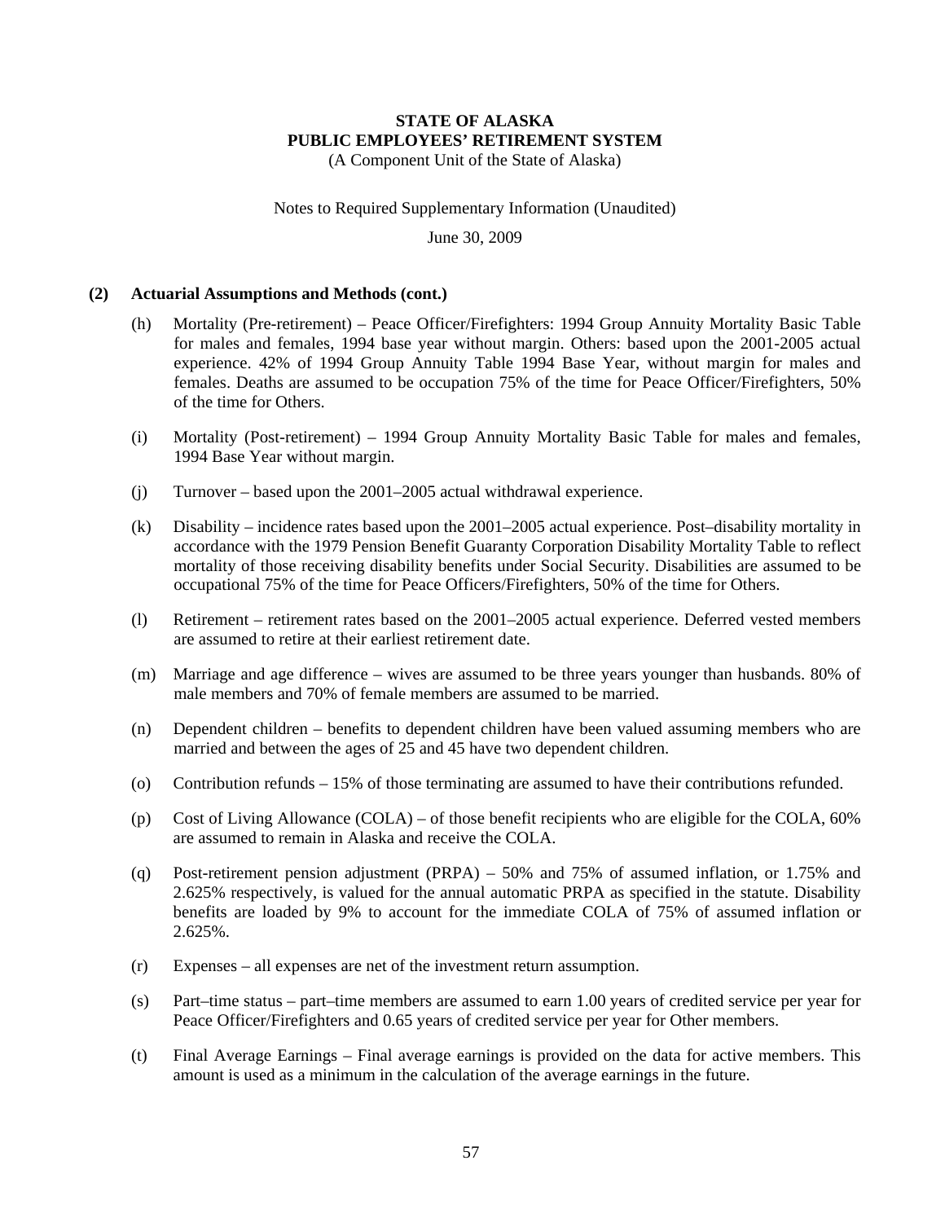**STATE OF ALASKA**
**PUBLIC EMPLOYEES' RETIREMENT SYSTEM**
(A Component Unit of the State of Alaska)

Notes to Required Supplementary Information (Unaudited)

June 30, 2009

**(2) Actuarial Assumptions and Methods (cont.)**

(h) Mortality (Pre-retirement) – Peace Officer/Firefighters: 1994 Group Annuity Mortality Basic Table for males and females, 1994 base year without margin. Others: based upon the 2001-2005 actual experience. 42% of 1994 Group Annuity Table 1994 Base Year, without margin for males and females. Deaths are assumed to be occupation 75% of the time for Peace Officer/Firefighters, 50% of the time for Others.

(i) Mortality (Post-retirement) – 1994 Group Annuity Mortality Basic Table for males and females, 1994 Base Year without margin.

(j) Turnover – based upon the 2001–2005 actual withdrawal experience.

(k) Disability – incidence rates based upon the 2001–2005 actual experience. Post–disability mortality in accordance with the 1979 Pension Benefit Guaranty Corporation Disability Mortality Table to reflect mortality of those receiving disability benefits under Social Security. Disabilities are assumed to be occupational 75% of the time for Peace Officers/Firefighters, 50% of the time for Others.

(l) Retirement – retirement rates based on the 2001–2005 actual experience. Deferred vested members are assumed to retire at their earliest retirement date.

(m) Marriage and age difference – wives are assumed to be three years younger than husbands. 80% of male members and 70% of female members are assumed to be married.

(n) Dependent children – benefits to dependent children have been valued assuming members who are married and between the ages of 25 and 45 have two dependent children.

(o) Contribution refunds – 15% of those terminating are assumed to have their contributions refunded.

(p) Cost of Living Allowance (COLA) – of those benefit recipients who are eligible for the COLA, 60% are assumed to remain in Alaska and receive the COLA.

(q) Post-retirement pension adjustment (PRPA) – 50% and 75% of assumed inflation, or 1.75% and 2.625% respectively, is valued for the annual automatic PRPA as specified in the statute. Disability benefits are loaded by 9% to account for the immediate COLA of 75% of assumed inflation or 2.625%.

(r) Expenses – all expenses are net of the investment return assumption.

(s) Part–time status – part–time members are assumed to earn 1.00 years of credited service per year for Peace Officer/Firefighters and 0.65 years of credited service per year for Other members.

(t) Final Average Earnings – Final average earnings is provided on the data for active members. This amount is used as a minimum in the calculation of the average earnings in the future.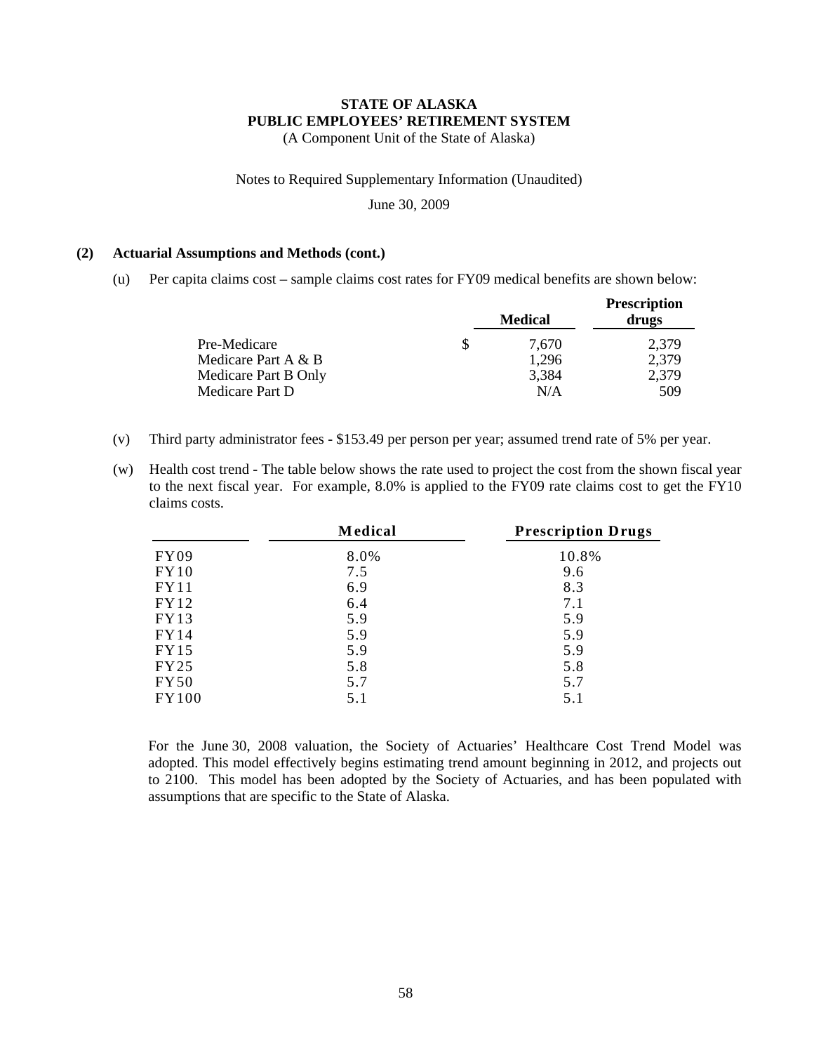**STATE OF ALASKA**
**PUBLIC EMPLOYEES' RETIREMENT SYSTEM**
(A Component Unit of the State of Alaska)

Notes to Required Supplementary Information (Unaudited)

June 30, 2009

**(2) Actuarial Assumptions and Methods (cont.)**

(u) Per capita claims cost – sample claims cost rates for FY09 medical benefits are shown below:

| | Medical | Prescription drugs |
|---|---|---|
| Pre-Medicare | $ 7,670 | 2,379 |
| Medicare Part A & B | 1,296 | 2,379 |
| Medicare Part B Only | 3,384 | 2,379 |
| Medicare Part D | N/A | 509 |

(v) Third party administrator fees - $153.49 per person per year; assumed trend rate of 5% per year.

(w) Health cost trend - The table below shows the rate used to project the cost from the shown fiscal year to the next fiscal year. For example, 8.0% is applied to the FY09 rate claims cost to get the FY10 claims costs.

| | Medical | Prescription Drugs |
|---|---|---|
| FY09 | 8.0% | 10.8% |
| FY10 | 7.5 | 9.6 |
| FY11 | 6.9 | 8.3 |
| FY12 | 6.4 | 7.1 |
| FY13 | 5.9 | 5.9 |
| FY14 | 5.9 | 5.9 |
| FY15 | 5.9 | 5.9 |
| FY25 | 5.8 | 5.8 |
| FY50 | 5.7 | 5.7 |
| FY100 | 5.1 | 5.1 |

For the June 30, 2008 valuation, the Society of Actuaries' Healthcare Cost Trend Model was adopted. This model effectively begins estimating trend amount beginning in 2012, and projects out to 2100. This model has been adopted by the Society of Actuaries, and has been populated with assumptions that are specific to the State of Alaska.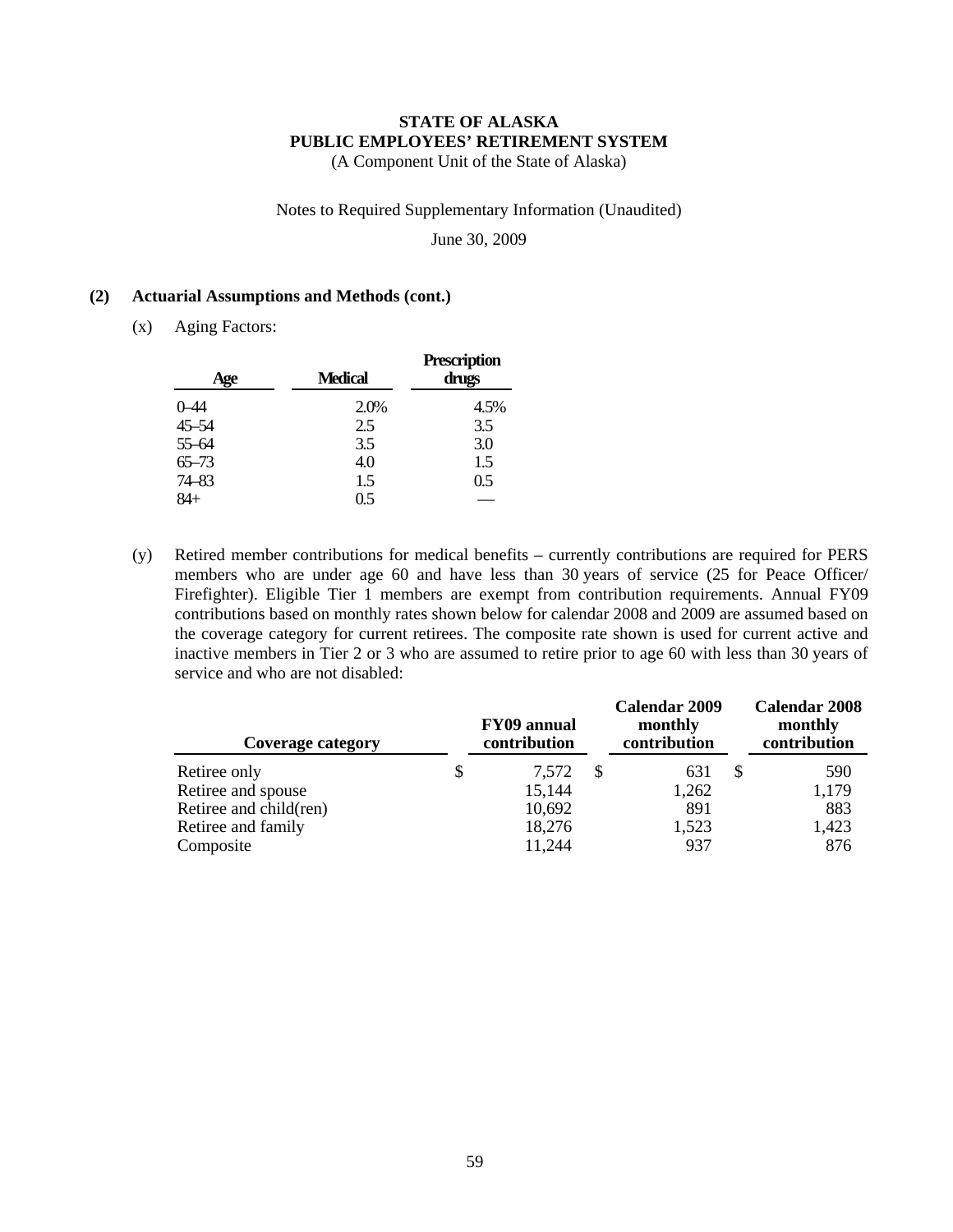**STATE OF ALASKA**
**PUBLIC EMPLOYEES' RETIREMENT SYSTEM**
(A Component Unit of the State of Alaska)

Notes to Required Supplementary Information (Unaudited)

June 30, 2009

## (2) Actuarial Assumptions and Methods (cont.)

(x) Aging Factors:

| Age | Medical | Prescription drugs |
|---|---|---|
| 0–44 | 2.0% | 4.5% |
| 45–54 | 2.5 | 3.5 |
| 55–64 | 3.5 | 3.0 |
| 65–73 | 4.0 | 1.5 |
| 74–83 | 1.5 | 0.5 |
| 84+ | 0.5 | — |

(y) Retired member contributions for medical benefits – currently contributions are required for PERS members who are under age 60 and have less than 30 years of service (25 for Peace Officer/Firefighter). Eligible Tier 1 members are exempt from contribution requirements. Annual FY09 contributions based on monthly rates shown below for calendar 2008 and 2009 are assumed based on the coverage category for current retirees. The composite rate shown is used for current active and inactive members in Tier 2 or 3 who are assumed to retire prior to age 60 with less than 30 years of service and who are not disabled:

| Coverage category | FY09 annual contribution | Calendar 2009 monthly contribution | Calendar 2008 monthly contribution |
|---|---|---|---|
| Retiree only | $ 7,572 | $ 631 | $ 590 |
| Retiree and spouse | 15,144 | 1,262 | 1,179 |
| Retiree and child(ren) | 10,692 | 891 | 883 |
| Retiree and family | 18,276 | 1,523 | 1,423 |
| Composite | 11,244 | 937 | 876 |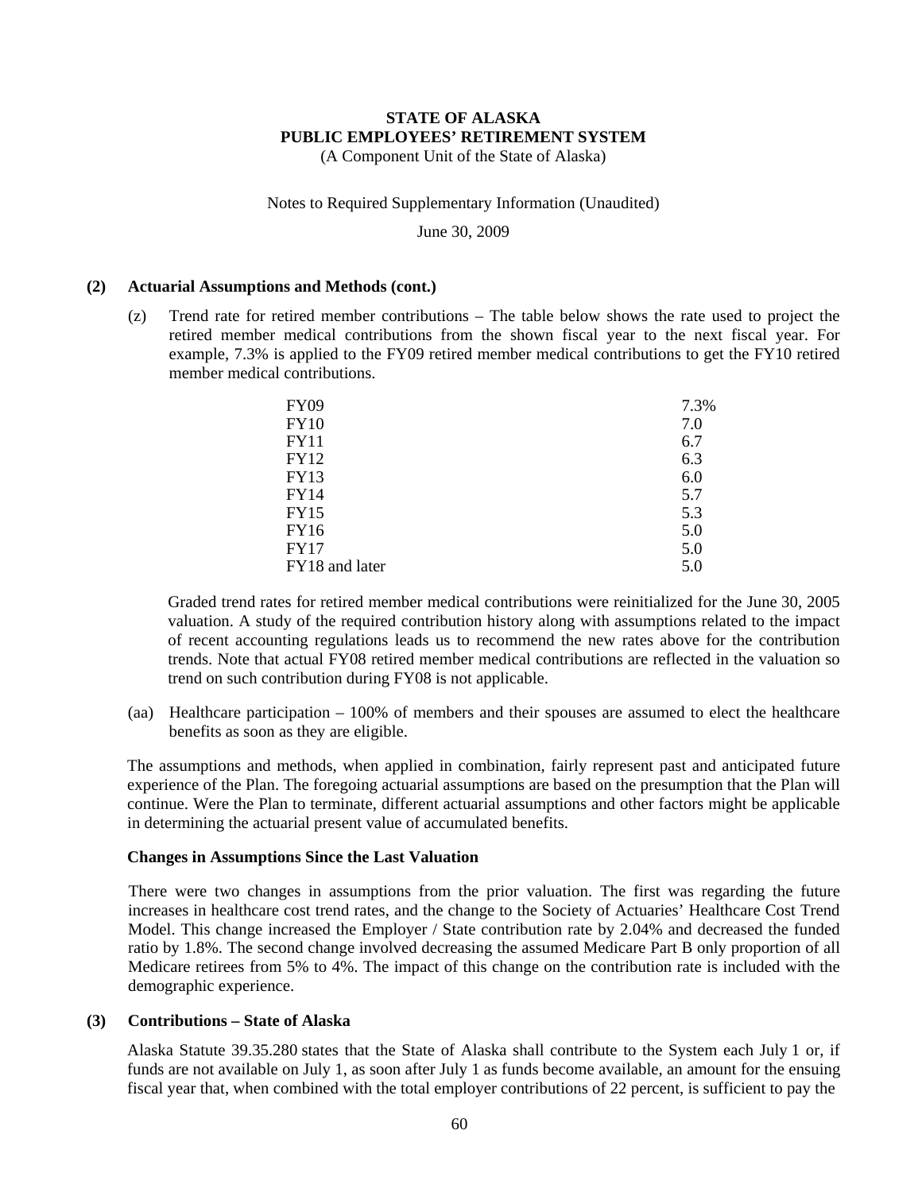**STATE OF ALASKA**
**PUBLIC EMPLOYEES' RETIREMENT SYSTEM**
(A Component Unit of the State of Alaska)

Notes to Required Supplementary Information (Unaudited)

June 30, 2009

**(2) Actuarial Assumptions and Methods (cont.)**

(z) Trend rate for retired member contributions – The table below shows the rate used to project the retired member medical contributions from the shown fiscal year to the next fiscal year. For example, 7.3% is applied to the FY09 retired member medical contributions to get the FY10 retired member medical contributions.

| | |
|---|---|
| FY09 | 7.3% |
| FY10 | 7.0 |
| FY11 | 6.7 |
| FY12 | 6.3 |
| FY13 | 6.0 |
| FY14 | 5.7 |
| FY15 | 5.3 |
| FY16 | 5.0 |
| FY17 | 5.0 |
| FY18 and later | 5.0 |

Graded trend rates for retired member medical contributions were reinitialized for the June 30, 2005 valuation. A study of the required contribution history along with assumptions related to the impact of recent accounting regulations leads us to recommend the new rates above for the contribution trends. Note that actual FY08 retired member medical contributions are reflected in the valuation so trend on such contribution during FY08 is not applicable.

(aa) Healthcare participation – 100% of members and their spouses are assumed to elect the healthcare benefits as soon as they are eligible.

The assumptions and methods, when applied in combination, fairly represent past and anticipated future experience of the Plan. The foregoing actuarial assumptions are based on the presumption that the Plan will continue. Were the Plan to terminate, different actuarial assumptions and other factors might be applicable in determining the actuarial present value of accumulated benefits.

**Changes in Assumptions Since the Last Valuation**

There were two changes in assumptions from the prior valuation. The first was regarding the future increases in healthcare cost trend rates, and the change to the Society of Actuaries' Healthcare Cost Trend Model. This change increased the Employer / State contribution rate by 2.04% and decreased the funded ratio by 1.8%. The second change involved decreasing the assumed Medicare Part B only proportion of all Medicare retirees from 5% to 4%. The impact of this change on the contribution rate is included with the demographic experience.

**(3) Contributions – State of Alaska**

Alaska Statute 39.35.280 states that the State of Alaska shall contribute to the System each July 1 or, if funds are not available on July 1, as soon after July 1 as funds become available, an amount for the ensuing fiscal year that, when combined with the total employer contributions of 22 percent, is sufficient to pay the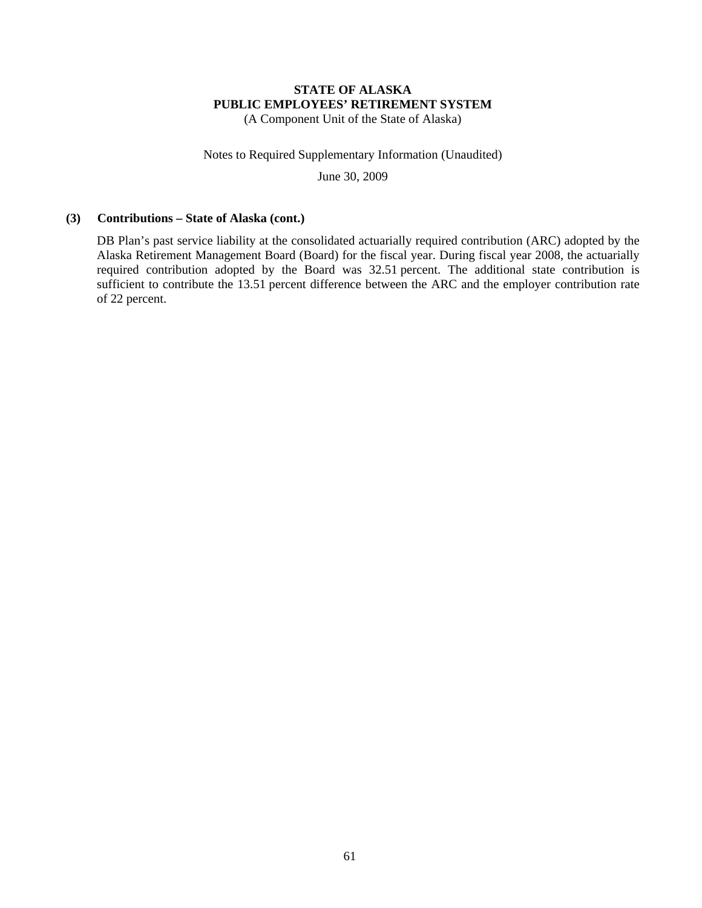STATE OF ALASKA
PUBLIC EMPLOYEES' RETIREMENT SYSTEM
(A Component Unit of the State of Alaska)

Notes to Required Supplementary Information (Unaudited)

June 30, 2009

### (3) Contributions – State of Alaska (cont.)

DB Plan's past service liability at the consolidated actuarially required contribution (ARC) adopted by the Alaska Retirement Management Board (Board) for the fiscal year. During fiscal year 2008, the actuarially required contribution adopted by the Board was 32.51 percent. The additional state contribution is sufficient to contribute the 13.51 percent difference between the ARC and the employer contribution rate of 22 percent.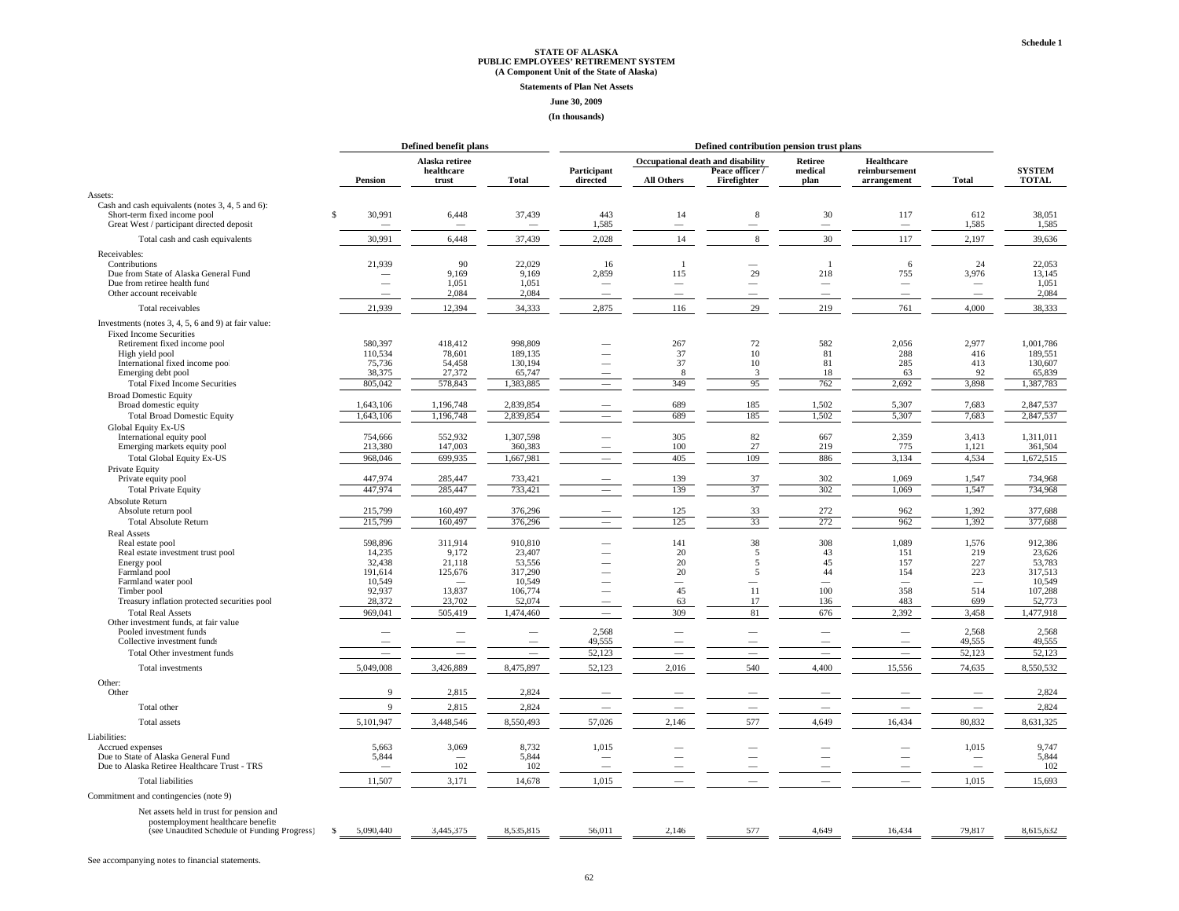Schedule 1

**STATE OF ALASKA**
**PUBLIC EMPLOYEES' RETIREMENT SYSTEM**
**(A Component Unit of the State of Alaska)**

**Statements of Plan Net Assets**

**June 30, 2009**

**(In thousands)**

| | Defined benefit plans | | | Defined contribution pension trust plans | | | | | | |
|---|---|---|---|---|---|---|---|---|---|---|
| | | | | | Occupational death and disability | | | | | |
| | Pension | Alaska retiree healthcare trust | Total | Participant directed | All Others | Peace officer / Firefighter | Retiree medical plan | Healthcare reimbursement arrangement | Total | SYSTEM TOTAL |
| Assets: | | | | | | | | | | |
| Cash and cash equivalents (notes 3, 4, 5 and 6): | | | | | | | | | | |
| Short-term fixed income pool | $ 30,991 | 6,448 | 37,439 | 443 | 14 | 8 | 30 | 117 | 612 | 38,051 |
| Great West / participant directed deposit | — | — | — | 1,585 | — | — | — | — | 1,585 | 1,585 |
| Total cash and cash equivalents | 30,991 | 6,448 | 37,439 | 2,028 | 14 | 8 | 30 | 117 | 2,197 | 39,636 |
| Receivables: | | | | | | | | | | |
| Contributions | 21,939 | 90 | 22,029 | 16 | 1 | — | 1 | 6 | 24 | 22,053 |
| Due from State of Alaska General Fund | — | 9,169 | 9,169 | 2,859 | 115 | 29 | 218 | 755 | 3,976 | 13,145 |
| Due from retiree health fund | — | 1,051 | 1,051 | — | — | — | — | — | — | 1,051 |
| Other account receivable | — | 2,084 | 2,084 | — | — | — | — | — | — | 2,084 |
| Total receivables | 21,939 | 12,394 | 34,333 | 2,875 | 116 | 29 | 219 | 761 | 4,000 | 38,333 |
| Investments (notes 3, 4, 5, 6 and 9) at fair value: | | | | | | | | | | |
| Fixed Income Securities | | | | | | | | | | |
| Retirement fixed income pool | 580,397 | 418,412 | 998,809 | — | 267 | 72 | 582 | 2,056 | 2,977 | 1,001,786 |
| High yield pool | 110,534 | 78,601 | 189,135 | — | 37 | 10 | 81 | 288 | 416 | 189,551 |
| International fixed income pool | 75,736 | 54,458 | 130,194 | — | 37 | 10 | 81 | 285 | 413 | 130,607 |
| Emerging debt pool | 38,375 | 27,372 | 65,747 | — | 8 | 3 | 18 | 63 | 92 | 65,839 |
| Total Fixed Income Securities | 805,042 | 578,843 | 1,383,885 | — | 349 | 95 | 762 | 2,692 | 3,898 | 1,387,783 |
| Broad Domestic Equity | | | | | | | | | | |
| Broad domestic equity | 1,643,106 | 1,196,748 | 2,839,854 | — | 689 | 185 | 1,502 | 5,307 | 7,683 | 2,847,537 |
| Total Broad Domestic Equity | 1,643,106 | 1,196,748 | 2,839,854 | — | 689 | 185 | 1,502 | 5,307 | 7,683 | 2,847,537 |
| Global Equity Ex-US | | | | | | | | | | |
| International equity pool | 754,666 | 552,932 | 1,307,598 | — | 305 | 82 | 667 | 2,359 | 3,413 | 1,311,011 |
| Emerging markets equity pool | 213,380 | 147,003 | 360,383 | — | 100 | 27 | 219 | 775 | 1,121 | 361,504 |
| Total Global Equity Ex-US | 968,046 | 699,935 | 1,667,981 | — | 405 | 109 | 886 | 3,134 | 4,534 | 1,672,515 |
| Private Equity | | | | | | | | | | |
| Private equity pool | 447,974 | 285,447 | 733,421 | — | 139 | 37 | 302 | 1,069 | 1,547 | 734,968 |
| Total Private Equity | 447,974 | 285,447 | 733,421 | — | 139 | 37 | 302 | 1,069 | 1,547 | 734,968 |
| Absolute Return | | | | | | | | | | |
| Absolute return pool | 215,799 | 160,497 | 376,296 | — | 125 | 33 | 272 | 962 | 1,392 | 377,688 |
| Total Absolute Return | 215,799 | 160,497 | 376,296 | — | 125 | 33 | 272 | 962 | 1,392 | 377,688 |
| Real Assets | | | | | | | | | | |
| Real estate pool | 598,896 | 311,914 | 910,810 | — | 141 | 38 | 308 | 1,089 | 1,576 | 912,386 |
| Real estate investment trust pool | 14,235 | 9,172 | 23,407 | — | 20 | 5 | 43 | 151 | 219 | 23,626 |
| Energy pool | 32,438 | 21,118 | 53,556 | — | 20 | 5 | 45 | 157 | 227 | 53,783 |
| Farmland pool | 191,614 | 125,676 | 317,290 | — | 20 | 5 | 44 | 154 | 223 | 317,513 |
| Farmland water pool | 10,549 | — | 10,549 | — | — | — | — | — | — | 10,549 |
| Timber pool | 92,937 | 13,837 | 106,774 | — | 45 | 11 | 100 | 358 | 514 | 107,288 |
| Treasury inflation protected securities pool | 28,372 | 23,702 | 52,074 | — | 63 | 17 | 136 | 483 | 699 | 52,773 |
| Total Real Assets | 969,041 | 505,419 | 1,474,460 | — | 309 | 81 | 676 | 2,392 | 3,458 | 1,477,918 |
| Other investment funds, at fair value | | | | | | | | | | |
| Pooled investment funds | — | — | — | 2,568 | — | — | — | — | 2,568 | 2,568 |
| Collective investment funds | — | — | — | 49,555 | — | — | — | — | 49,555 | 49,555 |
| Total Other investment funds | — | — | — | 52,123 | — | — | — | — | 52,123 | 52,123 |
| Total investments | 5,049,008 | 3,426,889 | 8,475,897 | 52,123 | 2,016 | 540 | 4,400 | 15,556 | 74,635 | 8,550,532 |
| Other: | | | | | | | | | | |
| Other | 9 | 2,815 | 2,824 | — | — | — | — | — | — | 2,824 |
| Total other | 9 | 2,815 | 2,824 | — | — | — | — | — | — | 2,824 |
| Total assets | 5,101,947 | 3,448,546 | 8,550,493 | 57,026 | 2,146 | 577 | 4,649 | 16,434 | 80,832 | 8,631,325 |
| Liabilities: | | | | | | | | | | |
| Accrued expenses | 5,663 | 3,069 | 8,732 | 1,015 | — | — | — | — | 1,015 | 9,747 |
| Due to State of Alaska General Fund | 5,844 | — | 5,844 | — | — | — | — | — | — | 5,844 |
| Due to Alaska Retiree Healthcare Trust - TRS | — | 102 | 102 | — | — | — | — | — | — | 102 |
| Total liabilities | 11,507 | 3,171 | 14,678 | 1,015 | — | — | — | — | 1,015 | 15,693 |
| Commitment and contingencies (note 9) | | | | | | | | | | |
| Net assets held in trust for pension and postemployment healthcare benefits (see Unaudited Schedule of Funding Progress) | $ 5,090,440 | 3,445,375 | 8,535,815 | 56,011 | 2,146 | 577 | 4,649 | 16,434 | 79,817 | 8,615,632 |

See accompanying notes to financial statements.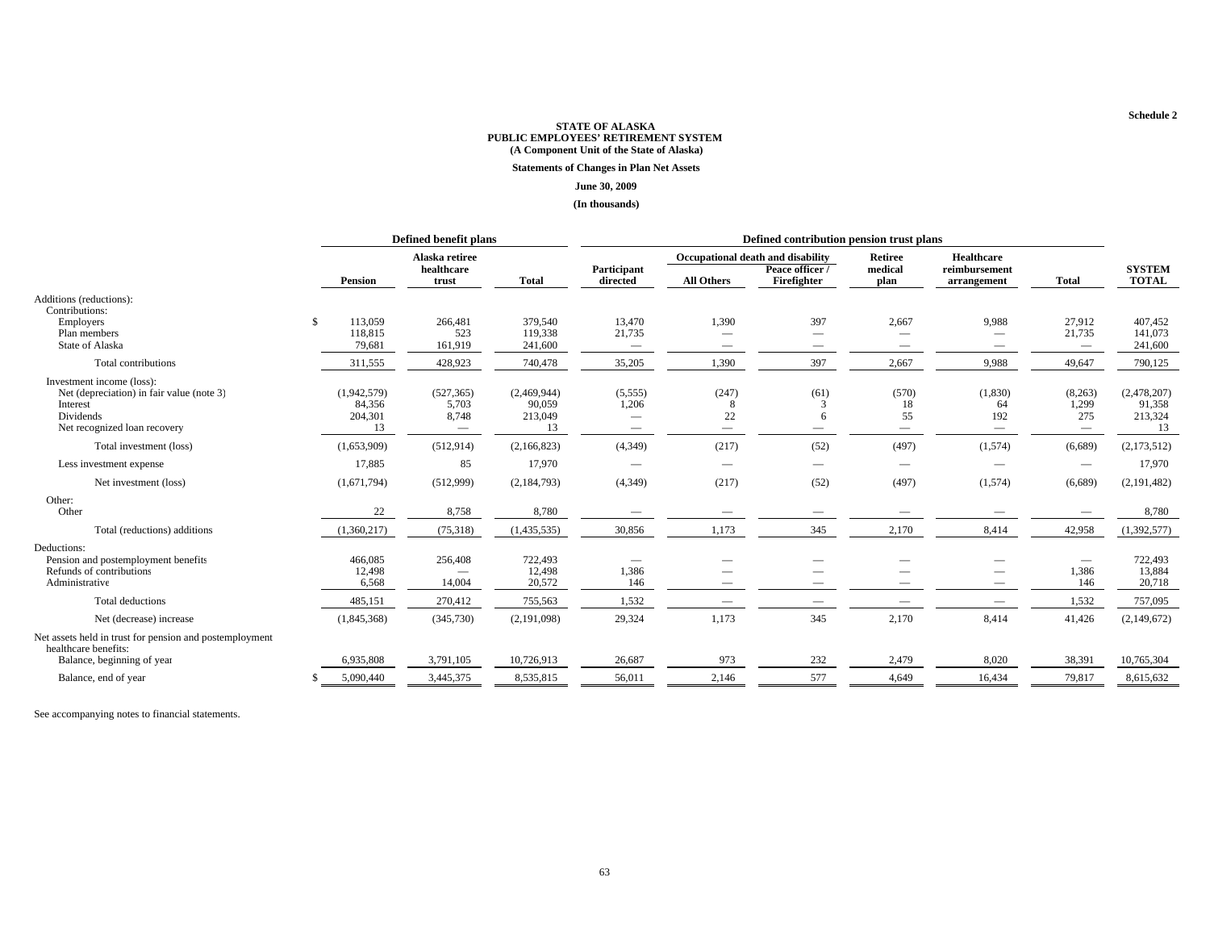Schedule 2

**STATE OF ALASKA**
**PUBLIC EMPLOYEES' RETIREMENT SYSTEM**
**(A Component Unit of the State of Alaska)**

**Statements of Changes in Plan Net Assets**

**June 30, 2009**

**(In thousands)**

| | Defined benefit plans | | | Defined contribution pension trust plans | | | | | | |
|---|---|---|---|---|---|---|---|---|---|---|
| | | | | | Occupational death and disability | | | | | |
| | Pension | Alaska retiree healthcare trust | Total | Participant directed | All Others | Peace officer / Firefighter | Retiree medical plan | Healthcare reimbursement arrangement | Total | SYSTEM TOTAL |
| Additions (reductions): | | | | | | | | | | |
| Contributions: | | | | | | | | | | |
| Employers | $ 113,059 | 266,481 | 379,540 | 13,470 | 1,390 | 397 | 2,667 | 9,988 | 27,912 | 407,452 |
| Plan members | 118,815 | 523 | 119,338 | 21,735 | — | — | — | — | 21,735 | 141,073 |
| State of Alaska | 79,681 | 161,919 | 241,600 | — | — | — | — | — | — | 241,600 |
| Total contributions | 311,555 | 428,923 | 740,478 | 35,205 | 1,390 | 397 | 2,667 | 9,988 | 49,647 | 790,125 |
| Investment income (loss): | | | | | | | | | | |
| Net (depreciation) in fair value (note 3) | (1,942,579) | (527,365) | (2,469,944) | (5,555) | (247) | (61) | (570) | (1,830) | (8,263) | (2,478,207) |
| Interest | 84,356 | 5,703 | 90,059 | 1,206 | 8 | 3 | 18 | 64 | 1,299 | 91,358 |
| Dividends | 204,301 | 8,748 | 213,049 | — | 22 | 6 | 55 | 192 | 275 | 213,324 |
| Net recognized loan recovery | 13 | — | 13 | — | — | — | — | — | — | 13 |
| Total investment (loss) | (1,653,909) | (512,914) | (2,166,823) | (4,349) | (217) | (52) | (497) | (1,574) | (6,689) | (2,173,512) |
| Less investment expense | 17,885 | 85 | 17,970 | — | — | — | — | — | — | 17,970 |
| Net investment (loss) | (1,671,794) | (512,999) | (2,184,793) | (4,349) | (217) | (52) | (497) | (1,574) | (6,689) | (2,191,482) |
| Other: | | | | | | | | | | |
| Other | 22 | 8,758 | 8,780 | — | — | — | — | — | — | 8,780 |
| Total (reductions) additions | (1,360,217) | (75,318) | (1,435,535) | 30,856 | 1,173 | 345 | 2,170 | 8,414 | 42,958 | (1,392,577) |
| Deductions: | | | | | | | | | | |
| Pension and postemployment benefits | 466,085 | 256,408 | 722,493 | — | — | — | — | — | — | 722,493 |
| Refunds of contributions | 12,498 | — | 12,498 | 1,386 | — | — | — | — | 1,386 | 13,884 |
| Administrative | 6,568 | 14,004 | 20,572 | 146 | — | — | — | — | 146 | 20,718 |
| Total deductions | 485,151 | 270,412 | 755,563 | 1,532 | — | — | — | — | 1,532 | 757,095 |
| Net (decrease) increase | (1,845,368) | (345,730) | (2,191,098) | 29,324 | 1,173 | 345 | 2,170 | 8,414 | 41,426 | (2,149,672) |
| Net assets held in trust for pension and postemployment healthcare benefits: | | | | | | | | | | |
| Balance, beginning of year | 6,935,808 | 3,791,105 | 10,726,913 | 26,687 | 973 | 232 | 2,479 | 8,020 | 38,391 | 10,765,304 |
| Balance, end of year | $ 5,090,440 | 3,445,375 | 8,535,815 | 56,011 | 2,146 | 577 | 4,649 | 16,434 | 79,817 | 8,615,632 |

See accompanying notes to financial statements.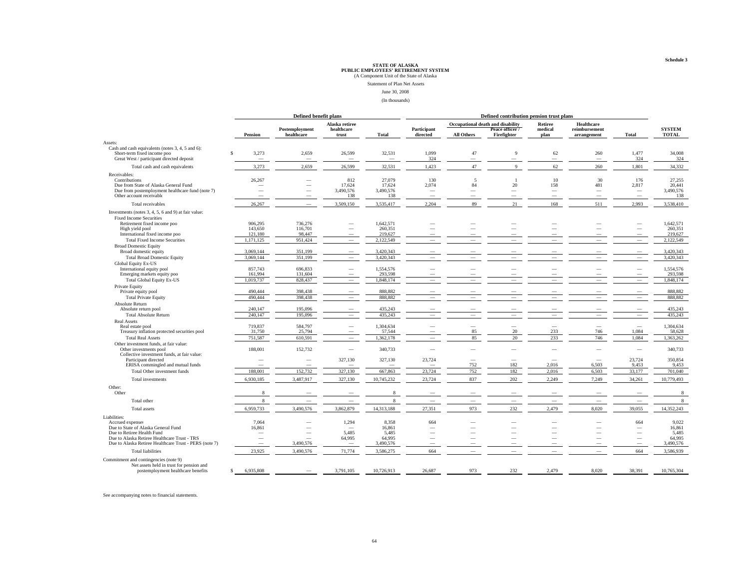Schedule 3

# STATE OF ALASKA
## PUBLIC EMPLOYEES' RETIREMENT SYSTEM
(A Component Unit of the State of Alaska)

Statement of Plan Net Assets

June 30, 2008

(In thousands)

| | Defined benefit plans | | | | Defined contribution pension trust plans | | | | | | |
|---|---|---|---|---|---|---|---|---|---|---|---|
| | | | | | | Occupational death and disability | | | | | |
| | Pension | Postemployment healthcare | Alaska retiree healthcare trust | Total | Participant directed | All Others | Peace officer / Firefighter | Retiree medical plan | Healthcare reimbursement arrangement | Total | SYSTEM TOTAL |
| Assets: | | | | | | | | | | | |
| Cash and cash equivalents (notes 3, 4, 5 and 6): | | | | | | | | | | | |
| Short-term fixed income poo | $ 3,273 | 2,659 | 26,599 | 32,531 | 1,099 | 47 | 9 | 62 | 260 | 1,477 | 34,008 |
| Great West / participant directed deposit | — | — | — | — | 324 | — | — | — | — | 324 | 324 |
| Total cash and cash equivalents | 3,273 | 2,659 | 26,599 | 32,531 | 1,423 | 47 | 9 | 62 | 260 | 1,801 | 34,332 |
| Receivables: | | | | | | | | | | | |
| Contributions | 26,267 | — | 812 | 27,079 | 130 | 5 | 1 | 10 | 30 | 176 | 27,255 |
| Due from State of Alaska General Fund | — | — | 17,624 | 17,624 | 2,074 | 84 | 20 | 158 | 481 | 2,817 | 20,441 |
| Due from postemployment healthcare fund (note 7) | — | — | 3,490,576 | 3,490,576 | — | — | — | — | — | — | 3,490,576 |
| Other account receivable | — | — | 138 | 138 | — | — | — | — | — | — | 138 |
| Total receivables | 26,267 | — | 3,509,150 | 3,535,417 | 2,204 | 89 | 21 | 168 | 511 | 2,993 | 3,538,410 |
| Investments (notes 3, 4, 5, 6 and 9) at fair value: | | | | | | | | | | | |
| Fixed Income Securities | | | | | | | | | | | |
| Retirement fixed income poo | 906,295 | 736,276 | — | 1,642,571 | — | — | — | — | — | — | 1,642,571 |
| High yield pool | 143,650 | 116,701 | — | 260,351 | — | — | — | — | — | — | 260,351 |
| International fixed income poo | 121,180 | 98,447 | — | 219,627 | — | — | — | — | — | — | 219,627 |
| Total Fixed Income Securities | 1,171,125 | 951,424 | — | 2,122,549 | — | — | — | — | — | — | 2,122,549 |
| Broad Domestic Equity | | | | | | | | | | | |
| Broad domestic equity | 3,069,144 | 351,199 | — | 3,420,343 | — | — | — | — | — | — | 3,420,343 |
| Total Broad Domestic Equity | 3,069,144 | 351,199 | — | 3,420,343 | — | — | — | — | — | — | 3,420,343 |
| Global Equity Ex-US | | | | | | | | | | | |
| International equity pool | 857,743 | 696,833 | — | 1,554,576 | — | — | — | — | — | — | 1,554,576 |
| Emerging markets equity poo | 161,994 | 131,604 | — | 293,598 | — | — | — | — | — | — | 293,598 |
| Total Global Equity Ex-US | 1,019,737 | 828,437 | — | 1,848,174 | — | — | — | — | — | — | 1,848,174 |
| Private Equity | | | | | | | | | | | |
| Private equity pool | 490,444 | 398,438 | — | 888,882 | — | — | — | — | — | — | 888,882 |
| Total Private Equity | 490,444 | 398,438 | — | 888,882 | — | — | — | — | — | — | 888,882 |
| Absolute Return | | | | | | | | | | | |
| Absolute return pool | 240,147 | 195,096 | — | 435,243 | — | — | — | — | — | — | 435,243 |
| Total Absolute Return | 240,147 | 195,096 | — | 435,243 | — | — | — | — | — | — | 435,243 |
| Real Assets | | | | | | | | | | | |
| Real estate pool | 719,837 | 584,797 | — | 1,304,634 | — | — | — | — | — | — | 1,304,634 |
| Treasury inflation protected securities pool | 31,750 | 25,794 | — | 57,544 | — | 85 | 20 | 233 | 746 | 1,084 | 58,628 |
| Total Real Assets | 751,587 | 610,591 | — | 1,362,178 | — | 85 | 20 | 233 | 746 | 1,084 | 1,363,262 |
| Other investment funds, at fair value: | | | | | | | | | | | |
| Other investments pool | 188,001 | 152,732 | — | 340,733 | — | — | — | — | — | — | 340,733 |
| Collective investment funds, at fair value: | | | | | | | | | | | |
| Participant directed | — | — | 327,130 | 327,130 | 23,724 | — | — | — | — | 23,724 | 350,854 |
| ERISA commingled and mutual funds | — | — | — | — | — | 752 | 182 | 2,016 | 6,503 | 9,453 | 9,453 |
| Total Other investment funds | 188,001 | 152,732 | 327,130 | 667,863 | 23,724 | 752 | 182 | 2,016 | 6,503 | 33,177 | 701,040 |
| Total investments | 6,930,185 | 3,487,917 | 327,130 | 10,745,232 | 23,724 | 837 | 202 | 2,249 | 7,249 | 34,261 | 10,779,493 |
| Other: | | | | | | | | | | | |
| Other | 8 | — | — | 8 | — | — | — | — | — | — | 8 |
| Total other | 8 | — | — | 8 | — | — | — | — | — | — | 8 |
| Total assets | 6,959,733 | 3,490,576 | 3,862,879 | 14,313,188 | 27,351 | 973 | 232 | 2,479 | 8,020 | 39,055 | 14,352,243 |
| Liabilities: | | | | | | | | | | | |
| Accrued expenses | 7,064 | — | 1,294 | 8,358 | 664 | — | — | — | — | 664 | 9,022 |
| Due to State of Alaska General Fund | 16,861 | — | — | 16,861 | — | — | — | — | — | — | 16,861 |
| Due to Retiree Health Fund | — | — | 5,485 | 5,485 | — | — | — | — | — | — | 5,485 |
| Due to Alaska Retiree Healthcare Trust - TRS | — | — | 64,995 | 64,995 | — | — | — | — | — | — | 64,995 |
| Due to Alaska Retiree Healthcare Trust - PERS (note 7) | — | 3,490,576 | — | 3,490,576 | — | — | — | — | — | — | 3,490,576 |
| Total liabilities | 23,925 | 3,490,576 | 71,774 | 3,586,275 | 664 | — | — | — | — | 664 | 3,586,939 |
| Commitment and contingencies (note 9) | | | | | | | | | | | |
| Net assets held in trust for pension and postemployment healthcare benefits | $ 6,935,808 | — | 3,791,105 | 10,726,913 | 26,687 | 973 | 232 | 2,479 | 8,020 | 38,391 | 10,765,304 |

See accompanying notes to financial statements.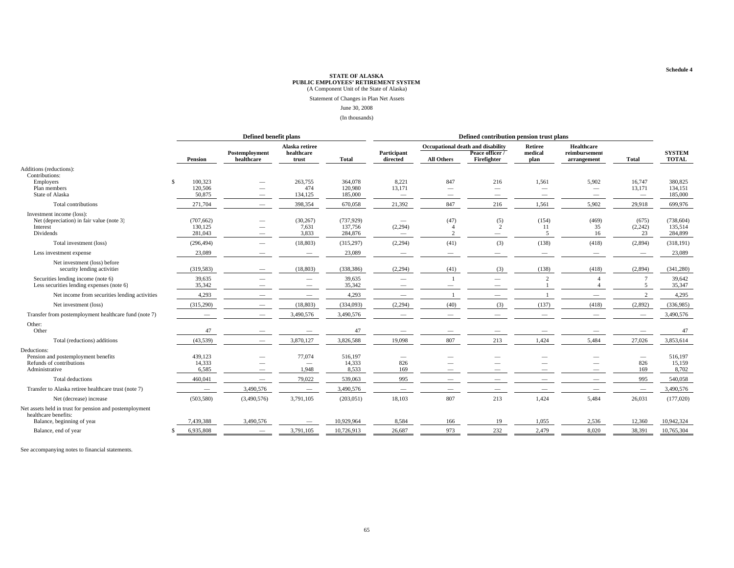Schedule 4

# STATE OF ALASKA
## PUBLIC EMPLOYEES' RETIREMENT SYSTEM
(A Component Unit of the State of Alaska)

Statement of Changes in Plan Net Assets

June 30, 2008

(In thousands)

| | Defined benefit plans | | | | Defined contribution pension trust plans | | | | | | |
|---|---|---|---|---|---|---|---|---|---|---|---|
| | | | | | | Occupational death and disability | | | | | |
| | Pension | Postemployment healthcare | Alaska retiree healthcare trust | Total | Participant directed | All Others | Peace officer / Firefighter | Retiree medical plan | Healthcare reimbursement arrangement | Total | SYSTEM TOTAL |
| Additions (reductions): | | | | | | | | | | | |
| Contributions: | | | | | | | | | | | |
| Employers | $ 100,323 | — | 263,755 | 364,078 | 8,221 | 847 | 216 | 1,561 | 5,902 | 16,747 | 380,825 |
| Plan members | 120,506 | — | 474 | 120,980 | 13,171 | — | — | — | — | 13,171 | 134,151 |
| State of Alaska | 50,875 | — | 134,125 | 185,000 | — | — | — | — | — | — | 185,000 |
| Total contributions | 271,704 | — | 398,354 | 670,058 | 21,392 | 847 | 216 | 1,561 | 5,902 | 29,918 | 699,976 |
| Investment income (loss): | | | | | | | | | | | |
| Net (depreciation) in fair value (note 3) | (707,662) | — | (30,267) | (737,929) | — | (47) | (5) | (154) | (469) | (675) | (738,604) |
| Interest | 130,125 | — | 7,631 | 137,756 | (2,294) | 4 | 2 | 11 | 35 | (2,242) | 135,514 |
| Dividends | 281,043 | — | 3,833 | 284,876 | — | 2 | — | 5 | 16 | 23 | 284,899 |
| Total investment (loss) | (296,494) | — | (18,803) | (315,297) | (2,294) | (41) | (3) | (138) | (418) | (2,894) | (318,191) |
| Less investment expense | 23,089 | — | — | 23,089 | — | — | — | — | — | — | 23,089 |
| Net investment (loss) before security lending activities | (319,583) | — | (18,803) | (338,386) | (2,294) | (41) | (3) | (138) | (418) | (2,894) | (341,280) |
| Securities lending income (note 6) | 39,635 | — | — | 39,635 | — | 1 | — | 2 | 4 | 7 | 39,642 |
| Less securities lending expenses (note 6) | 35,342 | — | — | 35,342 | — | — | — | 1 | 4 | 5 | 35,347 |
| Net income from securities lending activities | 4,293 | — | — | 4,293 | — | 1 | — | 1 | — | 2 | 4,295 |
| Net investment (loss) | (315,290) | — | (18,803) | (334,093) | (2,294) | (40) | (3) | (137) | (418) | (2,892) | (336,985) |
| Transfer from postemployment healthcare fund (note 7) | — | — | 3,490,576 | 3,490,576 | — | — | — | — | — | — | 3,490,576 |
| Other: | | | | | | | | | | | |
| Other | 47 | — | — | 47 | — | — | — | — | — | — | 47 |
| Total (reductions) additions | (43,539) | — | 3,870,127 | 3,826,588 | 19,098 | 807 | 213 | 1,424 | 5,484 | 27,026 | 3,853,614 |
| Deductions: | | | | | | | | | | | |
| Pension and postemployment benefits | 439,123 | — | 77,074 | 516,197 | — | — | — | — | — | — | 516,197 |
| Refunds of contributions | 14,333 | — | — | 14,333 | 826 | — | — | — | — | 826 | 15,159 |
| Administrative | 6,585 | — | 1,948 | 8,533 | 169 | — | — | — | — | 169 | 8,702 |
| Total deductions | 460,041 | — | 79,022 | 539,063 | 995 | — | — | — | — | 995 | 540,058 |
| Transfer to Alaska retiree healthcare trust (note 7) | — | 3,490,576 | — | 3,490,576 | — | — | — | — | — | — | 3,490,576 |
| Net (decrease) increase | (503,580) | (3,490,576) | 3,791,105 | (203,051) | 18,103 | 807 | 213 | 1,424 | 5,484 | 26,031 | (177,020) |
| Net assets held in trust for pension and postemployment healthcare benefits: | | | | | | | | | | | |
| Balance, beginning of year | 7,439,388 | 3,490,576 | — | 10,929,964 | 8,584 | 166 | 19 | 1,055 | 2,536 | 12,360 | 10,942,324 |
| Balance, end of year | $ 6,935,808 | — | 3,791,105 | 10,726,913 | 26,687 | 973 | 232 | 2,479 | 8,020 | 38,391 | 10,765,304 |

See accompanying notes to financial statements.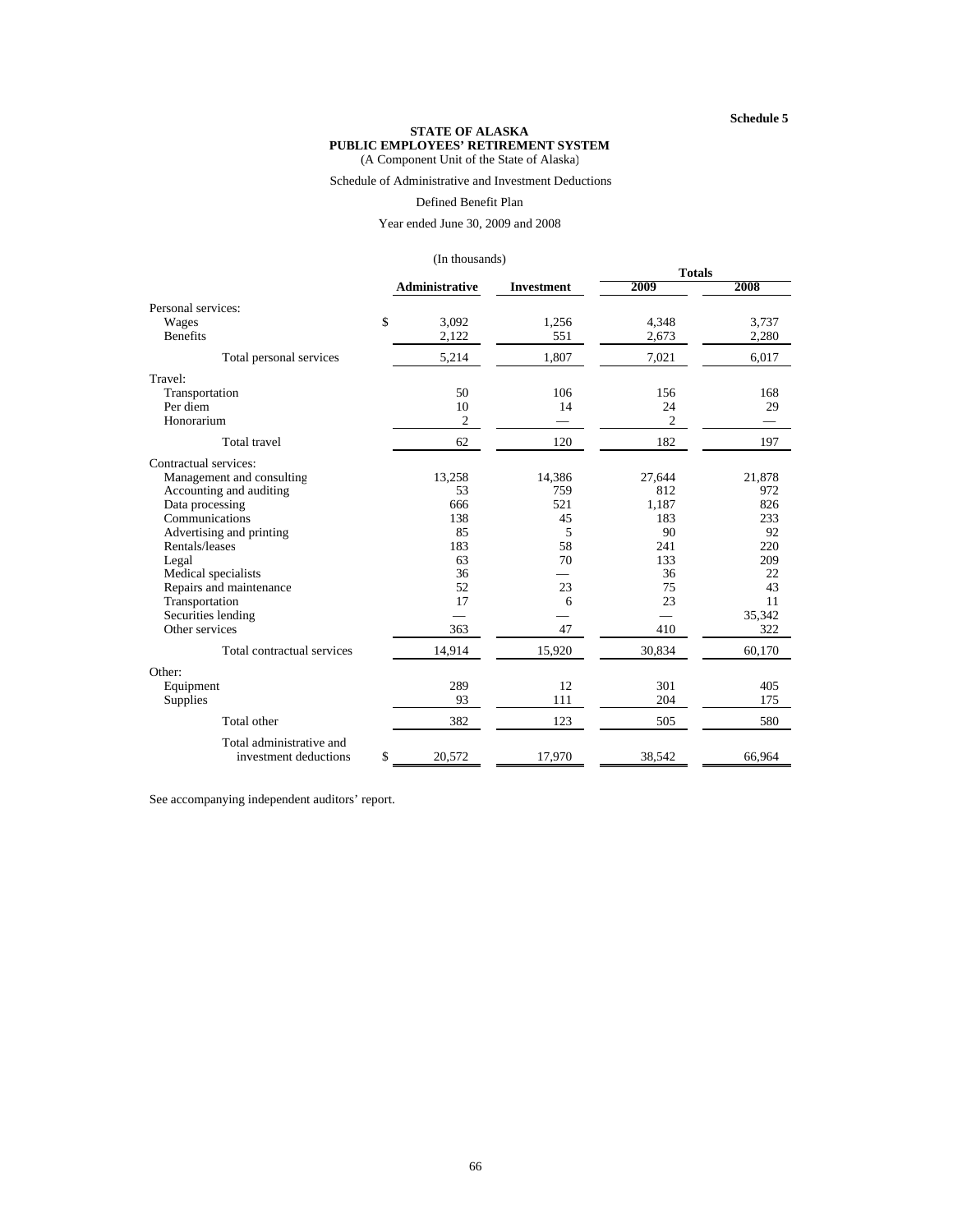Schedule 5

# STATE OF ALASKA
## PUBLIC EMPLOYEES' RETIREMENT SYSTEM
(A Component Unit of the State of Alaska)

Schedule of Administrative and Investment Deductions

Defined Benefit Plan

Year ended June 30, 2009 and 2008

(In thousands)

| | Administrative | Investment | Totals 2009 | Totals 2008 |
|---|---|---|---|---|
| Personal services: | | | | |
| Wages | $ 3,092 | 1,256 | 4,348 | 3,737 |
| Benefits | 2,122 | 551 | 2,673 | 2,280 |
| Total personal services | 5,214 | 1,807 | 7,021 | 6,017 |
| Travel: | | | | |
| Transportation | 50 | 106 | 156 | 168 |
| Per diem | 10 | 14 | 24 | 29 |
| Honorarium | 2 | — | 2 | — |
| Total travel | 62 | 120 | 182 | 197 |
| Contractual services: | | | | |
| Management and consulting | 13,258 | 14,386 | 27,644 | 21,878 |
| Accounting and auditing | 53 | 759 | 812 | 972 |
| Data processing | 666 | 521 | 1,187 | 826 |
| Communications | 138 | 45 | 183 | 233 |
| Advertising and printing | 85 | 5 | 90 | 92 |
| Rentals/leases | 183 | 58 | 241 | 220 |
| Legal | 63 | 70 | 133 | 209 |
| Medical specialists | 36 | — | 36 | 22 |
| Repairs and maintenance | 52 | 23 | 75 | 43 |
| Transportation | 17 | 6 | 23 | 11 |
| Securities lending | — | — | — | 35,342 |
| Other services | 363 | 47 | 410 | 322 |
| Total contractual services | 14,914 | 15,920 | 30,834 | 60,170 |
| Other: | | | | |
| Equipment | 289 | 12 | 301 | 405 |
| Supplies | 93 | 111 | 204 | 175 |
| Total other | 382 | 123 | 505 | 580 |
| Total administrative and investment deductions | $ 20,572 | 17,970 | 38,542 | 66,964 |

See accompanying independent auditors' report.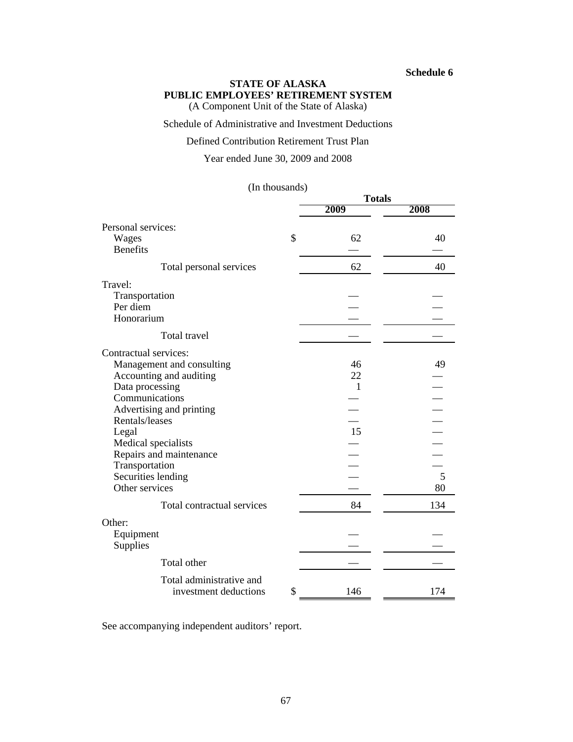**Schedule 6**

# STATE OF ALASKA
## PUBLIC EMPLOYEES' RETIREMENT SYSTEM

(A Component Unit of the State of Alaska)

Schedule of Administrative and Investment Deductions

Defined Contribution Retirement Trust Plan

Year ended June 30, 2009 and 2008

(In thousands)

| | Totals | |
|---|---|---|
| | **2009** | **2008** |
| Personal services: | | |
| Wages | $ 62 | 40 |
| Benefits | — | — |
| Total personal services | 62 | 40 |
| Travel: | | |
| Transportation | — | — |
| Per diem | — | — |
| Honorarium | — | — |
| Total travel | — | — |
| Contractual services: | | |
| Management and consulting | 46 | 49 |
| Accounting and auditing | 22 | — |
| Data processing | 1 | — |
| Communications | — | — |
| Advertising and printing | — | — |
| Rentals/leases | — | — |
| Legal | 15 | — |
| Medical specialists | — | — |
| Repairs and maintenance | — | — |
| Transportation | — | — |
| Securities lending | — | 5 |
| Other services | — | 80 |
| Total contractual services | 84 | 134 |
| Other: | | |
| Equipment | — | — |
| Supplies | — | — |
| Total other | — | — |
| Total administrative and investment deductions | $ 146 | 174 |

See accompanying independent auditors' report.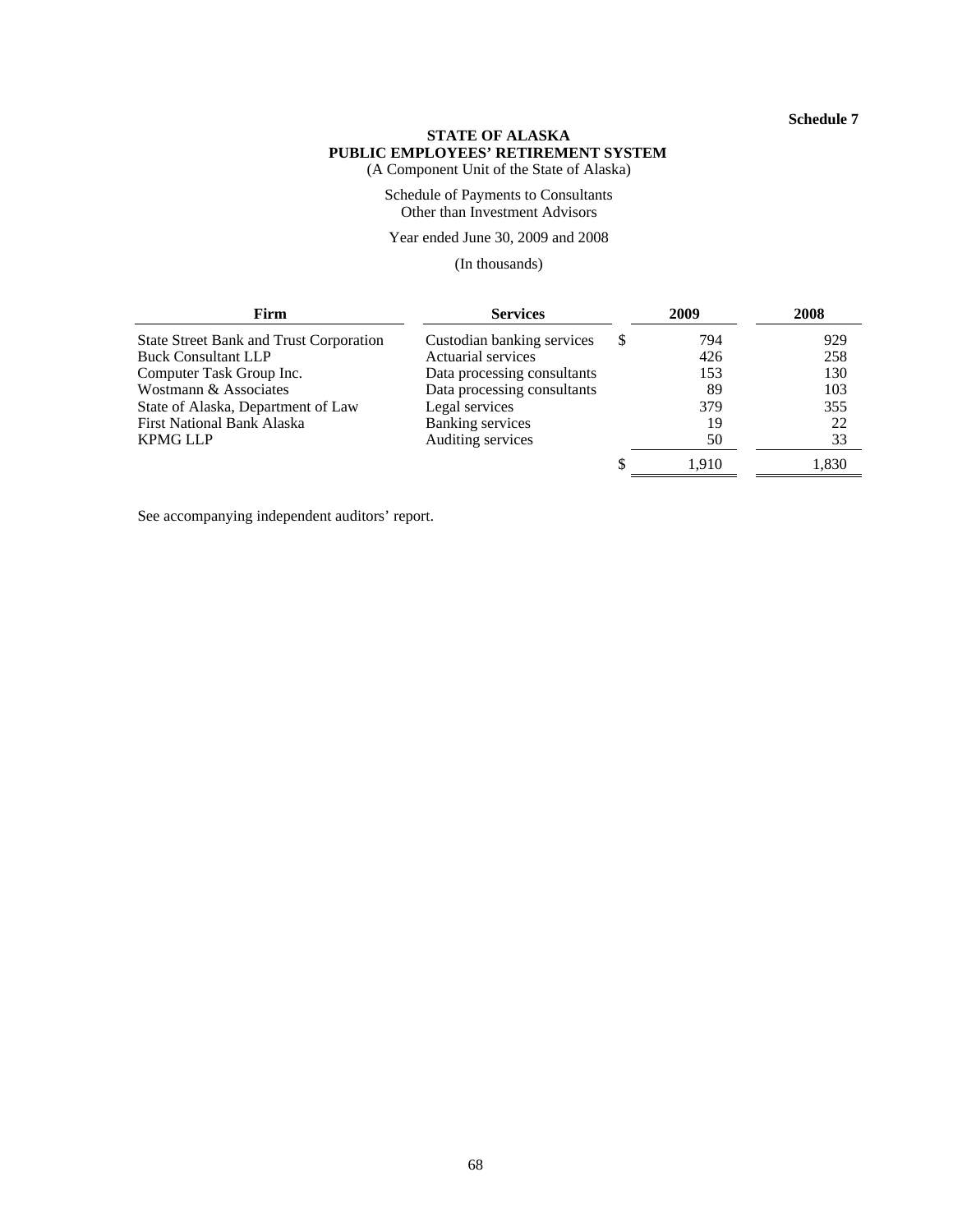**Schedule 7**

# STATE OF ALASKA
## PUBLIC EMPLOYEES' RETIREMENT SYSTEM
(A Component Unit of the State of Alaska)

Schedule of Payments to Consultants
Other than Investment Advisors

Year ended June 30, 2009 and 2008

(In thousands)

| Firm | Services | 2009 | 2008 |
|---|---|---|---|
| State Street Bank and Trust Corporation | Custodian banking services | $ 794 | 929 |
| Buck Consultant LLP | Actuarial services | 426 | 258 |
| Computer Task Group Inc. | Data processing consultants | 153 | 130 |
| Wostmann & Associates | Data processing consultants | 89 | 103 |
| State of Alaska, Department of Law | Legal services | 379 | 355 |
| First National Bank Alaska | Banking services | 19 | 22 |
| KPMG LLP | Auditing services | 50 | 33 |
| | | $ 1,910 | 1,830 |

See accompanying independent auditors' report.